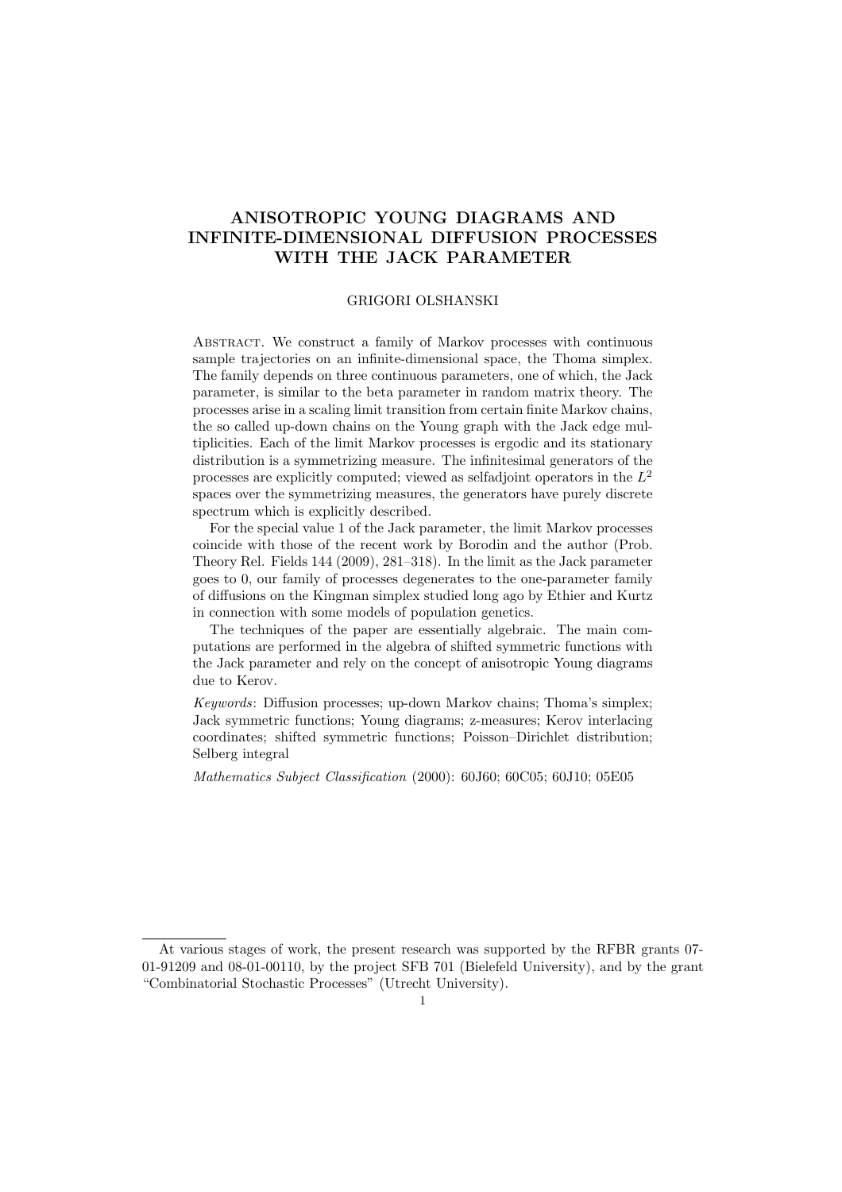# ANISOTROPIC YOUNG DIAGRAMS AND INFINITE-DIMENSIONAL DIFFUSION PROCESSES WITH THE JACK PARAMETER

GRIGORI OLSHANSKI

Abstract. We construct a family of Markov processes with continuous sample trajectories on an infinite-dimensional space, the Thoma simplex. The family depends on three continuous parameters, one of which, the Jack parameter, is similar to the beta parameter in random matrix theory. The processes arise in a scaling limit transition from certain finite Markov chains, the so called up-down chains on the Young graph with the Jack edge multiplicities. Each of the limit Markov processes is ergodic and its stationary distribution is a symmetrizing measure. The infinitesimal generators of the processes are explicitly computed; viewed as selfadjoint operators in the $L^2$ spaces over the symmetrizing measures, the generators have purely discrete spectrum which is explicitly described.

For the special value 1 of the Jack parameter, the limit Markov processes coincide with those of the recent work by Borodin and the author (Prob. Theory Rel. Fields 144 (2009), 281–318). In the limit as the Jack parameter goes to 0, our family of processes degenerates to the one-parameter family of diffusions on the Kingman simplex studied long ago by Ethier and Kurtz in connection with some models of population genetics.

The techniques of the paper are essentially algebraic. The main computations are performed in the algebra of shifted symmetric functions with the Jack parameter and rely on the concept of anisotropic Young diagrams due to Kerov.

*Keywords*: Diffusion processes; up-down Markov chains; Thoma's simplex; Jack symmetric functions; Young diagrams; z-measures; Kerov interlacing coordinates; shifted symmetric functions; Poisson–Dirichlet distribution; Selberg integral

*Mathematics Subject Classification* (2000): 60J60; 60C05; 60J10; 05E05

---

At various stages of work, the present research was supported by the RFBR grants 07-01-91209 and 08-01-00110, by the project SFB 701 (Bielefeld University), and by the grant "Combinatorial Stochastic Processes" (Utrecht University).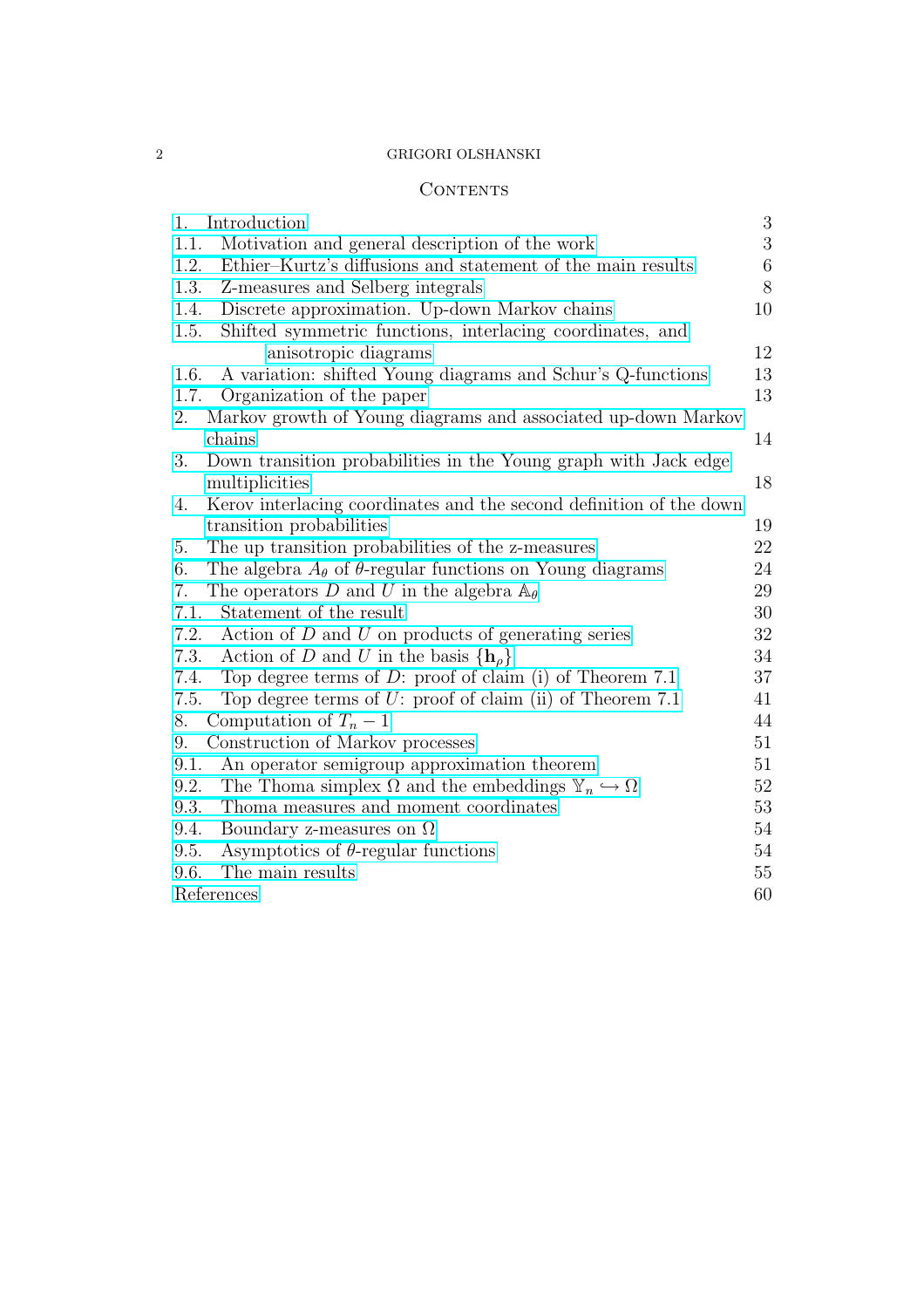## Contents

1. Introduction — 3
   - 1.1. Motivation and general description of the work — 3
   - 1.2. Ethier–Kurtz's diffusions and statement of the main results — 6
   - 1.3. Z-measures and Selberg integrals — 8
   - 1.4. Discrete approximation. Up-down Markov chains — 10
   - 1.5. Shifted symmetric functions, interlacing coordinates, and anisotropic diagrams — 12
   - 1.6. A variation: shifted Young diagrams and Schur's Q-functions — 13
   - 1.7. Organization of the paper — 13
2. Markov growth of Young diagrams and associated up-down Markov chains — 14
3. Down transition probabilities in the Young graph with Jack edge multiplicities — 18
4. Kerov interlacing coordinates and the second definition of the down transition probabilities — 19
5. The up transition probabilities of the z-measures — 22
6. The algebra $A_\theta$ of $\theta$-regular functions on Young diagrams — 24
7. The operators $D$ and $U$ in the algebra $\mathbb{A}_\theta$ — 29
   - 7.1. Statement of the result — 30
   - 7.2. Action of $D$ and $U$ on products of generating series — 32
   - 7.3. Action of $D$ and $U$ in the basis $\{\mathbf{h}_\rho\}$ — 34
   - 7.4. Top degree terms of $D$: proof of claim (i) of Theorem 7.1 — 37
   - 7.5. Top degree terms of $U$: proof of claim (ii) of Theorem 7.1 — 41
8. Computation of $T_n - 1$ — 44
9. Construction of Markov processes — 51
   - 9.1. An operator semigroup approximation theorem — 51
   - 9.2. The Thoma simplex $\Omega$ and the embeddings $\mathbb{Y}_n \hookrightarrow \Omega$ — 52
   - 9.3. Thoma measures and moment coordinates — 53
   - 9.4. Boundary z-measures on $\Omega$ — 54
   - 9.5. Asymptotics of $\theta$-regular functions — 54
   - 9.6. The main results — 55

References — 60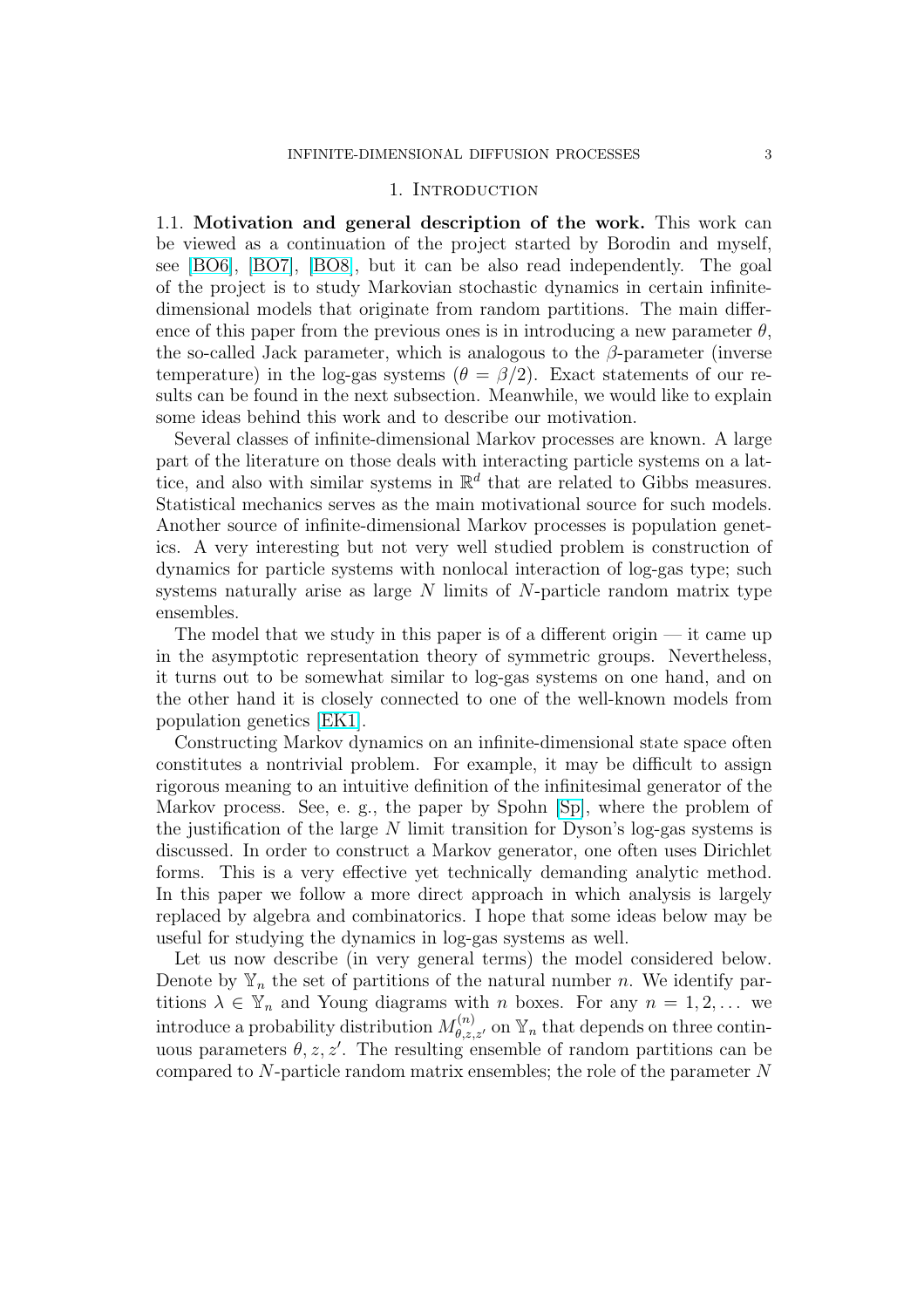## 1. Introduction

1.1. **Motivation and general description of the work.** This work can be viewed as a continuation of the project started by Borodin and myself, see [BO6], [BO7], [BO8], but it can be also read independently. The goal of the project is to study Markovian stochastic dynamics in certain infinite-dimensional models that originate from random partitions. The main difference of this paper from the previous ones is in introducing a new parameter $\theta$, the so-called Jack parameter, which is analogous to the $\beta$-parameter (inverse temperature) in the log-gas systems ($\theta = \beta/2$). Exact statements of our results can be found in the next subsection. Meanwhile, we would like to explain some ideas behind this work and to describe our motivation.

Several classes of infinite-dimensional Markov processes are known. A large part of the literature on those deals with interacting particle systems on a lattice, and also with similar systems in $\mathbb{R}^d$ that are related to Gibbs measures. Statistical mechanics serves as the main motivational source for such models. Another source of infinite-dimensional Markov processes is population genetics. A very interesting but not very well studied problem is construction of dynamics for particle systems with nonlocal interaction of log-gas type; such systems naturally arise as large $N$ limits of $N$-particle random matrix type ensembles.

The model that we study in this paper is of a different origin — it came up in the asymptotic representation theory of symmetric groups. Nevertheless, it turns out to be somewhat similar to log-gas systems on one hand, and on the other hand it is closely connected to one of the well-known models from population genetics [EK1].

Constructing Markov dynamics on an infinite-dimensional state space often constitutes a nontrivial problem. For example, it may be difficult to assign rigorous meaning to an intuitive definition of the infinitesimal generator of the Markov process. See, e. g., the paper by Spohn [Sp], where the problem of the justification of the large $N$ limit transition for Dyson's log-gas systems is discussed. In order to construct a Markov generator, one often uses Dirichlet forms. This is a very effective yet technically demanding analytic method. In this paper we follow a more direct approach in which analysis is largely replaced by algebra and combinatorics. I hope that some ideas below may be useful for studying the dynamics in log-gas systems as well.

Let us now describe (in very general terms) the model considered below. Denote by $\mathbb{Y}_n$ the set of partitions of the natural number $n$. We identify partitions $\lambda \in \mathbb{Y}_n$ and Young diagrams with $n$ boxes. For any $n = 1, 2, \dots$ we introduce a probability distribution $M^{(n)}_{\theta,z,z'}$ on $\mathbb{Y}_n$ that depends on three continuous parameters $\theta, z, z'$. The resulting ensemble of random partitions can be compared to $N$-particle random matrix ensembles; the role of the parameter $N$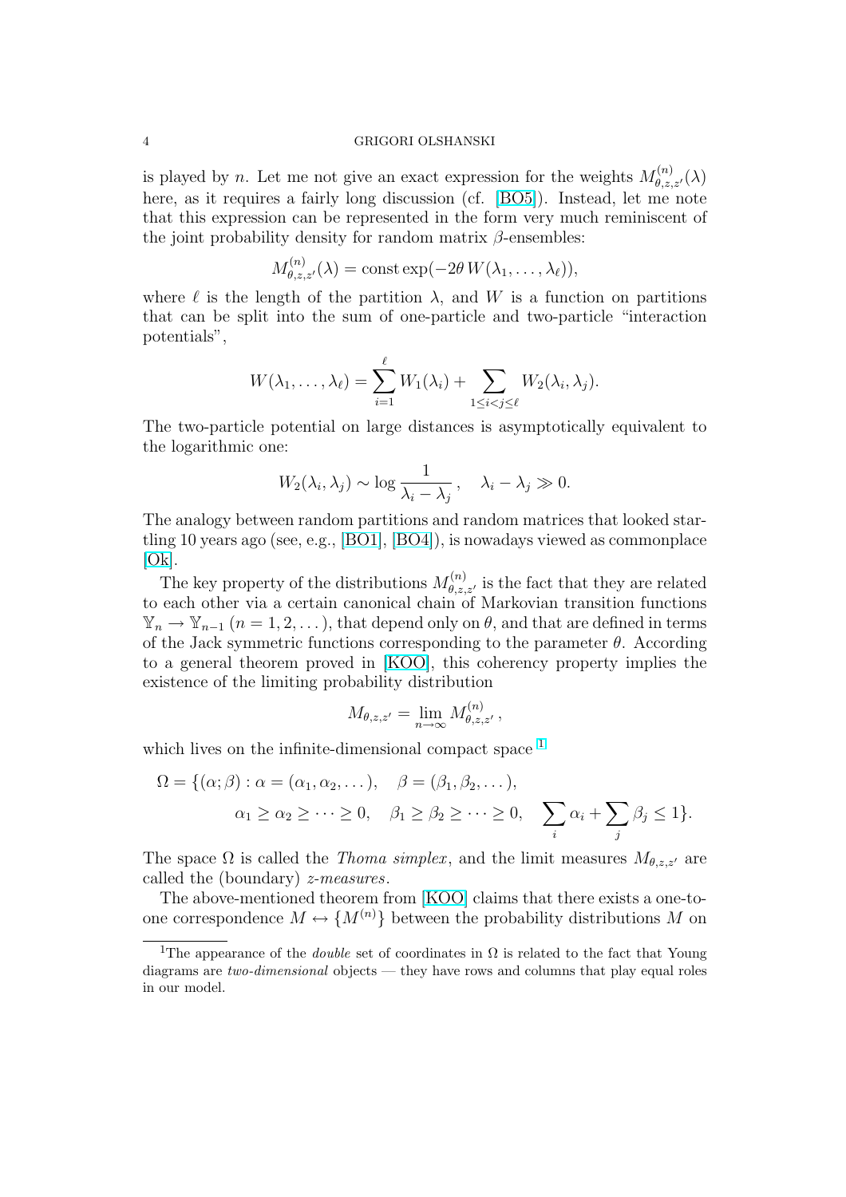is played by $n$. Let me not give an exact expression for the weights $M^{(n)}_{\theta,z,z'}(\lambda)$ here, as it requires a fairly long discussion (cf. [BO5]). Instead, let me note that this expression can be represented in the form very much reminiscent of the joint probability density for random matrix $\beta$-ensembles:

$$M^{(n)}_{\theta,z,z'}(\lambda) = \text{const} \exp(-2\theta\, W(\lambda_1, \dots, \lambda_\ell)),$$

where $\ell$ is the length of the partition $\lambda$, and $W$ is a function on partitions that can be split into the sum of one-particle and two-particle "interaction potentials",

$$W(\lambda_1, \dots, \lambda_\ell) = \sum_{i=1}^{\ell} W_1(\lambda_i) + \sum_{1 \le i < j \le \ell} W_2(\lambda_i, \lambda_j).$$

The two-particle potential on large distances is asymptotically equivalent to the logarithmic one:

$$W_2(\lambda_i, \lambda_j) \sim \log \frac{1}{\lambda_i - \lambda_j}\,, \quad \lambda_i - \lambda_j \gg 0.$$

The analogy between random partitions and random matrices that looked startling 10 years ago (see, e.g., [BO1], [BO4]), is nowadays viewed as commonplace [Ok].

The key property of the distributions $M^{(n)}_{\theta,z,z'}$ is the fact that they are related to each other via a certain canonical chain of Markovian transition functions $\mathbb{Y}_n \to \mathbb{Y}_{n-1}$ ($n = 1, 2, \dots$), that depend only on $\theta$, and that are defined in terms of the Jack symmetric functions corresponding to the parameter $\theta$. According to a general theorem proved in [KOO], this coherency property implies the existence of the limiting probability distribution

$$M_{\theta,z,z'} = \lim_{n \to \infty} M^{(n)}_{\theta,z,z'}\,,$$

which lives on the infinite-dimensional compact space [1]

$$\begin{aligned} \Omega = \{(\alpha;\beta) : \alpha = (\alpha_1, \alpha_2, \dots), \quad \beta = (\beta_1, \beta_2, \dots), \\ \alpha_1 \ge \alpha_2 \ge \dots \ge 0, \quad \beta_1 \ge \beta_2 \ge \dots \ge 0, \quad \sum_i \alpha_i + \sum_j \beta_j \le 1\}. \end{aligned}$$

The space $\Omega$ is called the *Thoma simplex*, and the limit measures $M_{\theta,z,z'}$ are called the (boundary) *z-measures*.

The above-mentioned theorem from [KOO] claims that there exists a one-to-one correspondence $M \leftrightarrow \{M^{(n)}\}$ between the probability distributions $M$ on

[1] The appearance of the *double* set of coordinates in $\Omega$ is related to the fact that Young diagrams are *two-dimensional* objects — they have rows and columns that play equal roles in our model.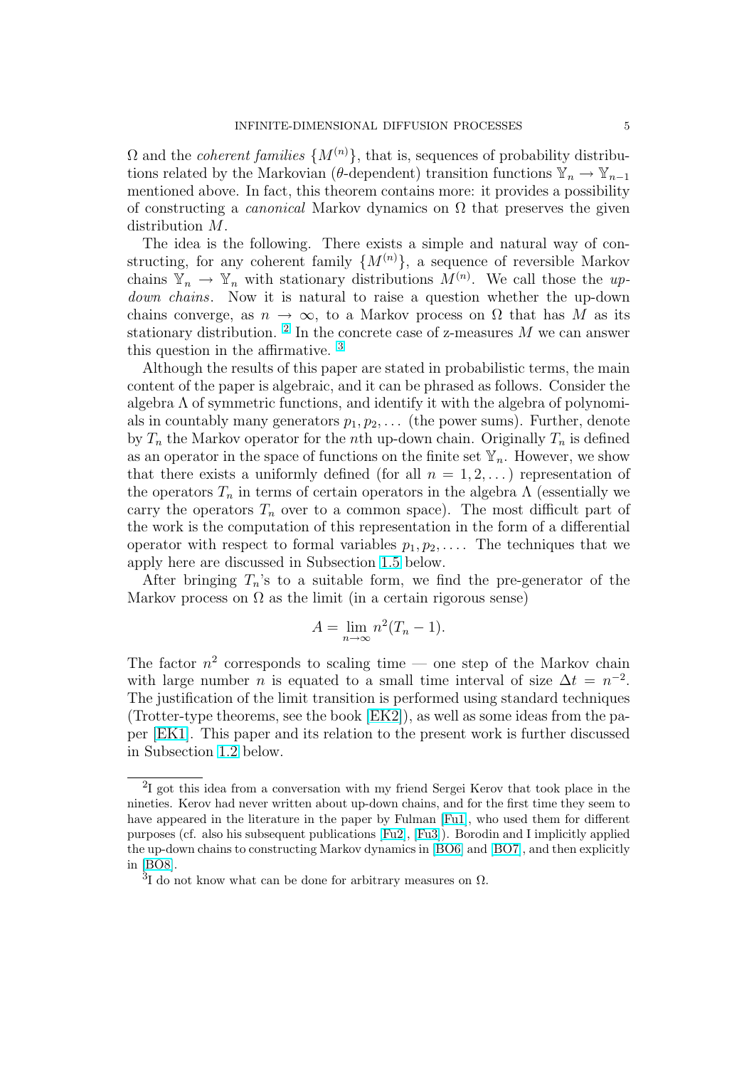$\Omega$ and the *coherent families* $\{M^{(n)}\}$, that is, sequences of probability distributions related by the Markovian ($\theta$-dependent) transition functions $\mathbb{Y}_n \to \mathbb{Y}_{n-1}$ mentioned above. In fact, this theorem contains more: it provides a possibility of constructing a *canonical* Markov dynamics on $\Omega$ that preserves the given distribution $M$.

The idea is the following. There exists a simple and natural way of constructing, for any coherent family $\{M^{(n)}\}$, a sequence of reversible Markov chains $\mathbb{Y}_n \to \mathbb{Y}_n$ with stationary distributions $M^{(n)}$. We call those the *up-down chains*. Now it is natural to raise a question whether the up-down chains converge, as $n \to \infty$, to a Markov process on $\Omega$ that has $M$ as its stationary distribution. [2] In the concrete case of z-measures $M$ we can answer this question in the affirmative. [3]

Although the results of this paper are stated in probabilistic terms, the main content of the paper is algebraic, and it can be phrased as follows. Consider the algebra $\Lambda$ of symmetric functions, and identify it with the algebra of polynomials in countably many generators $p_1, p_2, \dots$ (the power sums). Further, denote by $T_n$ the Markov operator for the $n$th up-down chain. Originally $T_n$ is defined as an operator in the space of functions on the finite set $\mathbb{Y}_n$. However, we show that there exists a uniformly defined (for all $n = 1, 2, \dots$) representation of the operators $T_n$ in terms of certain operators in the algebra $\Lambda$ (essentially we carry the operators $T_n$ over to a common space). The most difficult part of the work is the computation of this representation in the form of a differential operator with respect to formal variables $p_1, p_2, \dots$. The techniques that we apply here are discussed in Subsection 1.5 below.

After bringing $T_n$'s to a suitable form, we find the pre-generator of the Markov process on $\Omega$ as the limit (in a certain rigorous sense)

$$A = \lim_{n \to \infty} n^2 (T_n - 1).$$

The factor $n^2$ corresponds to scaling time — one step of the Markov chain with large number $n$ is equated to a small time interval of size $\Delta t = n^{-2}$. The justification of the limit transition is performed using standard techniques (Trotter-type theorems, see the book [EK2]), as well as some ideas from the paper [EK1]. This paper and its relation to the present work is further discussed in Subsection 1.2 below.

---

[2] I got this idea from a conversation with my friend Sergei Kerov that took place in the nineties. Kerov had never written about up-down chains, and for the first time they seem to have appeared in the literature in the paper by Fulman [Fu1], who used them for different purposes (cf. also his subsequent publications [Fu2], [Fu3]). Borodin and I implicitly applied the up-down chains to constructing Markov dynamics in [BO6] and [BO7], and then explicitly in [BO8].

[3] I do not know what can be done for arbitrary measures on $\Omega$.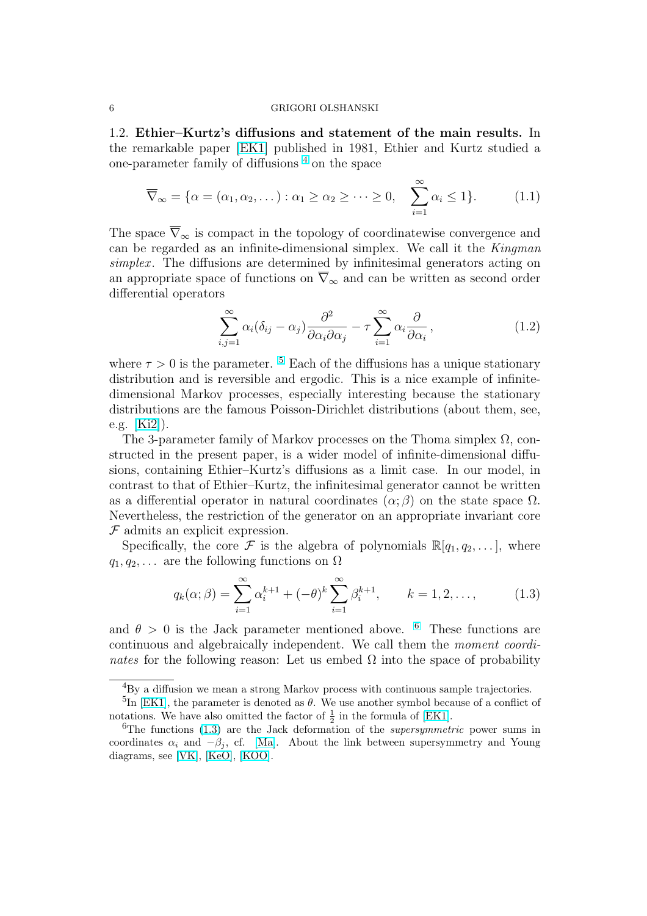**1.2. Ethier–Kurtz's diffusions and statement of the main results.** In the remarkable paper [EK1] published in 1981, Ethier and Kurtz studied a one-parameter family of diffusions [4] on the space

$$\overline{\nabla}_\infty = \{\alpha = (\alpha_1, \alpha_2, \dots) : \alpha_1 \geq \alpha_2 \geq \dots \geq 0, \quad \sum_{i=1}^{\infty} \alpha_i \leq 1\}. \tag{1.1}$$

The space $\overline{\nabla}_\infty$ is compact in the topology of coordinatewise convergence and can be regarded as an infinite-dimensional simplex. We call it the *Kingman simplex*. The diffusions are determined by infinitesimal generators acting on an appropriate space of functions on $\overline{\nabla}_\infty$ and can be written as second order differential operators

$$\sum_{i,j=1}^{\infty} \alpha_i(\delta_{ij} - \alpha_j) \frac{\partial^2}{\partial \alpha_i \partial \alpha_j} - \tau \sum_{i=1}^{\infty} \alpha_i \frac{\partial}{\partial \alpha_i}, \tag{1.2}$$

where $\tau > 0$ is the parameter. [5] Each of the diffusions has a unique stationary distribution and is reversible and ergodic. This is a nice example of infinite-dimensional Markov processes, especially interesting because the stationary distributions are the famous Poisson-Dirichlet distributions (about them, see, e.g. [Ki2]).

The 3-parameter family of Markov processes on the Thoma simplex $\Omega$, constructed in the present paper, is a wider model of infinite-dimensional diffusions, containing Ethier–Kurtz's diffusions as a limit case. In our model, in contrast to that of Ethier–Kurtz, the infinitesimal generator cannot be written as a differential operator in natural coordinates $(\alpha; \beta)$ on the state space $\Omega$. Nevertheless, the restriction of the generator on an appropriate invariant core $\mathcal{F}$ admits an explicit expression.

Specifically, the core $\mathcal{F}$ is the algebra of polynomials $\mathbb{R}[q_1, q_2, \dots]$, where $q_1, q_2, \dots$ are the following functions on $\Omega$

$$q_k(\alpha; \beta) = \sum_{i=1}^{\infty} \alpha_i^{k+1} + (-\theta)^k \sum_{i=1}^{\infty} \beta_i^{k+1}, \qquad k = 1, 2, \dots, \tag{1.3}$$

and $\theta > 0$ is the Jack parameter mentioned above. [6] These functions are continuous and algebraically independent. We call them the *moment coordinates* for the following reason: Let us embed $\Omega$ into the space of probability

---

[4] By a diffusion we mean a strong Markov process with continuous sample trajectories.

[5] In [EK1], the parameter is denoted as $\theta$. We use another symbol because of a conflict of notations. We have also omitted the factor of $\frac{1}{2}$ in the formula of [EK1].

[6] The functions (1.3) are the Jack deformation of the *supersymmetric* power sums in coordinates $\alpha_i$ and $-\beta_j$, cf. [Ma]. About the link between supersymmetry and Young diagrams, see [VK], [KeO], [KOO].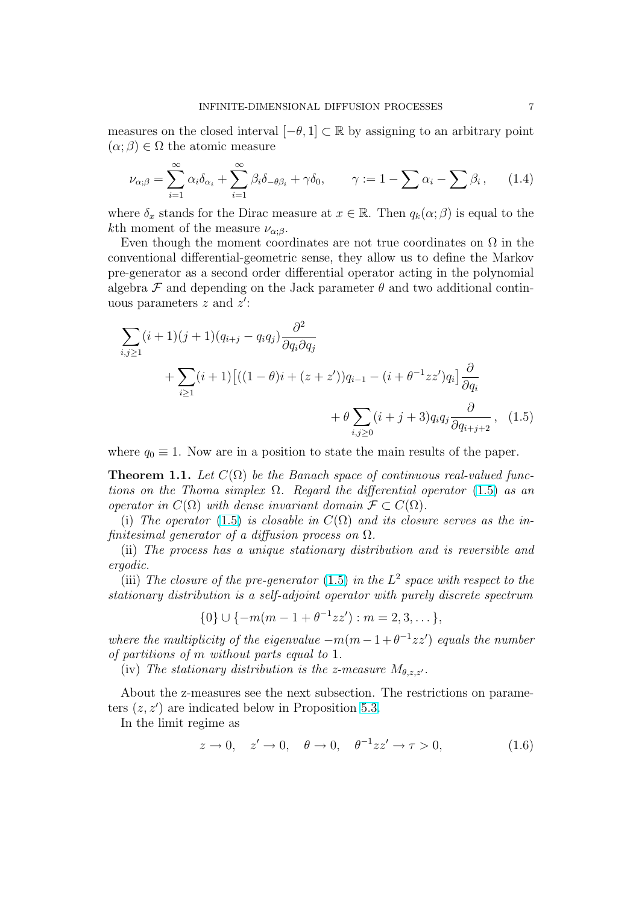measures on the closed interval $[-\theta, 1] \subset \mathbb{R}$ by assigning to an arbitrary point $(\alpha; \beta) \in \Omega$ the atomic measure

$$\nu_{\alpha;\beta} = \sum_{i=1}^{\infty} \alpha_i \delta_{\alpha_i} + \sum_{i=1}^{\infty} \beta_i \delta_{-\theta\beta_i} + \gamma\delta_0, \qquad \gamma := 1 - \sum \alpha_i - \sum \beta_i \,, \tag{1.4}$$

where $\delta_x$ stands for the Dirac measure at $x \in \mathbb{R}$. Then $q_k(\alpha; \beta)$ is equal to the $k$th moment of the measure $\nu_{\alpha;\beta}$.

Even though the moment coordinates are not true coordinates on $\Omega$ in the conventional differential-geometric sense, they allow us to define the Markov pre-generator as a second order differential operator acting in the polynomial algebra $\mathcal{F}$ and depending on the Jack parameter $\theta$ and two additional continuous parameters $z$ and $z'$:

$$\begin{aligned}
\sum_{i,j\ge 1} (i+1)(j+1)(q_{i+j} - q_i q_j) \frac{\partial^2}{\partial q_i \partial q_j} \\
+ \sum_{i \ge 1} (i+1) \big[ ((1-\theta)i + (z+z'))q_{i-1} - (i + \theta^{-1} z z') q_i \big] \frac{\partial}{\partial q_i} \\
+ \theta \sum_{i,j \ge 0} (i+j+3) q_i q_j \frac{\partial}{\partial q_{i+j+2}} \,,
\end{aligned} \tag{1.5}$$

where $q_0 \equiv 1$. Now are in a position to state the main results of the paper.

**Theorem 1.1.** *Let $C(\Omega)$ be the Banach space of continuous real-valued functions on the Thoma simplex $\Omega$. Regard the differential operator (1.5) as an operator in $C(\Omega)$ with dense invariant domain $\mathcal{F} \subset C(\Omega)$.*

(i) *The operator (1.5) is closable in $C(\Omega)$ and its closure serves as the infinitesimal generator of a diffusion process on $\Omega$.*

(ii) *The process has a unique stationary distribution and is reversible and ergodic.*

(iii) *The closure of the pre-generator (1.5) in the $L^2$ space with respect to the stationary distribution is a self-adjoint operator with purely discrete spectrum*

$$\{0\} \cup \{-m(m-1+\theta^{-1}zz') : m = 2, 3, \dots\},$$

*where the multiplicity of the eigenvalue $-m(m-1+\theta^{-1}zz')$ equals the number of partitions of $m$ without parts equal to* 1.

(iv) *The stationary distribution is the z-measure $M_{\theta,z,z'}$.*

About the z-measures see the next subsection. The restrictions on parameters $(z, z')$ are indicated below in Proposition 5.3.

In the limit regime as

$$z \to 0, \quad z' \to 0, \quad \theta \to 0, \quad \theta^{-1} z z' \to \tau > 0, \tag{1.6}$$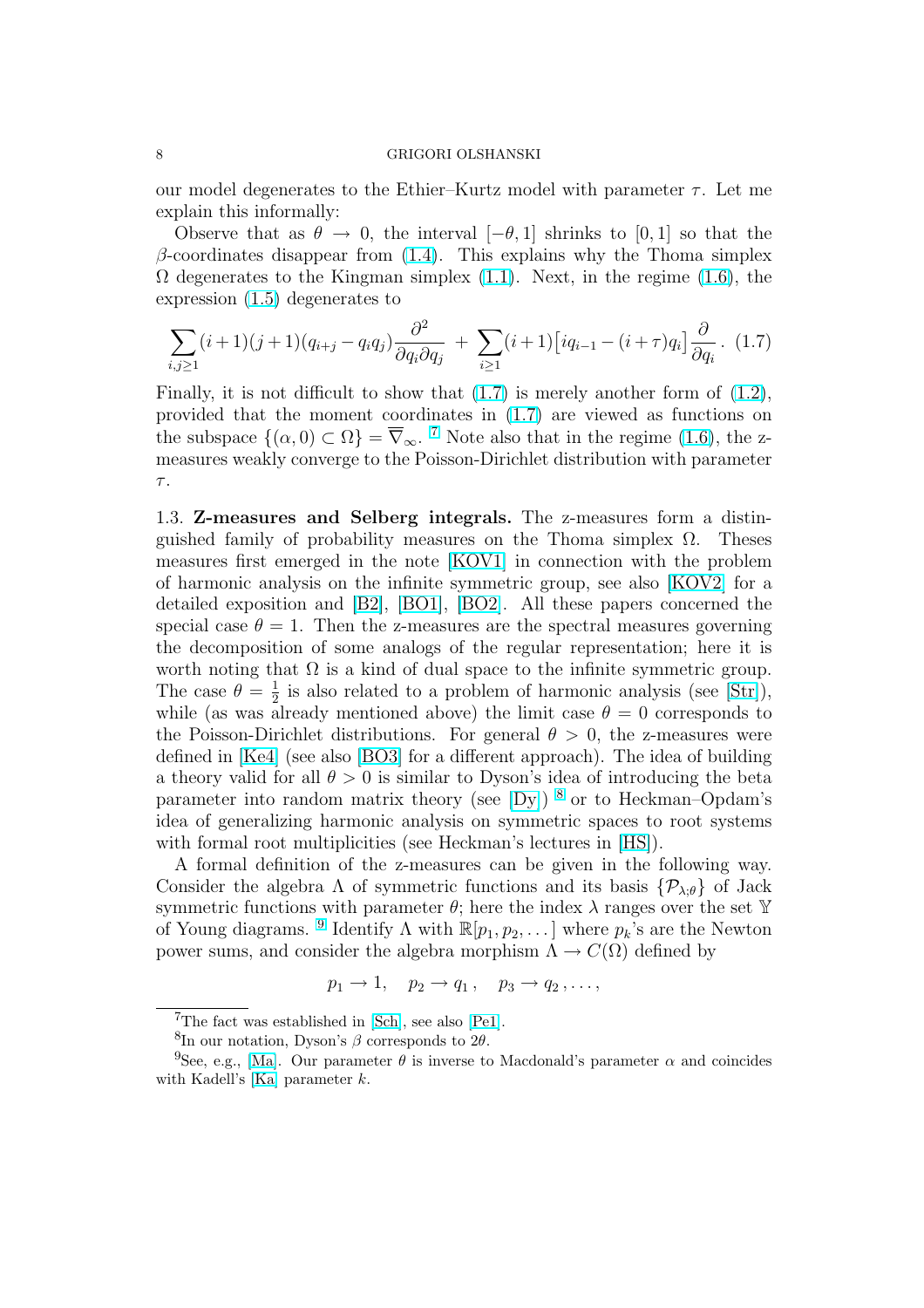our model degenerates to the Ethier–Kurtz model with parameter $\tau$. Let me explain this informally:

Observe that as $\theta \to 0$, the interval $[-\theta, 1]$ shrinks to $[0,1]$ so that the $\beta$-coordinates disappear from (1.4). This explains why the Thoma simplex $\Omega$ degenerates to the Kingman simplex (1.1). Next, in the regime (1.6), the expression (1.5) degenerates to

$$\sum_{i,j\ge 1}(i+1)(j+1)(q_{i+j}-q_iq_j)\frac{\partial^2}{\partial q_i \partial q_j} \;+\; \sum_{i\ge 1}(i+1)\big[iq_{i-1}-(i+\tau)q_i\big]\frac{\partial}{\partial q_i}\,. \quad (1.7)$$

Finally, it is not difficult to show that (1.7) is merely another form of (1.2), provided that the moment coordinates in (1.7) are viewed as functions on the subspace $\{(\alpha, 0) \subset \Omega\} = \overline{\nabla}_\infty$. [7] Note also that in the regime (1.6), the z-measures weakly converge to the Poisson-Dirichlet distribution with parameter $\tau$.

1.3. **Z-measures and Selberg integrals.** The z-measures form a distinguished family of probability measures on the Thoma simplex $\Omega$. Theses measures first emerged in the note [KOV1] in connection with the problem of harmonic analysis on the infinite symmetric group, see also [KOV2] for a detailed exposition and [B2], [BO1], [BO2]. All these papers concerned the special case $\theta = 1$. Then the z-measures are the spectral measures governing the decomposition of some analogs of the regular representation; here it is worth noting that $\Omega$ is a kind of dual space to the infinite symmetric group. The case $\theta = \frac{1}{2}$ is also related to a problem of harmonic analysis (see [Str]), while (as was already mentioned above) the limit case $\theta = 0$ corresponds to the Poisson-Dirichlet distributions. For general $\theta > 0$, the z-measures were defined in [Ke4] (see also [BO3] for a different approach). The idea of building a theory valid for all $\theta > 0$ is similar to Dyson's idea of introducing the beta parameter into random matrix theory (see [Dy]) [8] or to Heckman–Opdam's idea of generalizing harmonic analysis on symmetric spaces to root systems with formal root multiplicities (see Heckman's lectures in [HS]).

A formal definition of the z-measures can be given in the following way. Consider the algebra $\Lambda$ of symmetric functions and its basis $\{\mathcal{P}_{\lambda;\theta}\}$ of Jack symmetric functions with parameter $\theta$; here the index $\lambda$ ranges over the set $\mathbb{Y}$ of Young diagrams. [9] Identify $\Lambda$ with $\mathbb{R}[p_1, p_2, \dots]$ where $p_k$'s are the Newton power sums, and consider the algebra morphism $\Lambda \to C(\Omega)$ defined by

$$p_1 \to 1, \quad p_2 \to q_1\,, \quad p_3 \to q_2\,, \dots,$$

---

[7] The fact was established in [Sch], see also [Pe1].

[8] In our notation, Dyson's $\beta$ corresponds to $2\theta$.

[9] See, e.g., [Ma]. Our parameter $\theta$ is inverse to Macdonald's parameter $\alpha$ and coincides with Kadell's [Ka] parameter $k$.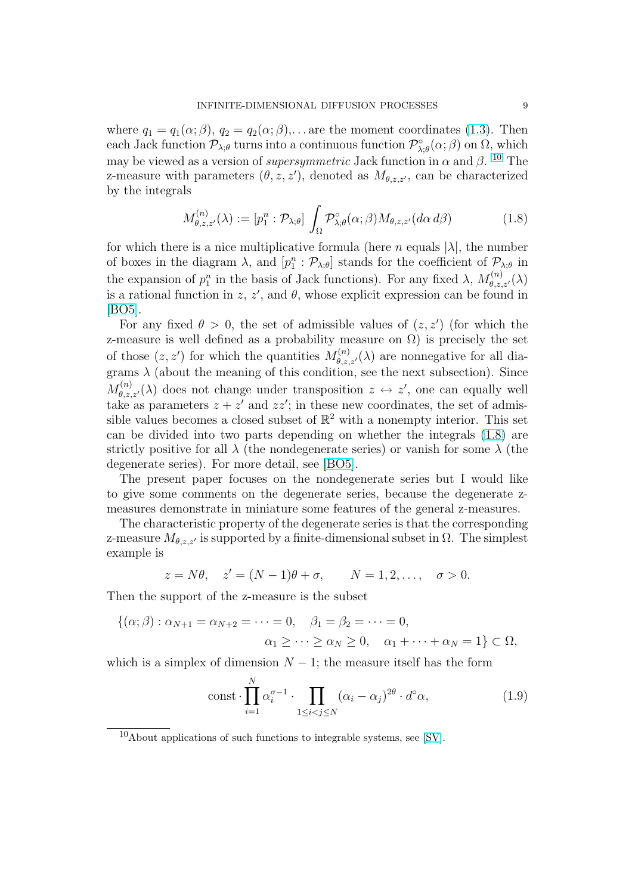where $q_1 = q_1(\alpha;\beta)$, $q_2 = q_2(\alpha;\beta)$,... are the moment coordinates (1.3). Then each Jack function $\mathcal{P}_{\lambda;\theta}$ turns into a continuous function $\mathcal{P}^{\circ}_{\lambda;\theta}(\alpha;\beta)$ on $\Omega$, which may be viewed as a version of *supersymmetric* Jack function in $\alpha$ and $\beta$. [10] The z-measure with parameters $(\theta, z, z')$, denoted as $M_{\theta,z,z'}$, can be characterized by the integrals

$$M^{(n)}_{\theta,z,z'}(\lambda) := [p_1^n : \mathcal{P}_{\lambda;\theta}] \int_{\Omega} \mathcal{P}^{\circ}_{\lambda;\theta}(\alpha;\beta) M_{\theta,z,z'}(d\alpha\, d\beta) \tag{1.8}$$

for which there is a nice multiplicative formula (here $n$ equals $|\lambda|$, the number of boxes in the diagram $\lambda$, and $[p_1^n : \mathcal{P}_{\lambda;\theta}]$ stands for the coefficient of $\mathcal{P}_{\lambda;\theta}$ in the expansion of $p_1^n$ in the basis of Jack functions). For any fixed $\lambda$, $M^{(n)}_{\theta,z,z'}(\lambda)$ is a rational function in $z$, $z'$, and $\theta$, whose explicit expression can be found in [BO5].

For any fixed $\theta > 0$, the set of admissible values of $(z, z')$ (for which the z-measure is well defined as a probability measure on $\Omega$) is precisely the set of those $(z, z')$ for which the quantities $M^{(n)}_{\theta,z,z'}(\lambda)$ are nonnegative for all diagrams $\lambda$ (about the meaning of this condition, see the next subsection). Since $M^{(n)}_{\theta,z,z'}(\lambda)$ does not change under transposition $z \leftrightarrow z'$, one can equally well take as parameters $z + z'$ and $zz'$; in these new coordinates, the set of admissible values becomes a closed subset of $\mathbb{R}^2$ with a nonempty interior. This set can be divided into two parts depending on whether the integrals (1.8) are strictly positive for all $\lambda$ (the nondegenerate series) or vanish for some $\lambda$ (the degenerate series). For more detail, see [BO5].

The present paper focuses on the nondegenerate series but I would like to give some comments on the degenerate series, because the degenerate z-measures demonstrate in miniature some features of the general z-measures.

The characteristic property of the degenerate series is that the corresponding z-measure $M_{\theta,z,z'}$ is supported by a finite-dimensional subset in $\Omega$. The simplest example is

$$z = N\theta, \quad z' = (N-1)\theta + \sigma, \qquad N = 1, 2, \dots, \quad \sigma > 0.$$

Then the support of the z-measure is the subset

$$\{(\alpha;\beta) : \alpha_{N+1} = \alpha_{N+2} = \dots = 0, \quad \beta_1 = \beta_2 = \dots = 0, \\ \alpha_1 \ge \dots \ge \alpha_N \ge 0, \quad \alpha_1 + \dots + \alpha_N = 1\} \subset \Omega,$$

which is a simplex of dimension $N - 1$; the measure itself has the form

$$\text{const} \cdot \prod_{i=1}^{N} \alpha_i^{\sigma-1} \cdot \prod_{1 \le i < j \le N} (\alpha_i - \alpha_j)^{2\theta} \cdot d^{\circ}\alpha, \tag{1.9}$$

[10] About applications of such functions to integrable systems, see [SV].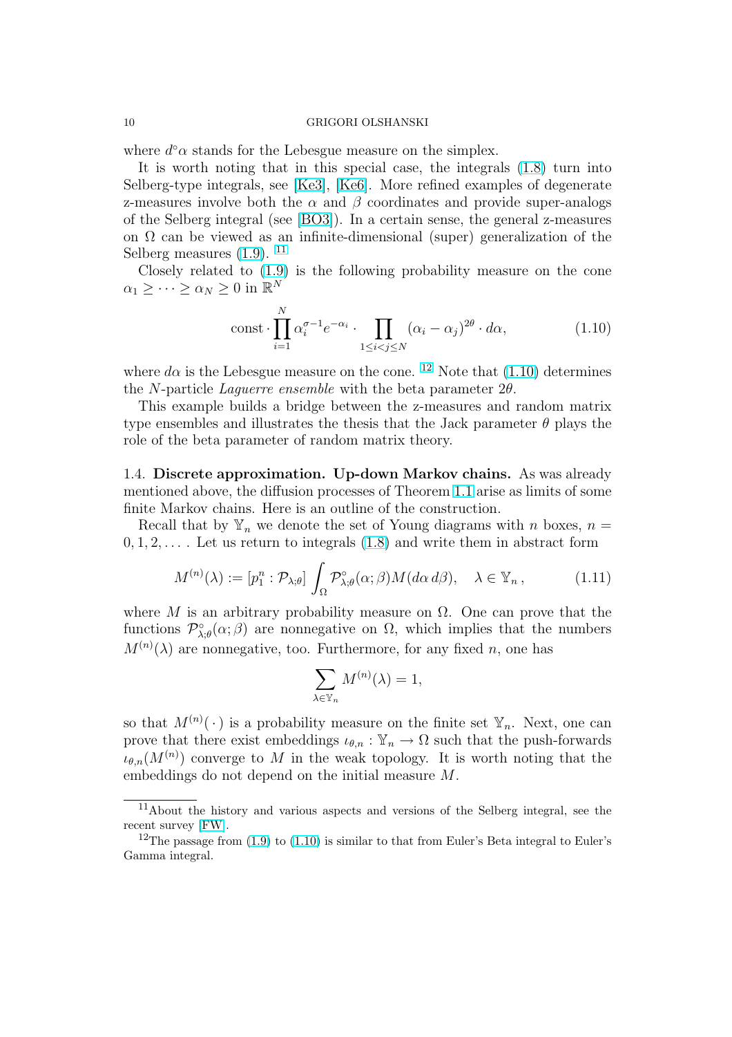where $d^\circ\alpha$ stands for the Lebesgue measure on the simplex.

It is worth noting that in this special case, the integrals (1.8) turn into Selberg-type integrals, see [Ke3], [Ke6]. More refined examples of degenerate z-measures involve both the $\alpha$ and $\beta$ coordinates and provide super-analogs of the Selberg integral (see [BO3]). In a certain sense, the general z-measures on $\Omega$ can be viewed as an infinite-dimensional (super) generalization of the Selberg measures (1.9). [11]

Closely related to (1.9) is the following probability measure on the cone $\alpha_1 \ge \cdots \ge \alpha_N \ge 0$ in $\mathbb{R}^N$

$$\text{const} \cdot \prod_{i=1}^{N} \alpha_i^{\sigma-1} e^{-\alpha_i} \cdot \prod_{1 \le i < j \le N} (\alpha_i - \alpha_j)^{2\theta} \cdot d\alpha, \tag{1.10}$$

where $d\alpha$ is the Lebesgue measure on the cone. [12] Note that (1.10) determines the $N$-particle *Laguerre ensemble* with the beta parameter $2\theta$.

This example builds a bridge between the z-measures and random matrix type ensembles and illustrates the thesis that the Jack parameter $\theta$ plays the role of the beta parameter of random matrix theory.

### 1.4. Discrete approximation. Up-down Markov chains.

As was already mentioned above, the diffusion processes of Theorem 1.1 arise as limits of some finite Markov chains. Here is an outline of the construction.

Recall that by $\mathbb{Y}_n$ we denote the set of Young diagrams with $n$ boxes, $n = 0, 1, 2, \dots$. Let us return to integrals (1.8) and write them in abstract form

$$M^{(n)}(\lambda) := [p_1^n : \mathcal{P}_{\lambda;\theta}] \int_\Omega \mathcal{P}^\circ_{\lambda;\theta}(\alpha;\beta) M(d\alpha\, d\beta), \quad \lambda \in \mathbb{Y}_n\,, \tag{1.11}$$

where $M$ is an arbitrary probability measure on $\Omega$. One can prove that the functions $\mathcal{P}^\circ_{\lambda;\theta}(\alpha;\beta)$ are nonnegative on $\Omega$, which implies that the numbers $M^{(n)}(\lambda)$ are nonnegative, too. Furthermore, for any fixed $n$, one has

$$\sum_{\lambda \in \mathbb{Y}_n} M^{(n)}(\lambda) = 1,$$

so that $M^{(n)}(\,\cdot\,)$ is a probability measure on the finite set $\mathbb{Y}_n$. Next, one can prove that there exist embeddings $\iota_{\theta,n} : \mathbb{Y}_n \to \Omega$ such that the push-forwards $\iota_{\theta,n}(M^{(n)})$ converge to $M$ in the weak topology. It is worth noting that the embeddings do not depend on the initial measure $M$.

---

[11] About the history and various aspects and versions of the Selberg integral, see the recent survey [FW].

[12] The passage from (1.9) to (1.10) is similar to that from Euler's Beta integral to Euler's Gamma integral.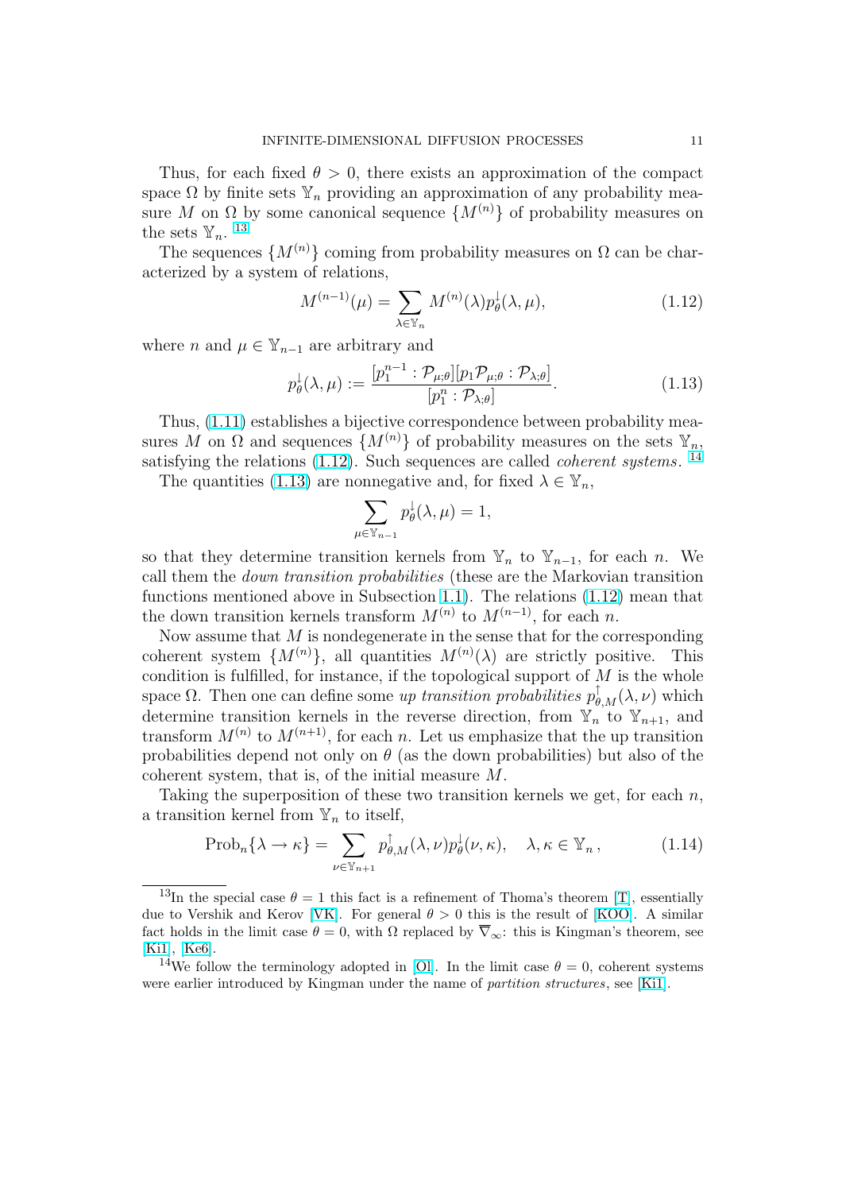Thus, for each fixed $\theta > 0$, there exists an approximation of the compact space $\Omega$ by finite sets $\mathbb{Y}_n$ providing an approximation of any probability measure $M$ on $\Omega$ by some canonical sequence $\{M^{(n)}\}$ of probability measures on the sets $\mathbb{Y}_n$. [13]

The sequences $\{M^{(n)}\}$ coming from probability measures on $\Omega$ can be characterized by a system of relations,

$$M^{(n-1)}(\mu) = \sum_{\lambda \in \mathbb{Y}_n} M^{(n)}(\lambda) p_\theta^{\downarrow}(\lambda, \mu), \tag{1.12}$$

where $n$ and $\mu \in \mathbb{Y}_{n-1}$ are arbitrary and

$$p_\theta^{\downarrow}(\lambda, \mu) := \frac{[p_1^{n-1} : \mathcal{P}_{\mu;\theta}][p_1 \mathcal{P}_{\mu;\theta} : \mathcal{P}_{\lambda;\theta}]}{[p_1^n : \mathcal{P}_{\lambda;\theta}]}. \tag{1.13}$$

Thus, (1.11) establishes a bijective correspondence between probability measures $M$ on $\Omega$ and sequences $\{M^{(n)}\}$ of probability measures on the sets $\mathbb{Y}_n$, satisfying the relations (1.12). Such sequences are called *coherent systems*. [14]

The quantities (1.13) are nonnegative and, for fixed $\lambda \in \mathbb{Y}_n$,

$$\sum_{\mu \in \mathbb{Y}_{n-1}} p_\theta^{\downarrow}(\lambda, \mu) = 1,$$

so that they determine transition kernels from $\mathbb{Y}_n$ to $\mathbb{Y}_{n-1}$, for each $n$. We call them the *down transition probabilities* (these are the Markovian transition functions mentioned above in Subsection 1.1). The relations (1.12) mean that the down transition kernels transform $M^{(n)}$ to $M^{(n-1)}$, for each $n$.

Now assume that $M$ is nondegenerate in the sense that for the corresponding coherent system $\{M^{(n)}\}$, all quantities $M^{(n)}(\lambda)$ are strictly positive. This condition is fulfilled, for instance, if the topological support of $M$ is the whole space $\Omega$. Then one can define some *up transition probabilities* $p_{\theta,M}^{\uparrow}(\lambda, \nu)$ which determine transition kernels in the reverse direction, from $\mathbb{Y}_n$ to $\mathbb{Y}_{n+1}$, and transform $M^{(n)}$ to $M^{(n+1)}$, for each $n$. Let us emphasize that the up transition probabilities depend not only on $\theta$ (as the down probabilities) but also of the coherent system, that is, of the initial measure $M$.

Taking the superposition of these two transition kernels we get, for each $n$, a transition kernel from $\mathbb{Y}_n$ to itself,

$$\mathrm{Prob}_n\{\lambda \to \kappa\} = \sum_{\nu \in \mathbb{Y}_{n+1}} p_{\theta,M}^{\uparrow}(\lambda, \nu) p_\theta^{\downarrow}(\nu, \kappa), \quad \lambda, \kappa \in \mathbb{Y}_n, \tag{1.14}$$

---

[13] In the special case $\theta = 1$ this fact is a refinement of Thoma's theorem [T], essentially due to Vershik and Kerov [VK]. For general $\theta > 0$ this is the result of [KOO]. A similar fact holds in the limit case $\theta = 0$, with $\Omega$ replaced by $\overline{\nabla}_\infty$: this is Kingman's theorem, see [Ki1], [Ke6].

[14] We follow the terminology adopted in [Ol]. In the limit case $\theta = 0$, coherent systems were earlier introduced by Kingman under the name of *partition structures*, see [Ki1].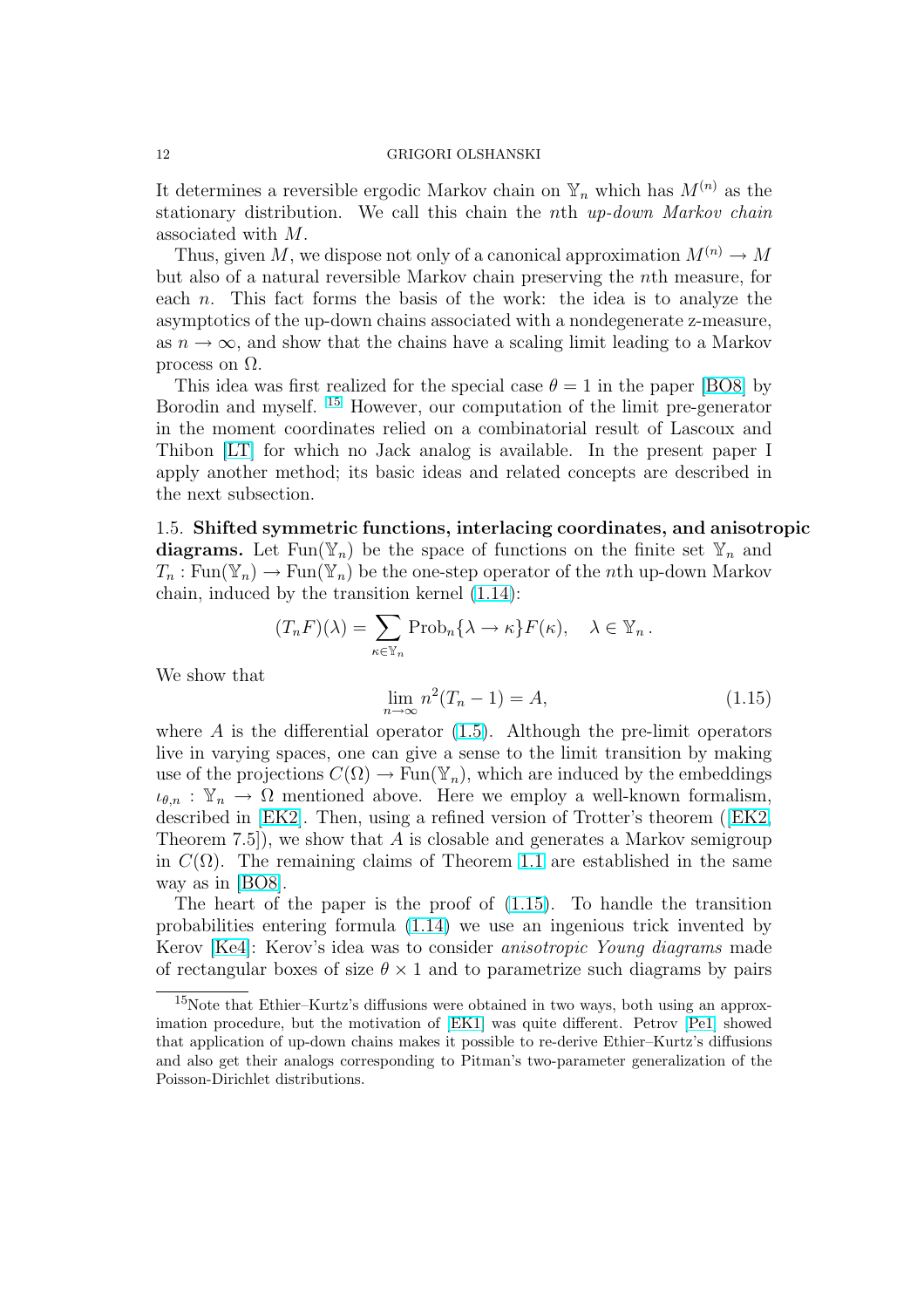It determines a reversible ergodic Markov chain on $\mathbb{Y}_n$ which has $M^{(n)}$ as the stationary distribution. We call this chain the $n$th *up-down Markov chain* associated with $M$.

Thus, given $M$, we dispose not only of a canonical approximation $M^{(n)} \to M$ but also of a natural reversible Markov chain preserving the $n$th measure, for each $n$. This fact forms the basis of the work: the idea is to analyze the asymptotics of the up-down chains associated with a nondegenerate z-measure, as $n \to \infty$, and show that the chains have a scaling limit leading to a Markov process on $\Omega$.

This idea was first realized for the special case $\theta = 1$ in the paper [BO8] by Borodin and myself. [15] However, our computation of the limit pre-generator in the moment coordinates relied on a combinatorial result of Lascoux and Thibon [LT] for which no Jack analog is available. In the present paper I apply another method; its basic ideas and related concepts are described in the next subsection.

### 1.5. Shifted symmetric functions, interlacing coordinates, and anisotropic diagrams.

Let $\mathrm{Fun}(\mathbb{Y}_n)$ be the space of functions on the finite set $\mathbb{Y}_n$ and $T_n : \mathrm{Fun}(\mathbb{Y}_n) \to \mathrm{Fun}(\mathbb{Y}_n)$ be the one-step operator of the $n$th up-down Markov chain, induced by the transition kernel (1.14):

$$(T_n F)(\lambda) = \sum_{\kappa \in \mathbb{Y}_n} \mathrm{Prob}_n\{\lambda \to \kappa\} F(\kappa), \quad \lambda \in \mathbb{Y}_n .$$

We show that

$$\lim_{n\to\infty} n^2 (T_n - 1) = A, \tag{1.15}$$

where $A$ is the differential operator (1.5). Although the pre-limit operators live in varying spaces, one can give a sense to the limit transition by making use of the projections $C(\Omega) \to \mathrm{Fun}(\mathbb{Y}_n)$, which are induced by the embeddings $\iota_{\theta,n} : \mathbb{Y}_n \to \Omega$ mentioned above. Here we employ a well-known formalism, described in [EK2]. Then, using a refined version of Trotter's theorem ([EK2, Theorem 7.5]), we show that $A$ is closable and generates a Markov semigroup in $C(\Omega)$. The remaining claims of Theorem 1.1 are established in the same way as in [BO8].

The heart of the paper is the proof of (1.15). To handle the transition probabilities entering formula (1.14) we use an ingenious trick invented by Kerov [Ke4]: Kerov's idea was to consider *anisotropic Young diagrams* made of rectangular boxes of size $\theta \times 1$ and to parametrize such diagrams by pairs

---

[15] Note that Ethier–Kurtz's diffusions were obtained in two ways, both using an approximation procedure, but the motivation of [EK1] was quite different. Petrov [Pe1] showed that application of up-down chains makes it possible to re-derive Ethier–Kurtz's diffusions and also get their analogs corresponding to Pitman's two-parameter generalization of the Poisson-Dirichlet distributions.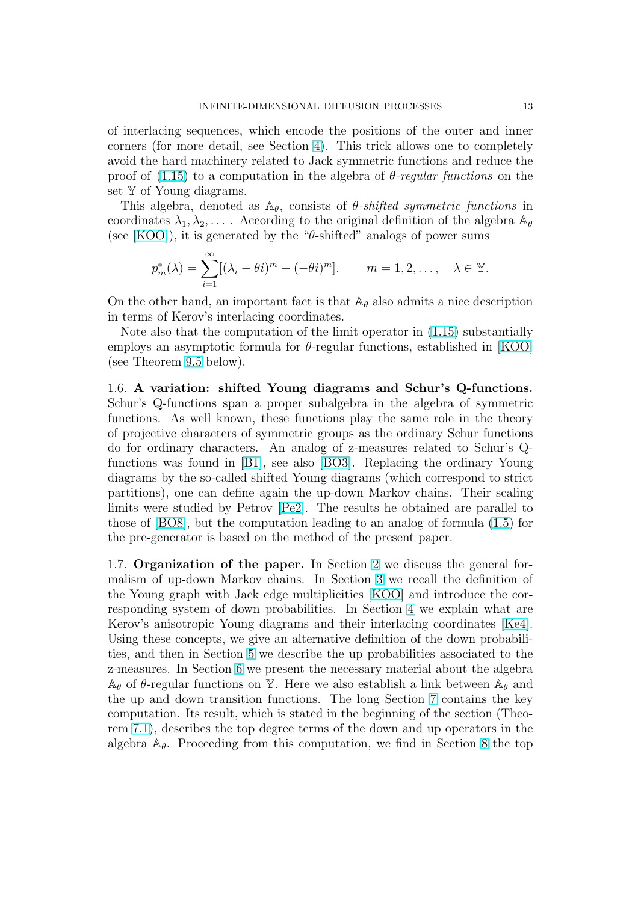of interlacing sequences, which encode the positions of the outer and inner corners (for more detail, see Section 4). This trick allows one to completely avoid the hard machinery related to Jack symmetric functions and reduce the proof of (1.15) to a computation in the algebra of *θ-regular functions* on the set $\mathbb{Y}$ of Young diagrams.

This algebra, denoted as $\mathbb{A}_\theta$, consists of *θ-shifted symmetric functions* in coordinates $\lambda_1, \lambda_2, \dots$ . According to the original definition of the algebra $\mathbb{A}_\theta$ (see [KOO]), it is generated by the "θ-shifted" analogs of power sums

$$p^*_m(\lambda) = \sum_{i=1}^{\infty} [(\lambda_i - \theta i)^m - (-\theta i)^m], \qquad m = 1, 2, \dots, \quad \lambda \in \mathbb{Y}.$$

On the other hand, an important fact is that $\mathbb{A}_\theta$ also admits a nice description in terms of Kerov's interlacing coordinates.

Note also that the computation of the limit operator in (1.15) substantially employs an asymptotic formula for θ-regular functions, established in [KOO] (see Theorem 9.5 below).

1.6. **A variation: shifted Young diagrams and Schur's Q-functions.** Schur's Q-functions span a proper subalgebra in the algebra of symmetric functions. As well known, these functions play the same role in the theory of projective characters of symmetric groups as the ordinary Schur functions do for ordinary characters. An analog of z-measures related to Schur's Q-functions was found in [B1], see also [BO3]. Replacing the ordinary Young diagrams by the so-called shifted Young diagrams (which correspond to strict partitions), one can define again the up-down Markov chains. Their scaling limits were studied by Petrov [Pe2]. The results he obtained are parallel to those of [BO8], but the computation leading to an analog of formula (1.5) for the pre-generator is based on the method of the present paper.

1.7. **Organization of the paper.** In Section 2 we discuss the general formalism of up-down Markov chains. In Section 3 we recall the definition of the Young graph with Jack edge multiplicities [KOO] and introduce the corresponding system of down probabilities. In Section 4 we explain what are Kerov's anisotropic Young diagrams and their interlacing coordinates [Ke4]. Using these concepts, we give an alternative definition of the down probabilities, and then in Section 5 we describe the up probabilities associated to the z-measures. In Section 6 we present the necessary material about the algebra $\mathbb{A}_\theta$ of θ-regular functions on $\mathbb{Y}$. Here we also establish a link between $\mathbb{A}_\theta$ and the up and down transition functions. The long Section 7 contains the key computation. Its result, which is stated in the beginning of the section (Theorem 7.1), describes the top degree terms of the down and up operators in the algebra $\mathbb{A}_\theta$. Proceeding from this computation, we find in Section 8 the top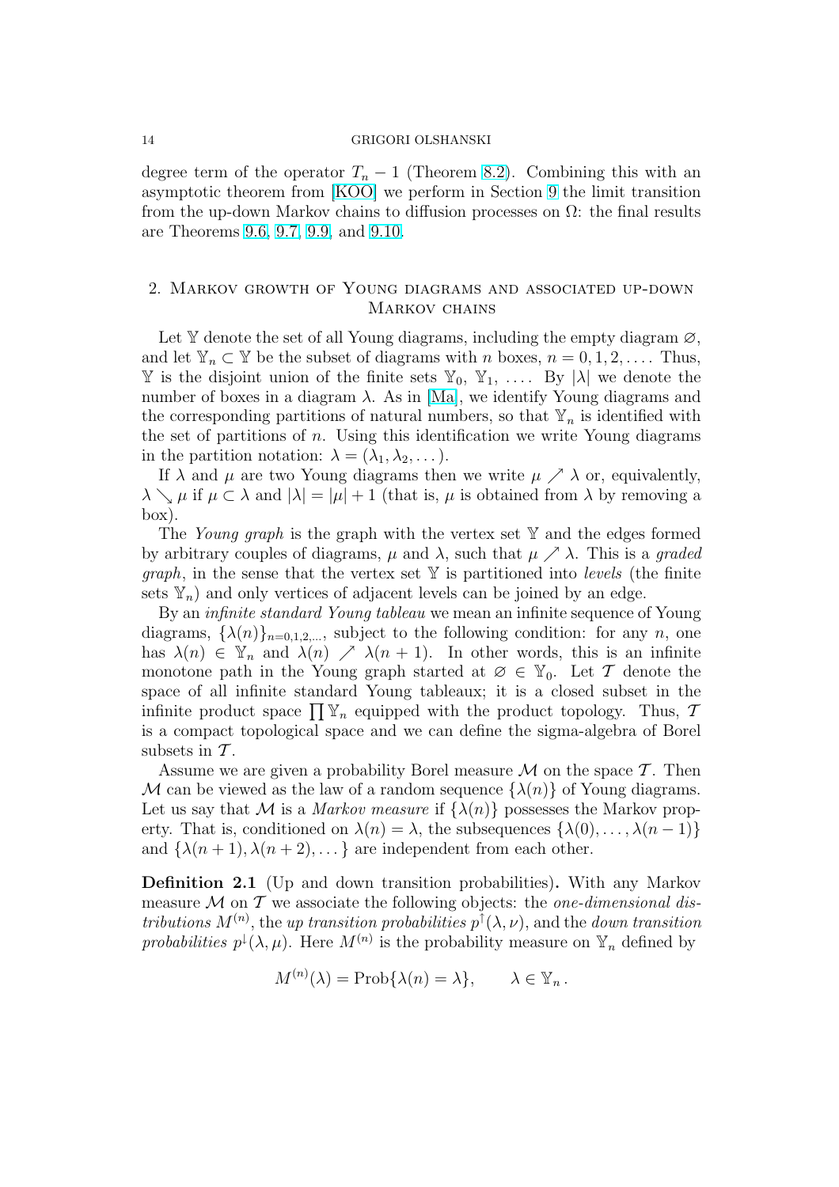degree term of the operator $T_n - 1$ (Theorem 8.2). Combining this with an asymptotic theorem from [KOO] we perform in Section 9 the limit transition from the up-down Markov chains to diffusion processes on $\Omega$: the final results are Theorems 9.6, 9.7, 9.9, and 9.10.

## 2. Markov growth of Young diagrams and associated up-down Markov chains

Let $\mathbb{Y}$ denote the set of all Young diagrams, including the empty diagram $\varnothing$, and let $\mathbb{Y}_n \subset \mathbb{Y}$ be the subset of diagrams with $n$ boxes, $n = 0, 1, 2, \dots$. Thus, $\mathbb{Y}$ is the disjoint union of the finite sets $\mathbb{Y}_0$, $\mathbb{Y}_1$, .... By $|\lambda|$ we denote the number of boxes in a diagram $\lambda$. As in [Ma], we identify Young diagrams and the corresponding partitions of natural numbers, so that $\mathbb{Y}_n$ is identified with the set of partitions of $n$. Using this identification we write Young diagrams in the partition notation: $\lambda = (\lambda_1, \lambda_2, \dots)$.

If $\lambda$ and $\mu$ are two Young diagrams then we write $\mu \nearrow \lambda$ or, equivalently, $\lambda \searrow \mu$ if $\mu \subset \lambda$ and $|\lambda| = |\mu| + 1$ (that is, $\mu$ is obtained from $\lambda$ by removing a box).

The *Young graph* is the graph with the vertex set $\mathbb{Y}$ and the edges formed by arbitrary couples of diagrams, $\mu$ and $\lambda$, such that $\mu \nearrow \lambda$. This is a *graded graph*, in the sense that the vertex set $\mathbb{Y}$ is partitioned into *levels* (the finite sets $\mathbb{Y}_n$) and only vertices of adjacent levels can be joined by an edge.

By an *infinite standard Young tableau* we mean an infinite sequence of Young diagrams, $\{\lambda(n)\}_{n=0,1,2,\dots}$, subject to the following condition: for any $n$, one has $\lambda(n) \in \mathbb{Y}_n$ and $\lambda(n) \nearrow \lambda(n+1)$. In other words, this is an infinite monotone path in the Young graph started at $\varnothing \in \mathbb{Y}_0$. Let $\mathcal{T}$ denote the space of all infinite standard Young tableaux; it is a closed subset in the infinite product space $\prod \mathbb{Y}_n$ equipped with the product topology. Thus, $\mathcal{T}$ is a compact topological space and we can define the sigma-algebra of Borel subsets in $\mathcal{T}$.

Assume we are given a probability Borel measure $\mathcal{M}$ on the space $\mathcal{T}$. Then $\mathcal{M}$ can be viewed as the law of a random sequence $\{\lambda(n)\}$ of Young diagrams. Let us say that $\mathcal{M}$ is a *Markov measure* if $\{\lambda(n)\}$ possesses the Markov property. That is, conditioned on $\lambda(n) = \lambda$, the subsequences $\{\lambda(0), \dots, \lambda(n-1)\}$ and $\{\lambda(n+1), \lambda(n+2), \dots\}$ are independent from each other.

**Definition 2.1** (Up and down transition probabilities)**.** With any Markov measure $\mathcal{M}$ on $\mathcal{T}$ we associate the following objects: the *one-dimensional distributions* $M^{(n)}$, the *up transition probabilities* $p^{\uparrow}(\lambda, \nu)$, and the *down transition probabilities* $p^{\downarrow}(\lambda, \mu)$. Here $M^{(n)}$ is the probability measure on $\mathbb{Y}_n$ defined by

$$M^{(n)}(\lambda) = \mathrm{Prob}\{\lambda(n) = \lambda\}, \qquad \lambda \in \mathbb{Y}_n\,.$$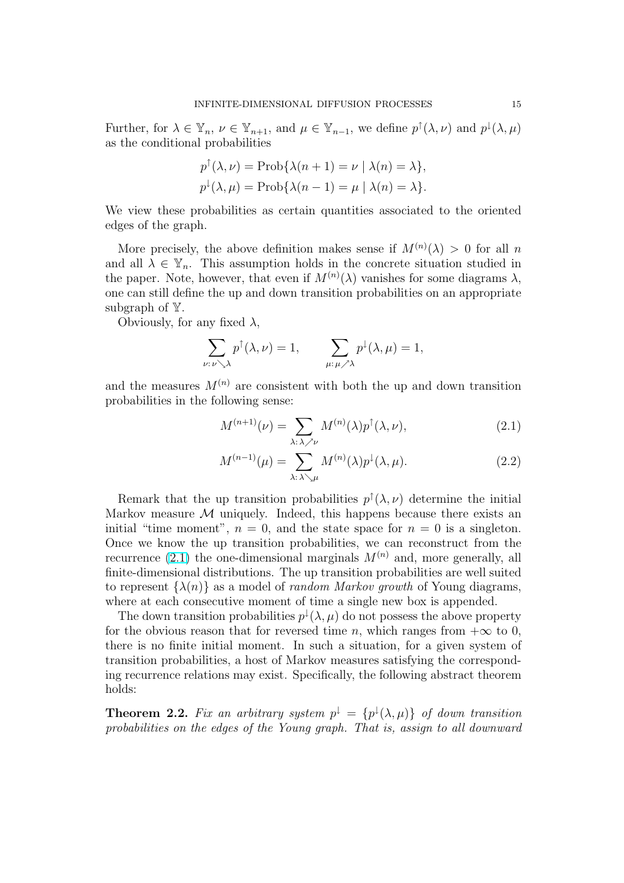Further, for $\lambda \in \mathbb{Y}_n$, $\nu \in \mathbb{Y}_{n+1}$, and $\mu \in \mathbb{Y}_{n-1}$, we define $p^{\uparrow}(\lambda, \nu)$ and $p^{\downarrow}(\lambda, \mu)$ as the conditional probabilities

$$p^{\uparrow}(\lambda, \nu) = \operatorname{Prob}\{\lambda(n+1) = \nu \mid \lambda(n) = \lambda\},$$
$$p^{\downarrow}(\lambda, \mu) = \operatorname{Prob}\{\lambda(n-1) = \mu \mid \lambda(n) = \lambda\}.$$

We view these probabilities as certain quantities associated to the oriented edges of the graph.

More precisely, the above definition makes sense if $M^{(n)}(\lambda) > 0$ for all $n$ and all $\lambda \in \mathbb{Y}_n$. This assumption holds in the concrete situation studied in the paper. Note, however, that even if $M^{(n)}(\lambda)$ vanishes for some diagrams $\lambda$, one can still define the up and down transition probabilities on an appropriate subgraph of $\mathbb{Y}$.

Obviously, for any fixed $\lambda$,

$$\sum_{\nu:\, \nu \searrow \lambda} p^{\uparrow}(\lambda, \nu) = 1, \qquad \sum_{\mu:\, \mu \nearrow \lambda} p^{\downarrow}(\lambda, \mu) = 1,$$

and the measures $M^{(n)}$ are consistent with both the up and down transition probabilities in the following sense:

$$M^{(n+1)}(\nu) = \sum_{\lambda:\, \lambda \nearrow \nu} M^{(n)}(\lambda) p^{\uparrow}(\lambda, \nu), \tag{2.1}$$

$$M^{(n-1)}(\mu) = \sum_{\lambda:\, \lambda \searrow \mu} M^{(n)}(\lambda) p^{\downarrow}(\lambda, \mu). \tag{2.2}$$

Remark that the up transition probabilities $p^{\uparrow}(\lambda, \nu)$ determine the initial Markov measure $\mathcal{M}$ uniquely. Indeed, this happens because there exists an initial "time moment", $n = 0$, and the state space for $n = 0$ is a singleton. Once we know the up transition probabilities, we can reconstruct from the recurrence (2.1) the one-dimensional marginals $M^{(n)}$ and, more generally, all finite-dimensional distributions. The up transition probabilities are well suited to represent $\{\lambda(n)\}$ as a model of *random Markov growth* of Young diagrams, where at each consecutive moment of time a single new box is appended.

The down transition probabilities $p^{\downarrow}(\lambda, \mu)$ do not possess the above property for the obvious reason that for reversed time $n$, which ranges from $+\infty$ to 0, there is no finite initial moment. In such a situation, for a given system of transition probabilities, a host of Markov measures satisfying the corresponding recurrence relations may exist. Specifically, the following abstract theorem holds:

**Theorem 2.2.** *Fix an arbitrary system $p^{\downarrow} = \{p^{\downarrow}(\lambda, \mu)\}$ of down transition probabilities on the edges of the Young graph. That is, assign to all downward*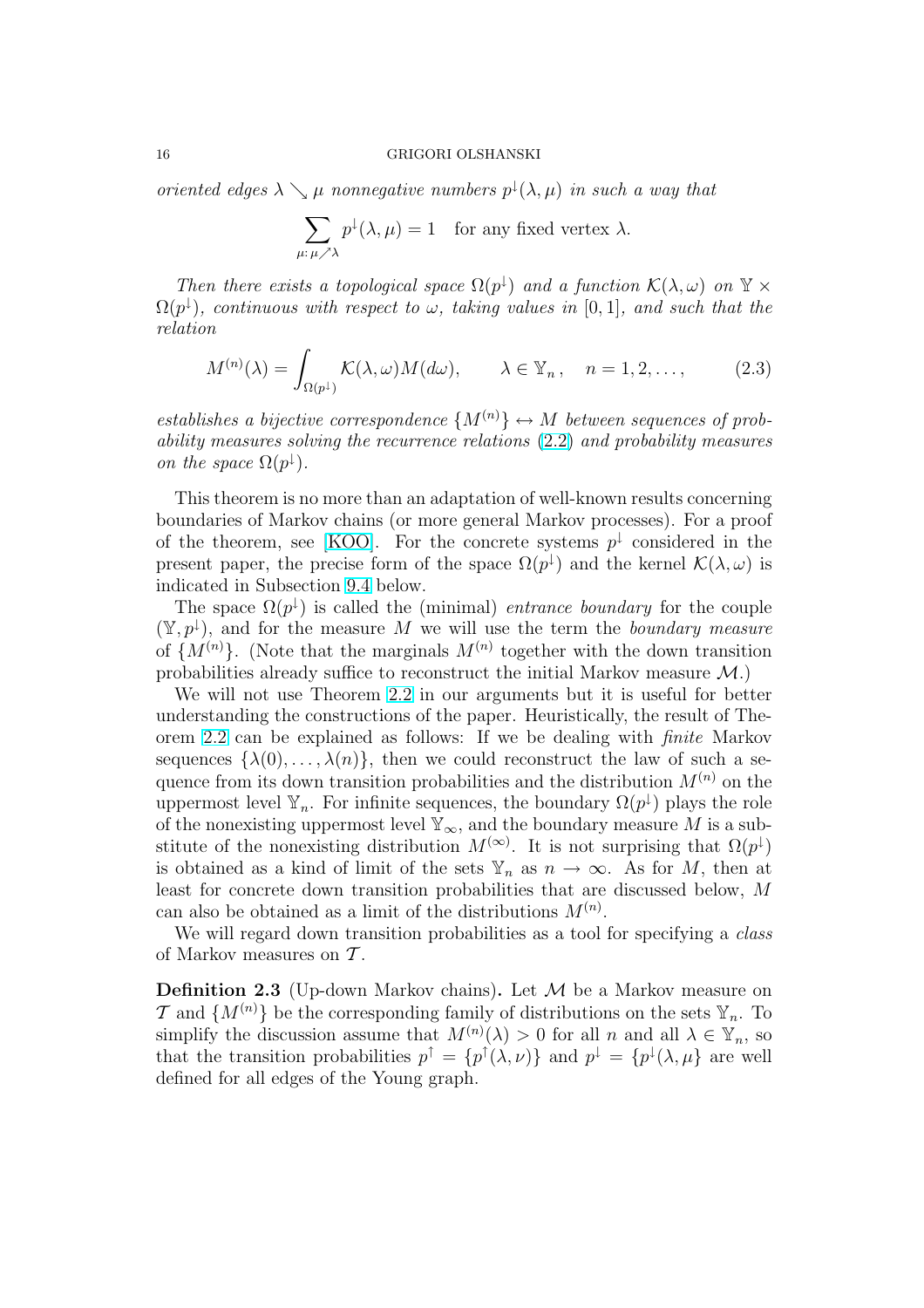*oriented edges $\lambda \searrow \mu$ nonnegative numbers $p^{\downarrow}(\lambda,\mu)$ in such a way that*

$$\sum_{\mu:\, \mu \nearrow \lambda} p^{\downarrow}(\lambda,\mu) = 1 \quad \text{for any fixed vertex } \lambda.$$

*Then there exists a topological space $\Omega(p^{\downarrow})$ and a function $\mathcal{K}(\lambda,\omega)$ on $\mathbb{Y} \times \Omega(p^{\downarrow})$, continuous with respect to $\omega$, taking values in $[0,1]$, and such that the relation*

$$M^{(n)}(\lambda) = \int_{\Omega(p^{\downarrow})} \mathcal{K}(\lambda,\omega) M(d\omega), \qquad \lambda \in \mathbb{Y}_n\,, \quad n = 1, 2, \dots, \tag{2.3}$$

*establishes a bijective correspondence $\{M^{(n)}\} \leftrightarrow M$ between sequences of probability measures solving the recurrence relations (2.2) and probability measures on the space $\Omega(p^{\downarrow})$.*

This theorem is no more than an adaptation of well-known results concerning boundaries of Markov chains (or more general Markov processes). For a proof of the theorem, see [KOO]. For the concrete systems $p^{\downarrow}$ considered in the present paper, the precise form of the space $\Omega(p^{\downarrow})$ and the kernel $\mathcal{K}(\lambda,\omega)$ is indicated in Subsection 9.4 below.

The space $\Omega(p^{\downarrow})$ is called the (minimal) *entrance boundary* for the couple $(\mathbb{Y}, p^{\downarrow})$, and for the measure $M$ we will use the term the *boundary measure* of $\{M^{(n)}\}$. (Note that the marginals $M^{(n)}$ together with the down transition probabilities already suffice to reconstruct the initial Markov measure $\mathcal{M}$.)

We will not use Theorem 2.2 in our arguments but it is useful for better understanding the constructions of the paper. Heuristically, the result of Theorem 2.2 can be explained as follows: If we be dealing with *finite* Markov sequences $\{\lambda(0), \dots, \lambda(n)\}$, then we could reconstruct the law of such a sequence from its down transition probabilities and the distribution $M^{(n)}$ on the uppermost level $\mathbb{Y}_n$. For infinite sequences, the boundary $\Omega(p^{\downarrow})$ plays the role of the nonexisting uppermost level $\mathbb{Y}_\infty$, and the boundary measure $M$ is a substitute of the nonexisting distribution $M^{(\infty)}$. It is not surprising that $\Omega(p^{\downarrow})$ is obtained as a kind of limit of the sets $\mathbb{Y}_n$ as $n \to \infty$. As for $M$, then at least for concrete down transition probabilities that are discussed below, $M$ can also be obtained as a limit of the distributions $M^{(n)}$.

We will regard down transition probabilities as a tool for specifying a *class* of Markov measures on $\mathcal{T}$.

**Definition 2.3** (Up-down Markov chains)**.** Let $\mathcal{M}$ be a Markov measure on $\mathcal{T}$ and $\{M^{(n)}\}$ be the corresponding family of distributions on the sets $\mathbb{Y}_n$. To simplify the discussion assume that $M^{(n)}(\lambda) > 0$ for all $n$ and all $\lambda \in \mathbb{Y}_n$, so that the transition probabilities $p^{\uparrow} = \{p^{\uparrow}(\lambda,\nu)\}$ and $p^{\downarrow} = \{p^{\downarrow}(\lambda,\mu\}$ are well defined for all edges of the Young graph.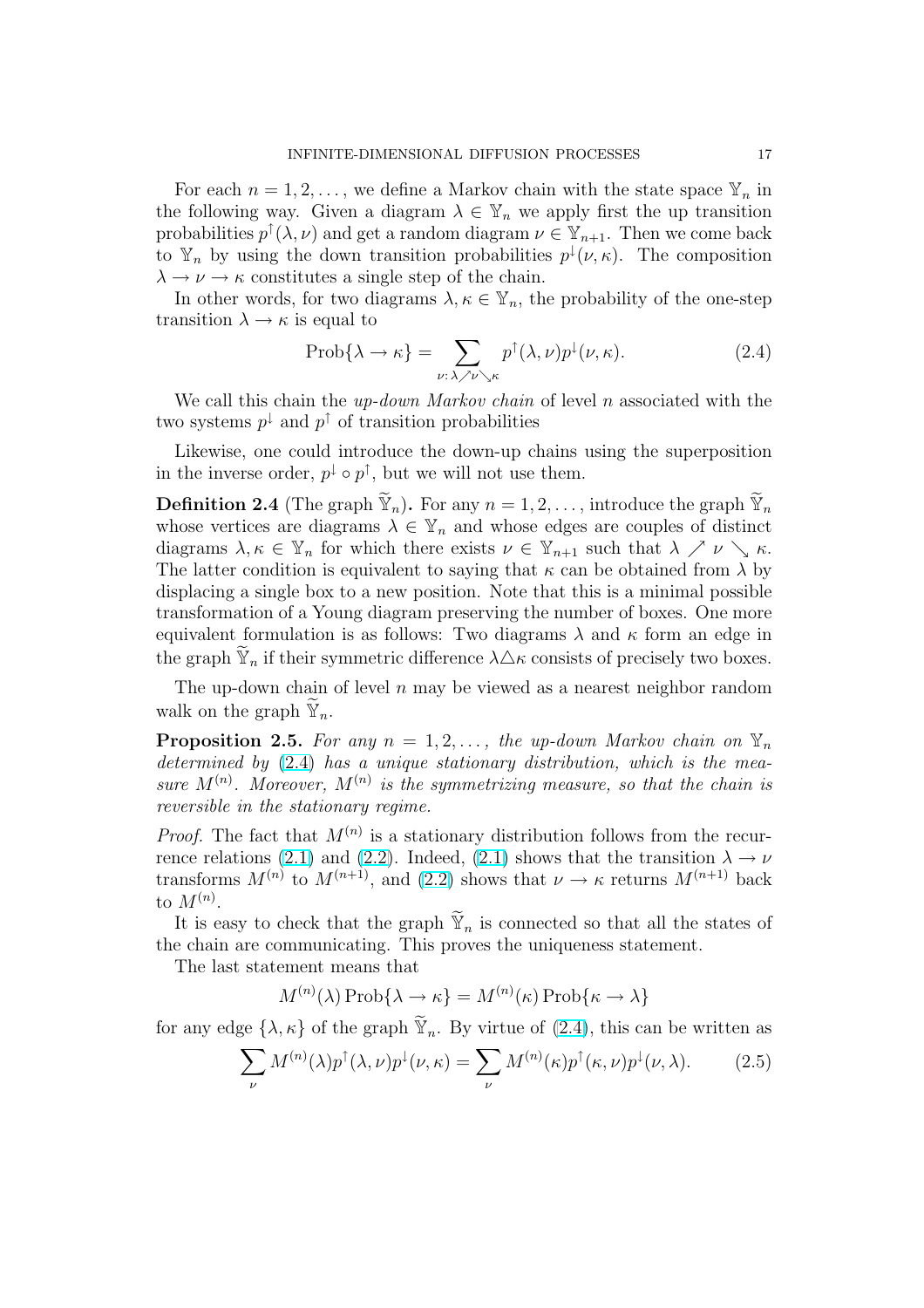For each $n = 1, 2, \dots$, we define a Markov chain with the state space $\mathbb{Y}_n$ in the following way. Given a diagram $\lambda \in \mathbb{Y}_n$ we apply first the up transition probabilities $p^\uparrow(\lambda, \nu)$ and get a random diagram $\nu \in \mathbb{Y}_{n+1}$. Then we come back to $\mathbb{Y}_n$ by using the down transition probabilities $p^\downarrow(\nu, \kappa)$. The composition $\lambda \to \nu \to \kappa$ constitutes a single step of the chain.

In other words, for two diagrams $\lambda, \kappa \in \mathbb{Y}_n$, the probability of the one-step transition $\lambda \to \kappa$ is equal to

$$\operatorname{Prob}\{\lambda \to \kappa\} = \sum_{\nu:\, \lambda \nearrow \nu \searrow \kappa} p^\uparrow(\lambda, \nu) p^\downarrow(\nu, \kappa). \tag{2.4}$$

We call this chain the *up-down Markov chain* of level $n$ associated with the two systems $p^\downarrow$ and $p^\uparrow$ of transition probabilities

Likewise, one could introduce the down-up chains using the superposition in the inverse order, $p^\downarrow \circ p^\uparrow$, but we will not use them.

**Definition 2.4** (The graph $\widetilde{\mathbb{Y}}_n$)**.** For any $n = 1, 2, \dots$, introduce the graph $\widetilde{\mathbb{Y}}_n$ whose vertices are diagrams $\lambda \in \mathbb{Y}_n$ and whose edges are couples of distinct diagrams $\lambda, \kappa \in \mathbb{Y}_n$ for which there exists $\nu \in \mathbb{Y}_{n+1}$ such that $\lambda \nearrow \nu \searrow \kappa$. The latter condition is equivalent to saying that $\kappa$ can be obtained from $\lambda$ by displacing a single box to a new position. Note that this is a minimal possible transformation of a Young diagram preserving the number of boxes. One more equivalent formulation is as follows: Two diagrams $\lambda$ and $\kappa$ form an edge in the graph $\widetilde{\mathbb{Y}}_n$ if their symmetric difference $\lambda \triangle \kappa$ consists of precisely two boxes.

The up-down chain of level $n$ may be viewed as a nearest neighbor random walk on the graph $\widetilde{\mathbb{Y}}_n$.

**Proposition 2.5.** *For any $n = 1, 2, \dots$, the up-down Markov chain on $\mathbb{Y}_n$ determined by (2.4) has a unique stationary distribution, which is the measure $M^{(n)}$. Moreover, $M^{(n)}$ is the symmetrizing measure, so that the chain is reversible in the stationary regime.*

*Proof.* The fact that $M^{(n)}$ is a stationary distribution follows from the recurrence relations (2.1) and (2.2). Indeed, (2.1) shows that the transition $\lambda \to \nu$ transforms $M^{(n)}$ to $M^{(n+1)}$, and (2.2) shows that $\nu \to \kappa$ returns $M^{(n+1)}$ back to $M^{(n)}$.

It is easy to check that the graph $\widetilde{\mathbb{Y}}_n$ is connected so that all the states of the chain are communicating. This proves the uniqueness statement.

The last statement means that

$$M^{(n)}(\lambda) \operatorname{Prob}\{\lambda \to \kappa\} = M^{(n)}(\kappa) \operatorname{Prob}\{\kappa \to \lambda\}$$

for any edge $\{\lambda, \kappa\}$ of the graph $\widetilde{\mathbb{Y}}_n$. By virtue of (2.4), this can be written as

$$\sum_\nu M^{(n)}(\lambda) p^\uparrow(\lambda, \nu) p^\downarrow(\nu, \kappa) = \sum_\nu M^{(n)}(\kappa) p^\uparrow(\kappa, \nu) p^\downarrow(\nu, \lambda). \tag{2.5}$$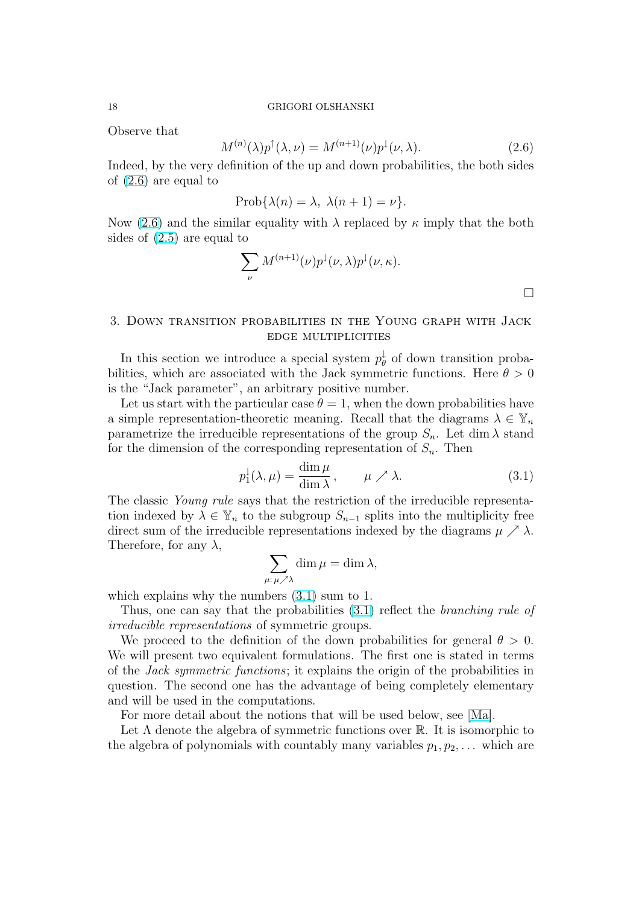Observe that

$$M^{(n)}(\lambda)p^{\uparrow}(\lambda,\nu) = M^{(n+1)}(\nu)p^{\downarrow}(\nu,\lambda). \tag{2.6}$$

Indeed, by the very definition of the up and down probabilities, the both sides of (2.6) are equal to

$$\operatorname{Prob}\{\lambda(n)=\lambda,\ \lambda(n+1)=\nu\}.$$

Now (2.6) and the similar equality with $\lambda$ replaced by $\kappa$ imply that the both sides of (2.5) are equal to

$$\sum_{\nu} M^{(n+1)}(\nu)p^{\downarrow}(\nu,\lambda)p^{\downarrow}(\nu,\kappa).$$

□

## 3. Down transition probabilities in the Young graph with Jack edge multiplicities

In this section we introduce a special system $p^{\downarrow}_{\theta}$ of down transition probabilities, which are associated with the Jack symmetric functions. Here $\theta>0$ is the "Jack parameter", an arbitrary positive number.

Let us start with the particular case $\theta=1$, when the down probabilities have a simple representation-theoretic meaning. Recall that the diagrams $\lambda\in\mathbb{Y}_n$ parametrize the irreducible representations of the group $S_n$. Let $\dim\lambda$ stand for the dimension of the corresponding representation of $S_n$. Then

$$p^{\downarrow}_{1}(\lambda,\mu)=\frac{\dim\mu}{\dim\lambda}\,, \qquad \mu\nearrow\lambda. \tag{3.1}$$

The classic *Young rule* says that the restriction of the irreducible representation indexed by $\lambda\in\mathbb{Y}_n$ to the subgroup $S_{n-1}$ splits into the multiplicity free direct sum of the irreducible representations indexed by the diagrams $\mu\nearrow\lambda$. Therefore, for any $\lambda$,

$$\sum_{\mu:\,\mu\nearrow\lambda}\dim\mu=\dim\lambda,$$

which explains why the numbers (3.1) sum to 1.

Thus, one can say that the probabilities (3.1) reflect the *branching rule of irreducible representations* of symmetric groups.

We proceed to the definition of the down probabilities for general $\theta>0$. We will present two equivalent formulations. The first one is stated in terms of the *Jack symmetric functions*; it explains the origin of the probabilities in question. The second one has the advantage of being completely elementary and will be used in the computations.

For more detail about the notions that will be used below, see [Ma].

Let $\Lambda$ denote the algebra of symmetric functions over $\mathbb{R}$. It is isomorphic to the algebra of polynomials with countably many variables $p_1,p_2,\dots$ which are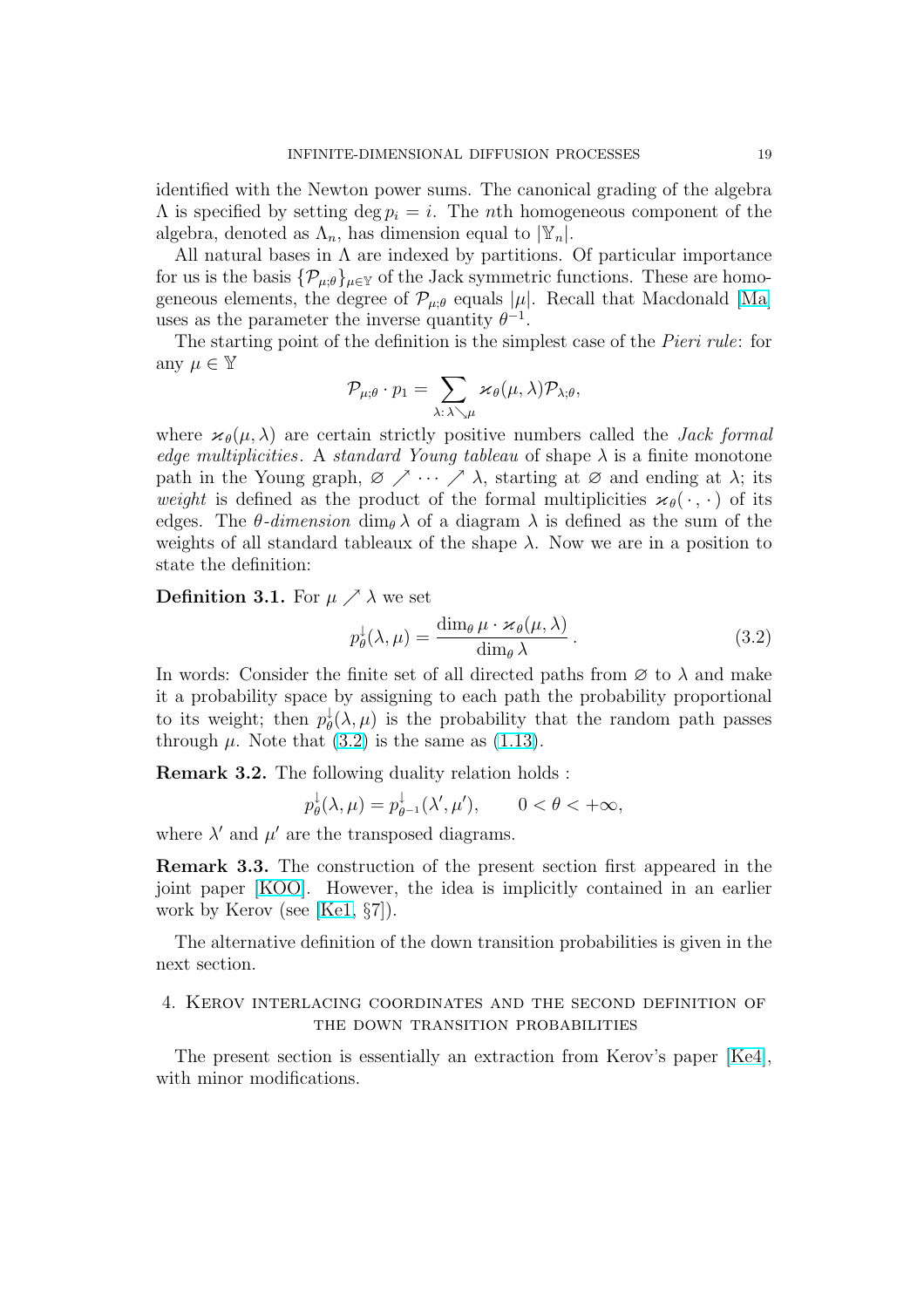identified with the Newton power sums. The canonical grading of the algebra $\Lambda$ is specified by setting $\deg p_i = i$. The $n$th homogeneous component of the algebra, denoted as $\Lambda_n$, has dimension equal to $|\mathbb{Y}_n|$.

All natural bases in $\Lambda$ are indexed by partitions. Of particular importance for us is the basis $\{\mathcal{P}_{\mu;\theta}\}_{\mu\in\mathbb{Y}}$ of the Jack symmetric functions. These are homogeneous elements, the degree of $\mathcal{P}_{\mu;\theta}$ equals $|\mu|$. Recall that Macdonald [Ma] uses as the parameter the inverse quantity $\theta^{-1}$.

The starting point of the definition is the simplest case of the *Pieri rule*: for any $\mu \in \mathbb{Y}$

$$\mathcal{P}_{\mu;\theta} \cdot p_1 = \sum_{\lambda:\, \lambda \searrow \mu} \varkappa_\theta(\mu, \lambda) \mathcal{P}_{\lambda;\theta},$$

where $\varkappa_\theta(\mu, \lambda)$ are certain strictly positive numbers called the *Jack formal edge multiplicities*. A *standard Young tableau* of shape $\lambda$ is a finite monotone path in the Young graph, $\varnothing \nearrow \cdots \nearrow \lambda$, starting at $\varnothing$ and ending at $\lambda$; its *weight* is defined as the product of the formal multiplicities $\varkappa_\theta(\,\cdot\,,\,\cdot\,)$ of its edges. The $\theta$-*dimension* $\dim_\theta \lambda$ of a diagram $\lambda$ is defined as the sum of the weights of all standard tableaux of the shape $\lambda$. Now we are in a position to state the definition:

**Definition 3.1.** For $\mu \nearrow \lambda$ we set

$$p_\theta^{\downarrow}(\lambda, \mu) = \frac{\dim_\theta \mu \cdot \varkappa_\theta(\mu, \lambda)}{\dim_\theta \lambda}\,. \tag{3.2}$$

In words: Consider the finite set of all directed paths from $\varnothing$ to $\lambda$ and make it a probability space by assigning to each path the probability proportional to its weight; then $p_\theta^{\downarrow}(\lambda, \mu)$ is the probability that the random path passes through $\mu$. Note that (3.2) is the same as (1.13).

**Remark 3.2.** The following duality relation holds :

$$p_\theta^{\downarrow}(\lambda, \mu) = p_{\theta^{-1}}^{\downarrow}(\lambda', \mu'), \qquad 0 < \theta < +\infty,$$

where $\lambda'$ and $\mu'$ are the transposed diagrams.

**Remark 3.3.** The construction of the present section first appeared in the joint paper [KOO]. However, the idea is implicitly contained in an earlier work by Kerov (see [Ke1, §7]).

The alternative definition of the down transition probabilities is given in the next section.

## 4. Kerov interlacing coordinates and the second definition of the down transition probabilities

The present section is essentially an extraction from Kerov's paper [Ke4], with minor modifications.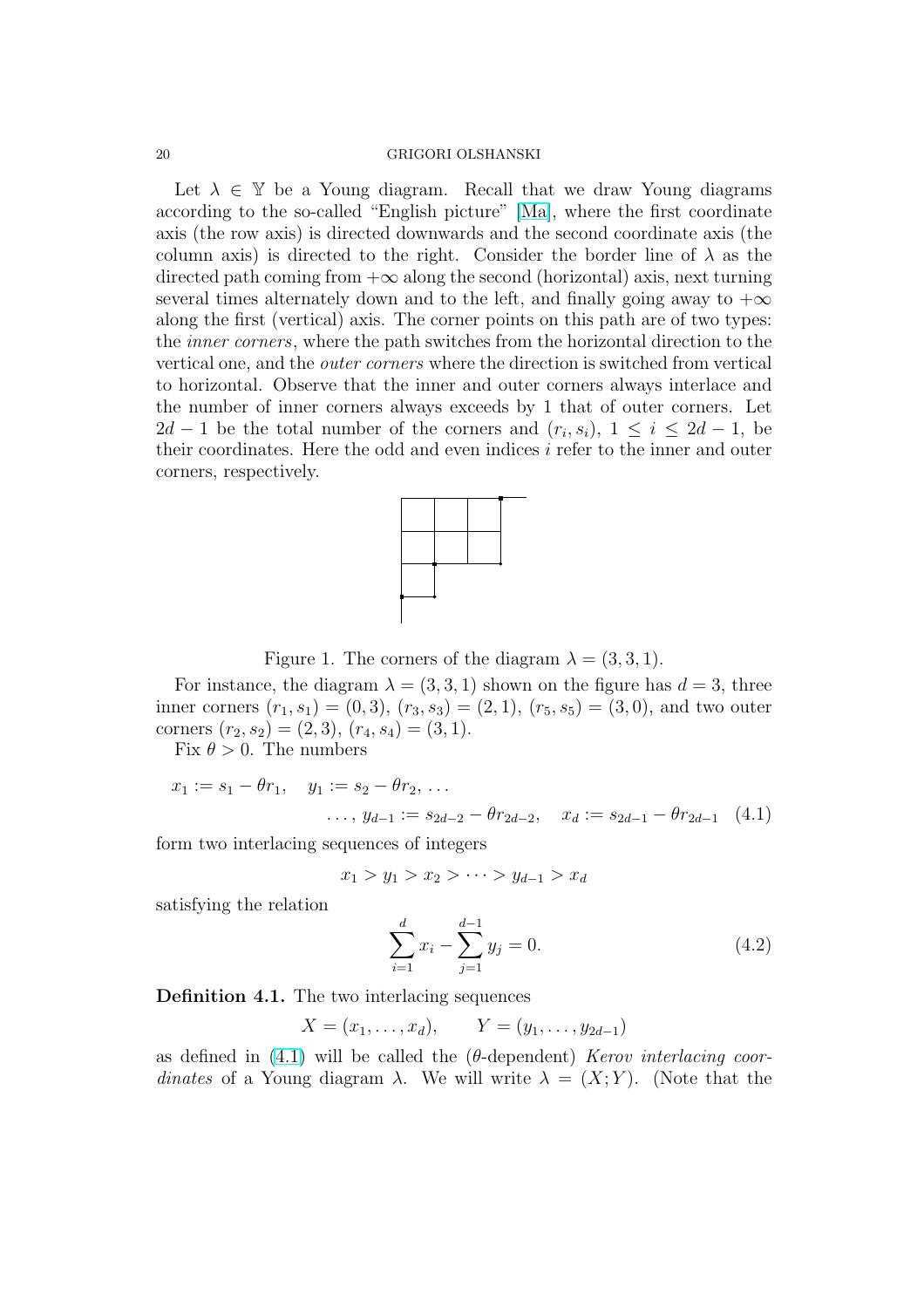Let $\lambda \in \mathbb{Y}$ be a Young diagram. Recall that we draw Young diagrams according to the so-called "English picture" [Ma], where the first coordinate axis (the row axis) is directed downwards and the second coordinate axis (the column axis) is directed to the right. Consider the border line of $\lambda$ as the directed path coming from $+\infty$ along the second (horizontal) axis, next turning several times alternately down and to the left, and finally going away to $+\infty$ along the first (vertical) axis. The corner points on this path are of two types: the *inner corners*, where the path switches from the horizontal direction to the vertical one, and the *outer corners* where the direction is switched from vertical to horizontal. Observe that the inner and outer corners always interlace and the number of inner corners always exceeds by 1 that of outer corners. Let $2d-1$ be the total number of the corners and $(r_i, s_i)$, $1 \le i \le 2d-1$, be their coordinates. Here the odd and even indices $i$ refer to the inner and outer corners, respectively.

Figure 1. The corners of the diagram $\lambda = (3, 3, 1)$.

For instance, the diagram $\lambda = (3, 3, 1)$ shown on the figure has $d = 3$, three inner corners $(r_1, s_1) = (0, 3)$, $(r_3, s_3) = (2, 1)$, $(r_5, s_5) = (3, 0)$, and two outer corners $(r_2, s_2) = (2, 3)$, $(r_4, s_4) = (3, 1)$.

Fix $\theta > 0$. The numbers

$$x_1 := s_1 - \theta r_1, \quad y_1 := s_2 - \theta r_2, \; \dots$$
$$\dots, \; y_{d-1} := s_{2d-2} - \theta r_{2d-2}, \quad x_d := s_{2d-1} - \theta r_{2d-1} \quad (4.1)$$

form two interlacing sequences of integers

$$x_1 > y_1 > x_2 > \dots > y_{d-1} > x_d$$

satisfying the relation

$$\sum_{i=1}^{d} x_i - \sum_{j=1}^{d-1} y_j = 0. \quad (4.2)$$

**Definition 4.1.** The two interlacing sequences

$$X = (x_1, \dots, x_d), \qquad Y = (y_1, \dots, y_{2d-1})$$

as defined in (4.1) will be called the ($\theta$-dependent) *Kerov interlacing coordinates* of a Young diagram $\lambda$. We will write $\lambda = (X; Y)$. (Note that the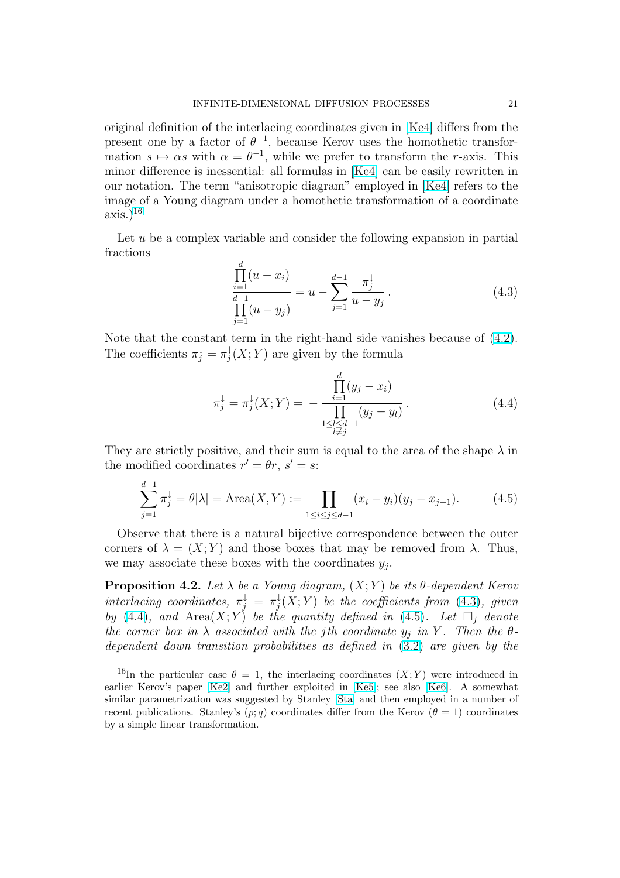original definition of the interlacing coordinates given in [Ke4] differs from the present one by a factor of $\theta^{-1}$, because Kerov uses the homothetic transformation $s \mapsto \alpha s$ with $\alpha = \theta^{-1}$, while we prefer to transform the $r$-axis. This minor difference is inessential: all formulas in [Ke4] can be easily rewritten in our notation. The term "anisotropic diagram" employed in [Ke4] refers to the image of a Young diagram under a homothetic transformation of a coordinate axis.)[16]

Let $u$ be a complex variable and consider the following expansion in partial fractions

$$\frac{\prod_{i=1}^{d}(u-x_i)}{\prod_{j=1}^{d-1}(u-y_j)} = u - \sum_{j=1}^{d-1} \frac{\pi_j^{\downarrow}}{u-y_j}\,. \tag{4.3}$$

Note that the constant term in the right-hand side vanishes because of (4.2). The coefficients $\pi_j^{\downarrow} = \pi_j^{\downarrow}(X;Y)$ are given by the formula

$$\pi_j^{\downarrow} = \pi_j^{\downarrow}(X;Y) = -\frac{\prod_{i=1}^{d}(y_j - x_i)}{\prod_{\substack{1\le l\le d-1\\ l\ne j}}(y_j - y_l)}\,. \tag{4.4}$$

They are strictly positive, and their sum is equal to the area of the shape $\lambda$ in the modified coordinates $r' = \theta r$, $s' = s$:

$$\sum_{j=1}^{d-1} \pi_j^{\downarrow} = \theta|\lambda| = \operatorname{Area}(X,Y) := \prod_{1\le i\le j\le d-1}(x_i - y_i)(y_j - x_{j+1}). \tag{4.5}$$

Observe that there is a natural bijective correspondence between the outer corners of $\lambda = (X;Y)$ and those boxes that may be removed from $\lambda$. Thus, we may associate these boxes with the coordinates $y_j$.

**Proposition 4.2.** *Let $\lambda$ be a Young diagram, $(X;Y)$ be its $\theta$-dependent Kerov interlacing coordinates, $\pi_j^{\downarrow} = \pi_j^{\downarrow}(X;Y)$ be the coefficients from* (4.3)*, given by* (4.4)*, and $\operatorname{Area}(X;Y)$ be the quantity defined in* (4.5)*. Let $\square_j$ denote the corner box in $\lambda$ associated with the $j$th coordinate $y_j$ in $Y$. Then the $\theta$-dependent down transition probabilities as defined in* (3.2) *are given by the*

[16] In the particular case $\theta = 1$, the interlacing coordinates $(X;Y)$ were introduced in earlier Kerov's paper [Ke2] and further exploited in [Ke5]; see also [Ke6]. A somewhat similar parametrization was suggested by Stanley [Sta] and then employed in a number of recent publications. Stanley's $(p;q)$ coordinates differ from the Kerov ($\theta = 1$) coordinates by a simple linear transformation.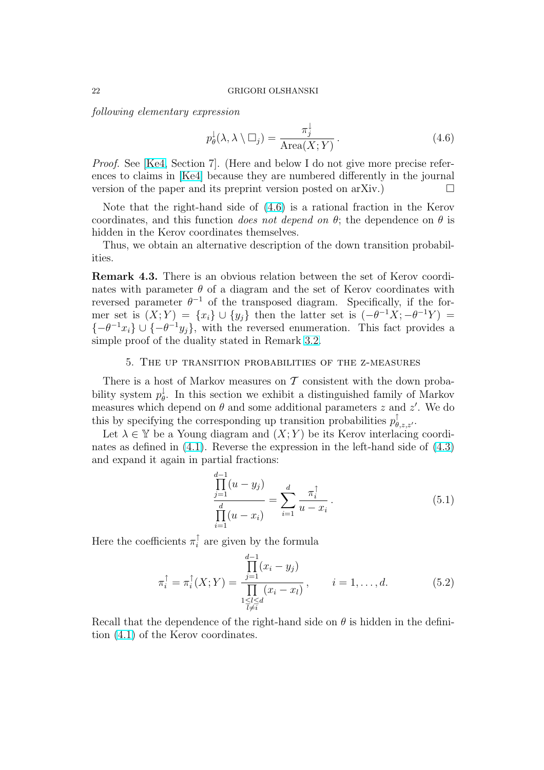*following elementary expression*

$$p_\theta^\downarrow(\lambda, \lambda \setminus \square_j) = \frac{\pi_j^\downarrow}{\operatorname{Area}(X;Y)}\,. \tag{4.6}$$

*Proof.* See [Ke4, Section 7]. (Here and below I do not give more precise references to claims in [Ke4] because they are numbered differently in the journal version of the paper and its preprint version posted on arXiv.) $\square$

Note that the right-hand side of (4.6) is a rational fraction in the Kerov coordinates, and this function *does not depend on* $\theta$; the dependence on $\theta$ is hidden in the Kerov coordinates themselves.

Thus, we obtain an alternative description of the down transition probabilities.

**Remark 4.3.** There is an obvious relation between the set of Kerov coordinates with parameter $\theta$ of a diagram and the set of Kerov coordinates with reversed parameter $\theta^{-1}$ of the transposed diagram. Specifically, if the former set is $(X;Y) = \{x_i\} \cup \{y_j\}$ then the latter set is $(-\theta^{-1}X; -\theta^{-1}Y) = \{-\theta^{-1}x_i\} \cup \{-\theta^{-1}y_j\}$, with the reversed enumeration. This fact provides a simple proof of the duality stated in Remark 3.2.

## 5. The up transition probabilities of the z-measures

There is a host of Markov measures on $\mathcal{T}$ consistent with the down probability system $p_\theta^\downarrow$. In this section we exhibit a distinguished family of Markov measures which depend on $\theta$ and some additional parameters $z$ and $z'$. We do this by specifying the corresponding up transition probabilities $p_{\theta,z,z'}^\uparrow$.

Let $\lambda \in \mathbb{Y}$ be a Young diagram and $(X;Y)$ be its Kerov interlacing coordinates as defined in (4.1). Reverse the expression in the left-hand side of (4.3) and expand it again in partial fractions:

$$\frac{\prod\limits_{j=1}^{d-1}(u - y_j)}{\prod\limits_{i=1}^{d}(u - x_i)} = \sum_{i=1}^{d} \frac{\pi_i^\uparrow}{u - x_i}\,. \tag{5.1}$$

Here the coefficients $\pi_i^\uparrow$ are given by the formula

$$\pi_i^\uparrow = \pi_i^\uparrow(X;Y) = \frac{\prod\limits_{j=1}^{d-1}(x_i - y_j)}{\prod\limits_{\substack{1 \le l \le d \\ l \ne i}}(x_i - x_l)}\,, \qquad i = 1, \dots, d. \tag{5.2}$$

Recall that the dependence of the right-hand side on $\theta$ is hidden in the definition (4.1) of the Kerov coordinates.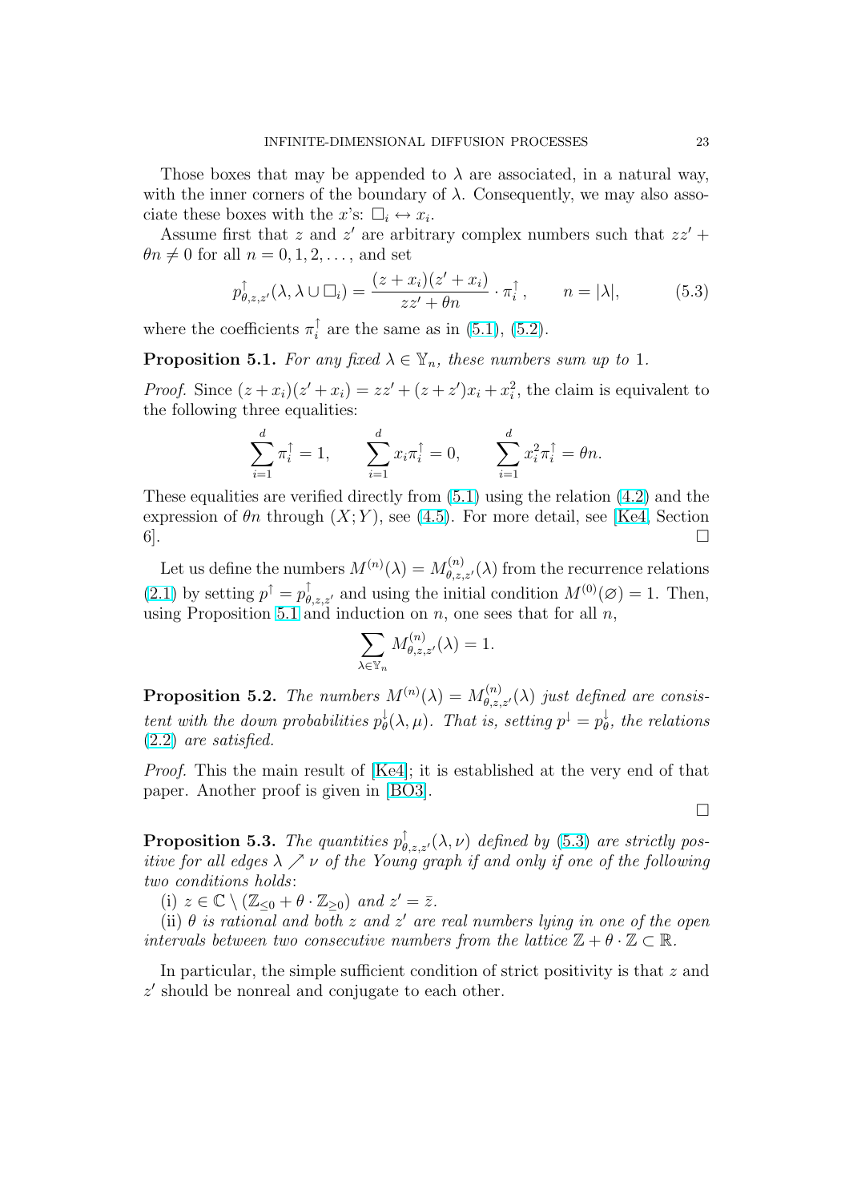Those boxes that may be appended to $\lambda$ are associated, in a natural way, with the inner corners of the boundary of $\lambda$. Consequently, we may also associate these boxes with the $x$'s: $\square_i \leftrightarrow x_i$.

Assume first that $z$ and $z'$ are arbitrary complex numbers such that $zz' + \theta n \neq 0$ for all $n = 0, 1, 2, \dots$, and set

$$p^{\uparrow}_{\theta,z,z'}(\lambda, \lambda \cup \square_i) = \frac{(z + x_i)(z' + x_i)}{zz' + \theta n} \cdot \pi^{\uparrow}_i, \qquad n = |\lambda|, \tag{5.3}$$

where the coefficients $\pi^{\uparrow}_i$ are the same as in (5.1), (5.2).

**Proposition 5.1.** *For any fixed $\lambda \in \mathbb{Y}_n$, these numbers sum up to 1.*

*Proof.* Since $(z + x_i)(z' + x_i) = zz' + (z + z')x_i + x_i^2$, the claim is equivalent to the following three equalities:

$$\sum_{i=1}^{d} \pi^{\uparrow}_i = 1, \qquad \sum_{i=1}^{d} x_i \pi^{\uparrow}_i = 0, \qquad \sum_{i=1}^{d} x_i^2 \pi^{\uparrow}_i = \theta n.$$

These equalities are verified directly from (5.1) using the relation (4.2) and the expression of $\theta n$ through $(X; Y)$, see (4.5). For more detail, see [Ke4, Section 6]. $\square$

Let us define the numbers $M^{(n)}(\lambda) = M^{(n)}_{\theta,z,z'}(\lambda)$ from the recurrence relations (2.1) by setting $p^{\uparrow} = p^{\uparrow}_{\theta,z,z'}$ and using the initial condition $M^{(0)}(\varnothing) = 1$. Then, using Proposition 5.1 and induction on $n$, one sees that for all $n$,

$$\sum_{\lambda \in \mathbb{Y}_n} M^{(n)}_{\theta,z,z'}(\lambda) = 1.$$

**Proposition 5.2.** *The numbers $M^{(n)}(\lambda) = M^{(n)}_{\theta,z,z'}(\lambda)$ just defined are consistent with the down probabilities $p^{\downarrow}_{\theta}(\lambda, \mu)$. That is, setting $p^{\downarrow} = p^{\downarrow}_{\theta}$, the relations (2.2) are satisfied.*

*Proof.* This the main result of [Ke4]; it is established at the very end of that paper. Another proof is given in [BO3].

$\square$

**Proposition 5.3.** *The quantities $p^{\uparrow}_{\theta,z,z'}(\lambda, \nu)$ defined by (5.3) are strictly positive for all edges $\lambda \nearrow \nu$ of the Young graph if and only if one of the following two conditions holds*:

(i) $z \in \mathbb{C} \setminus (\mathbb{Z}_{\le 0} + \theta \cdot \mathbb{Z}_{\ge 0})$ *and* $z' = \bar{z}$.

(ii) *$\theta$ is rational and both $z$ and $z'$ are real numbers lying in one of the open intervals between two consecutive numbers from the lattice $\mathbb{Z} + \theta \cdot \mathbb{Z} \subset \mathbb{R}$.*

In particular, the simple sufficient condition of strict positivity is that $z$ and $z'$ should be nonreal and conjugate to each other.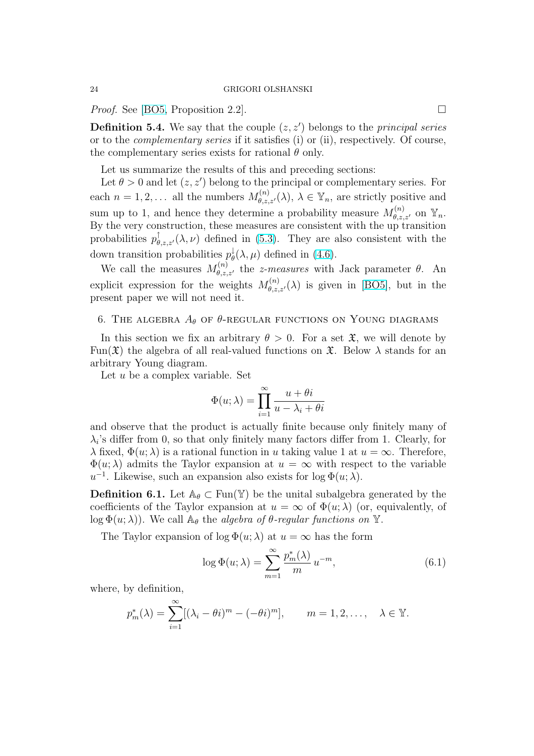*Proof.* See [BO5, Proposition 2.2]. □

**Definition 5.4.** We say that the couple $(z, z')$ belongs to the *principal series* or to the *complementary series* if it satisfies (i) or (ii), respectively. Of course, the complementary series exists for rational $\theta$ only.

Let us summarize the results of this and preceding sections:

Let $\theta > 0$ and let $(z, z')$ belong to the principal or complementary series. For each $n = 1, 2, \dots$ all the numbers $M^{(n)}_{\theta,z,z'}(\lambda)$, $\lambda \in \mathbb{Y}_n$, are strictly positive and sum up to 1, and hence they determine a probability measure $M^{(n)}_{\theta,z,z'}$ on $\mathbb{Y}_n$. By the very construction, these measures are consistent with the up transition probabilities $p^{\uparrow}_{\theta,z,z'}(\lambda, \nu)$ defined in (5.3). They are also consistent with the down transition probabilities $p^{\downarrow}_{\theta}(\lambda, \mu)$ defined in (4.6).

We call the measures $M^{(n)}_{\theta,z,z'}$ the *z-measures* with Jack parameter $\theta$. An explicit expression for the weights $M^{(n)}_{\theta,z,z'}(\lambda)$ is given in [BO5], but in the present paper we will not need it.

## 6. The algebra $A_\theta$ of $\theta$-regular functions on Young diagrams

In this section we fix an arbitrary $\theta > 0$. For a set $\mathfrak{X}$, we will denote by $\operatorname{Fun}(\mathfrak{X})$ the algebra of all real-valued functions on $\mathfrak{X}$. Below $\lambda$ stands for an arbitrary Young diagram.

Let $u$ be a complex variable. Set

$$\Phi(u; \lambda) = \prod_{i=1}^{\infty} \frac{u + \theta i}{u - \lambda_i + \theta i}$$

and observe that the product is actually finite because only finitely many of $\lambda_i$'s differ from 0, so that only finitely many factors differ from 1. Clearly, for $\lambda$ fixed, $\Phi(u; \lambda)$ is a rational function in $u$ taking value 1 at $u = \infty$. Therefore, $\Phi(u; \lambda)$ admits the Taylor expansion at $u = \infty$ with respect to the variable $u^{-1}$. Likewise, such an expansion also exists for $\log \Phi(u; \lambda)$.

**Definition 6.1.** Let $\mathbb{A}_\theta \subset \operatorname{Fun}(\mathbb{Y})$ be the unital subalgebra generated by the coefficients of the Taylor expansion at $u = \infty$ of $\Phi(u; \lambda)$ (or, equivalently, of $\log \Phi(u; \lambda)$). We call $\mathbb{A}_\theta$ the *algebra of $\theta$-regular functions on* $\mathbb{Y}$.

The Taylor expansion of $\log \Phi(u; \lambda)$ at $u = \infty$ has the form

$$\log \Phi(u; \lambda) = \sum_{m=1}^{\infty} \frac{p^*_m(\lambda)}{m} u^{-m}, \tag{6.1}$$

where, by definition,

$$p^*_m(\lambda) = \sum_{i=1}^{\infty} [(\lambda_i - \theta i)^m - (-\theta i)^m], \qquad m = 1, 2, \dots, \quad \lambda \in \mathbb{Y}.$$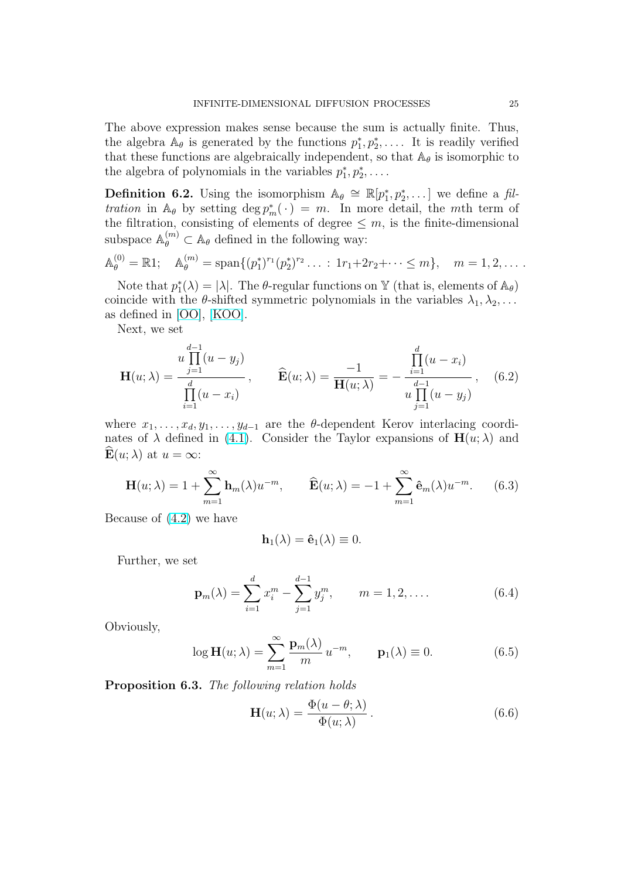The above expression makes sense because the sum is actually finite. Thus, the algebra $\mathbb{A}_\theta$ is generated by the functions $p_1^*, p_2^*, \dots$. It is readily verified that these functions are algebraically independent, so that $\mathbb{A}_\theta$ is isomorphic to the algebra of polynomials in the variables $p_1^*, p_2^*, \dots$.

**Definition 6.2.** Using the isomorphism $\mathbb{A}_\theta \cong \mathbb{R}[p_1^*, p_2^*, \dots]$ we define a *filtration* in $\mathbb{A}_\theta$ by setting $\deg p_m^*(\,\cdot\,) = m$. In more detail, the $m$th term of the filtration, consisting of elements of degree $\le m$, is the finite-dimensional subspace $\mathbb{A}_\theta^{(m)} \subset \mathbb{A}_\theta$ defined in the following way:

$$\mathbb{A}_\theta^{(0)} = \mathbb{R}1; \quad \mathbb{A}_\theta^{(m)} = \operatorname{span}\{(p_1^*)^{r_1}(p_2^*)^{r_2}\dots : 1r_1+2r_2+\dots \le m\}, \quad m = 1, 2, \dots .$$

Note that $p_1^*(\lambda) = |\lambda|$. The $\theta$-regular functions on $\mathbb{Y}$ (that is, elements of $\mathbb{A}_\theta$) coincide with the $\theta$-shifted symmetric polynomials in the variables $\lambda_1, \lambda_2, \dots$ as defined in [OO], [KOO].

Next, we set

$$\mathbf{H}(u;\lambda) = \frac{u \prod\limits_{j=1}^{d-1}(u - y_j)}{\prod\limits_{i=1}^{d}(u - x_i)}, \qquad \widehat{\mathbf{E}}(u;\lambda) = \frac{-1}{\mathbf{H}(u;\lambda)} = -\frac{\prod\limits_{i=1}^{d}(u - x_i)}{u \prod\limits_{j=1}^{d-1}(u - y_j)}, \tag{6.2}$$

where $x_1, \dots, x_d, y_1, \dots, y_{d-1}$ are the $\theta$-dependent Kerov interlacing coordinates of $\lambda$ defined in (4.1). Consider the Taylor expansions of $\mathbf{H}(u;\lambda)$ and $\widehat{\mathbf{E}}(u;\lambda)$ at $u = \infty$:

$$\mathbf{H}(u;\lambda) = 1 + \sum_{m=1}^{\infty} \mathbf{h}_m(\lambda) u^{-m}, \qquad \widehat{\mathbf{E}}(u;\lambda) = -1 + \sum_{m=1}^{\infty} \hat{\mathbf{e}}_m(\lambda) u^{-m}. \tag{6.3}$$

Because of (4.2) we have

$$\mathbf{h}_1(\lambda) = \hat{\mathbf{e}}_1(\lambda) \equiv 0.$$

Further, we set

$$\mathbf{p}_m(\lambda) = \sum_{i=1}^{d} x_i^m - \sum_{j=1}^{d-1} y_j^m, \qquad m = 1, 2, \dots . \tag{6.4}$$

Obviously,

$$\log \mathbf{H}(u;\lambda) = \sum_{m=1}^{\infty} \frac{\mathbf{p}_m(\lambda)}{m}\, u^{-m}, \qquad \mathbf{p}_1(\lambda) \equiv 0. \tag{6.5}$$

**Proposition 6.3.** *The following relation holds*

$$\mathbf{H}(u;\lambda) = \frac{\Phi(u-\theta;\lambda)}{\Phi(u;\lambda)}\,. \tag{6.6}$$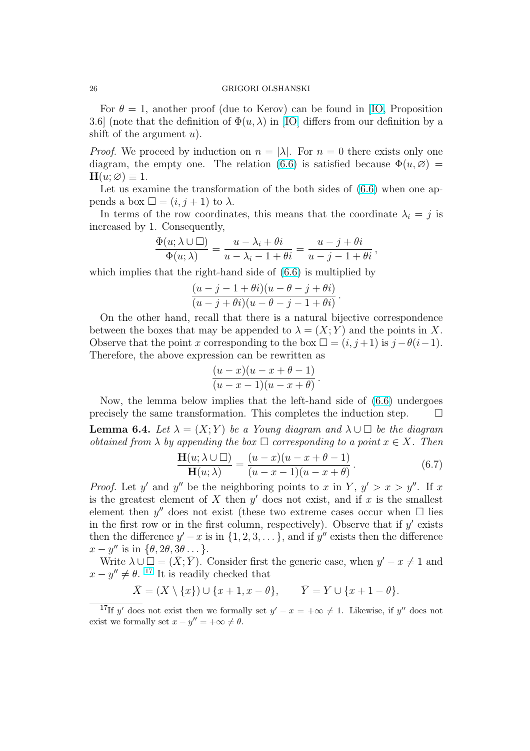For $\theta = 1$, another proof (due to Kerov) can be found in [IO, Proposition 3.6] (note that the definition of $\Phi(u, \lambda)$ in [IO] differs from our definition by a shift of the argument $u$).

*Proof.* We proceed by induction on $n = |\lambda|$. For $n = 0$ there exists only one diagram, the empty one. The relation (6.6) is satisfied because $\Phi(u, \varnothing) = \mathbf{H}(u; \varnothing) \equiv 1$.

Let us examine the transformation of the both sides of (6.6) when one appends a box $\square = (i, j+1)$ to $\lambda$.

In terms of the row coordinates, this means that the coordinate $\lambda_i = j$ is increased by 1. Consequently,

$$\frac{\Phi(u; \lambda \cup \square)}{\Phi(u; \lambda)} = \frac{u - \lambda_i + \theta i}{u - \lambda_i - 1 + \theta i} = \frac{u - j + \theta i}{u - j - 1 + \theta i},$$

which implies that the right-hand side of (6.6) is multiplied by

$$\frac{(u - j - 1 + \theta i)(u - \theta - j + \theta i)}{(u - j + \theta i)(u - \theta - j - 1 + \theta i)}.$$

On the other hand, recall that there is a natural bijective correspondence between the boxes that may be appended to $\lambda = (X; Y)$ and the points in $X$. Observe that the point $x$ corresponding to the box $\square = (i, j+1)$ is $j - \theta(i-1)$. Therefore, the above expression can be rewritten as

$$\frac{(u - x)(u - x + \theta - 1)}{(u - x - 1)(u - x + \theta)}.$$

Now, the lemma below implies that the left-hand side of (6.6) undergoes precisely the same transformation. This completes the induction step. $\square$

**Lemma 6.4.** *Let $\lambda = (X; Y)$ be a Young diagram and $\lambda \cup \square$ be the diagram obtained from $\lambda$ by appending the box $\square$ corresponding to a point $x \in X$. Then*

$$\frac{\mathbf{H}(u; \lambda \cup \square)}{\mathbf{H}(u; \lambda)} = \frac{(u - x)(u - x + \theta - 1)}{(u - x - 1)(u - x + \theta)}. \tag{6.7}$$

*Proof.* Let $y'$ and $y''$ be the neighboring points to $x$ in $Y$, $y' > x > y''$. If $x$ is the greatest element of $X$ then $y'$ does not exist, and if $x$ is the smallest element then $y''$ does not exist (these two extreme cases occur when $\square$ lies in the first row or in the first column, respectively). Observe that if $y'$ exists then the difference $y' - x$ is in $\{1, 2, 3, \dots\}$, and if $y''$ exists then the difference $x - y''$ is in $\{\theta, 2\theta, 3\theta \dots\}$.

Write $\lambda \cup \square = (\bar{X}; \bar{Y})$. Consider first the generic case, when $y' - x \neq 1$ and $x - y'' \neq \theta$. [17] It is readily checked that

$$\bar{X} = (X \setminus \{x\}) \cup \{x + 1, x - \theta\}, \qquad \bar{Y} = Y \cup \{x + 1 - \theta\}.$$

[17] If $y'$ does not exist then we formally set $y' - x = +\infty \neq 1$. Likewise, if $y''$ does not exist we formally set $x - y'' = +\infty \neq \theta$.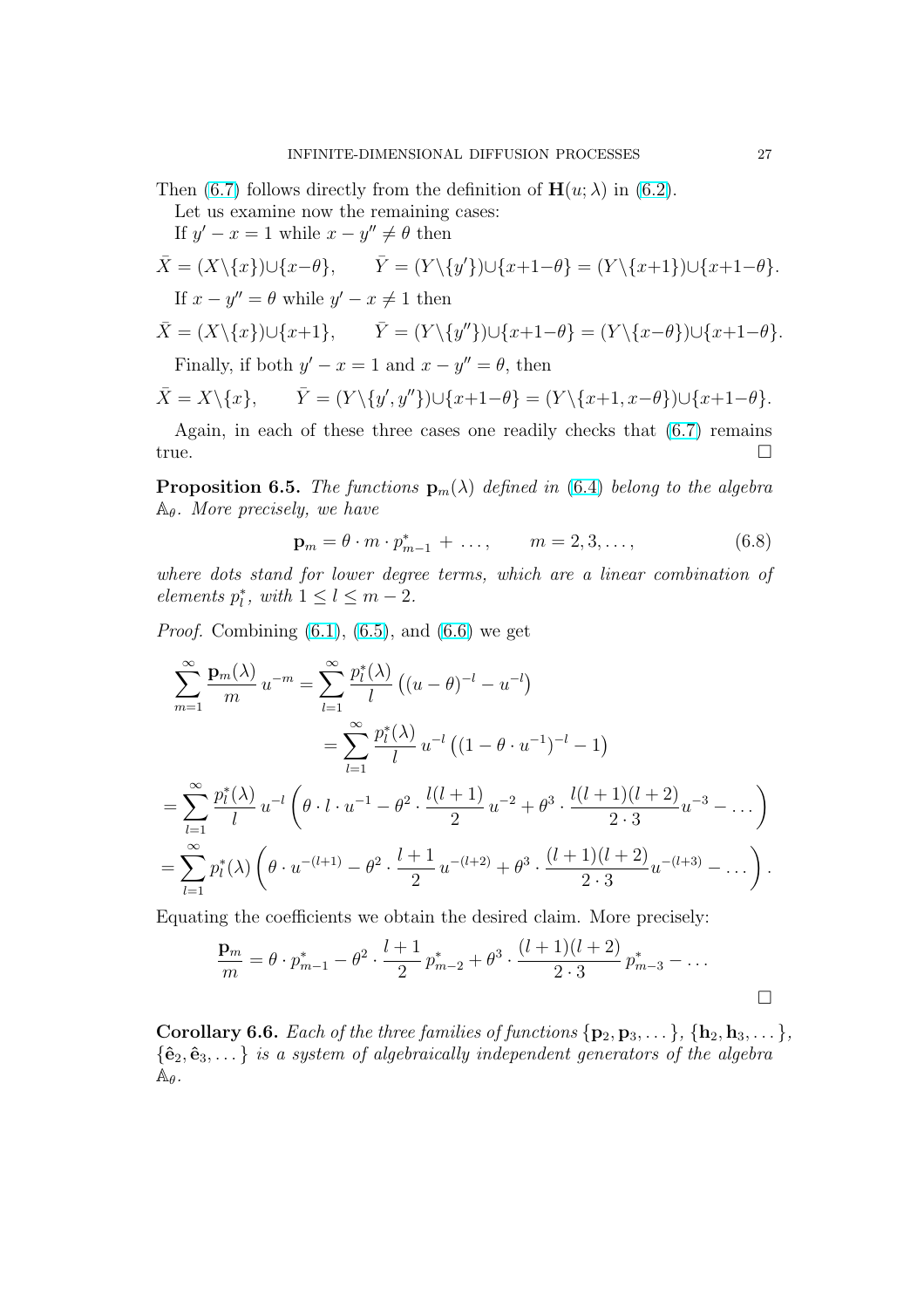Then (6.7) follows directly from the definition of $\mathbf{H}(u;\lambda)$ in (6.2).

Let us examine now the remaining cases:

If $y'-x=1$ while $x-y''\neq\theta$ then

$$\bar{X}=(X\backslash\{x\})\cup\{x-\theta\},\qquad \bar{Y}=(Y\backslash\{y'\})\cup\{x+1-\theta\}=(Y\backslash\{x+1\})\cup\{x+1-\theta\}.$$

If $x-y''=\theta$ while $y'-x\neq 1$ then

$$\bar{X}=(X\backslash\{x\})\cup\{x+1\},\qquad \bar{Y}=(Y\backslash\{y''\})\cup\{x+1-\theta\}=(Y\backslash\{x-\theta\})\cup\{x+1-\theta\}.$$

Finally, if both $y'-x=1$ and $x-y''=\theta$, then

$$\bar{X}=X\backslash\{x\},\qquad \bar{Y}=(Y\backslash\{y',y''\})\cup\{x+1-\theta\}=(Y\backslash\{x+1,x-\theta\})\cup\{x+1-\theta\}.$$

Again, in each of these three cases one readily checks that (6.7) remains true. □

**Proposition 6.5.** *The functions $\mathbf{p}_m(\lambda)$ defined in (6.4) belong to the algebra $\mathbb{A}_\theta$. More precisely, we have*

$$\mathbf{p}_m=\theta\cdot m\cdot p^*_{m-1}\;+\;\dots,\qquad m=2,3,\dots,\tag{6.8}$$

*where dots stand for lower degree terms, which are a linear combination of elements $p^*_l$, with $1\le l\le m-2$.*

*Proof.* Combining (6.1), (6.5), and (6.6) we get

$$\begin{aligned}
\sum_{m=1}^{\infty}\frac{\mathbf{p}_m(\lambda)}{m}\,u^{-m}&=\sum_{l=1}^{\infty}\frac{p^*_l(\lambda)}{l}\left((u-\theta)^{-l}-u^{-l}\right)\\
&=\sum_{l=1}^{\infty}\frac{p^*_l(\lambda)}{l}\,u^{-l}\left((1-\theta\cdot u^{-1})^{-l}-1\right)\\
=\sum_{l=1}^{\infty}\frac{p^*_l(\lambda)}{l}\,u^{-l}&\left(\theta\cdot l\cdot u^{-1}-\theta^2\cdot\frac{l(l+1)}{2}\,u^{-2}+\theta^3\cdot\frac{l(l+1)(l+2)}{2\cdot 3}u^{-3}-\dots\right)\\
=\sum_{l=1}^{\infty}p^*_l(\lambda)&\left(\theta\cdot u^{-(l+1)}-\theta^2\cdot\frac{l+1}{2}\,u^{-(l+2)}+\theta^3\cdot\frac{(l+1)(l+2)}{2\cdot 3}u^{-(l+3)}-\dots\right).
\end{aligned}$$

Equating the coefficients we obtain the desired claim. More precisely:

$$\frac{\mathbf{p}_m}{m}=\theta\cdot p^*_{m-1}-\theta^2\cdot\frac{l+1}{2}\,p^*_{m-2}+\theta^3\cdot\frac{(l+1)(l+2)}{2\cdot 3}\,p^*_{m-3}-\dots$$

□

**Corollary 6.6.** *Each of the three families of functions $\{\mathbf{p}_2,\mathbf{p}_3,\dots\}$, $\{\mathbf{h}_2,\mathbf{h}_3,\dots\}$, $\{\hat{\mathbf{e}}_2,\hat{\mathbf{e}}_3,\dots\}$ is a system of algebraically independent generators of the algebra $\mathbb{A}_\theta$.*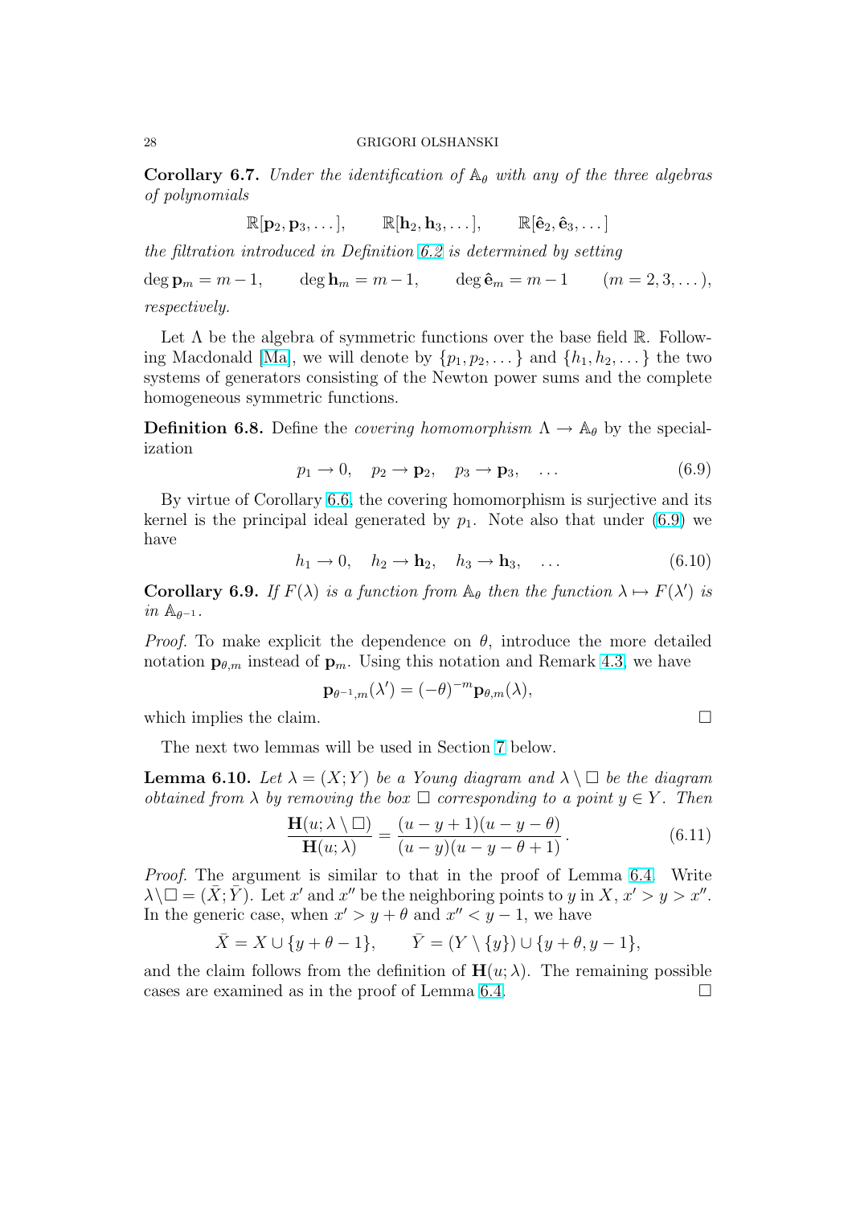**Corollary 6.7.** *Under the identification of $\mathbb{A}_\theta$ with any of the three algebras of polynomials*

$$\mathbb{R}[\mathbf{p}_2, \mathbf{p}_3, \dots], \qquad \mathbb{R}[\mathbf{h}_2, \mathbf{h}_3, \dots], \qquad \mathbb{R}[\hat{\mathbf{e}}_2, \hat{\mathbf{e}}_3, \dots]$$

*the filtration introduced in Definition 6.2 is determined by setting*

$$\deg \mathbf{p}_m = m-1, \qquad \deg \mathbf{h}_m = m-1, \qquad \deg \hat{\mathbf{e}}_m = m-1 \qquad (m = 2, 3, \dots),$$

*respectively.*

Let $\Lambda$ be the algebra of symmetric functions over the base field $\mathbb{R}$. Following Macdonald [Ma], we will denote by $\{p_1, p_2, \dots\}$ and $\{h_1, h_2, \dots\}$ the two systems of generators consisting of the Newton power sums and the complete homogeneous symmetric functions.

**Definition 6.8.** Define the *covering homomorphism* $\Lambda \to \mathbb{A}_\theta$ by the specialization

$$p_1 \to 0, \quad p_2 \to \mathbf{p}_2, \quad p_3 \to \mathbf{p}_3, \quad \dots \tag{6.9}$$

By virtue of Corollary 6.6, the covering homomorphism is surjective and its kernel is the principal ideal generated by $p_1$. Note also that under (6.9) we have

$$h_1 \to 0, \quad h_2 \to \mathbf{h}_2, \quad h_3 \to \mathbf{h}_3, \quad \dots \tag{6.10}$$

**Corollary 6.9.** *If $F(\lambda)$ is a function from $\mathbb{A}_\theta$ then the function $\lambda \mapsto F(\lambda')$ is in $\mathbb{A}_{\theta^{-1}}$.*

*Proof.* To make explicit the dependence on $\theta$, introduce the more detailed notation $\mathbf{p}_{\theta,m}$ instead of $\mathbf{p}_m$. Using this notation and Remark 4.3, we have

$$\mathbf{p}_{\theta^{-1},m}(\lambda') = (-\theta)^{-m}\mathbf{p}_{\theta,m}(\lambda),$$

which implies the claim. □

The next two lemmas will be used in Section 7 below.

**Lemma 6.10.** *Let $\lambda = (X;Y)$ be a Young diagram and $\lambda \setminus \square$ be the diagram obtained from $\lambda$ by removing the box $\square$ corresponding to a point $y \in Y$. Then*

$$\frac{\mathbf{H}(u; \lambda \setminus \square)}{\mathbf{H}(u;\lambda)} = \frac{(u-y+1)(u-y-\theta)}{(u-y)(u-y-\theta+1)}\,. \tag{6.11}$$

*Proof.* The argument is similar to that in the proof of Lemma 6.4. Write $\lambda \setminus \square = (\bar{X};\bar{Y})$. Let $x'$ and $x''$ be the neighboring points to $y$ in $X$, $x' > y > x''$. In the generic case, when $x' > y+\theta$ and $x'' < y-1$, we have

$$\bar{X} = X \cup \{y+\theta-1\}, \qquad \bar{Y} = (Y \setminus \{y\}) \cup \{y+\theta, y-1\},$$

and the claim follows from the definition of $\mathbf{H}(u;\lambda)$. The remaining possible cases are examined as in the proof of Lemma 6.4. □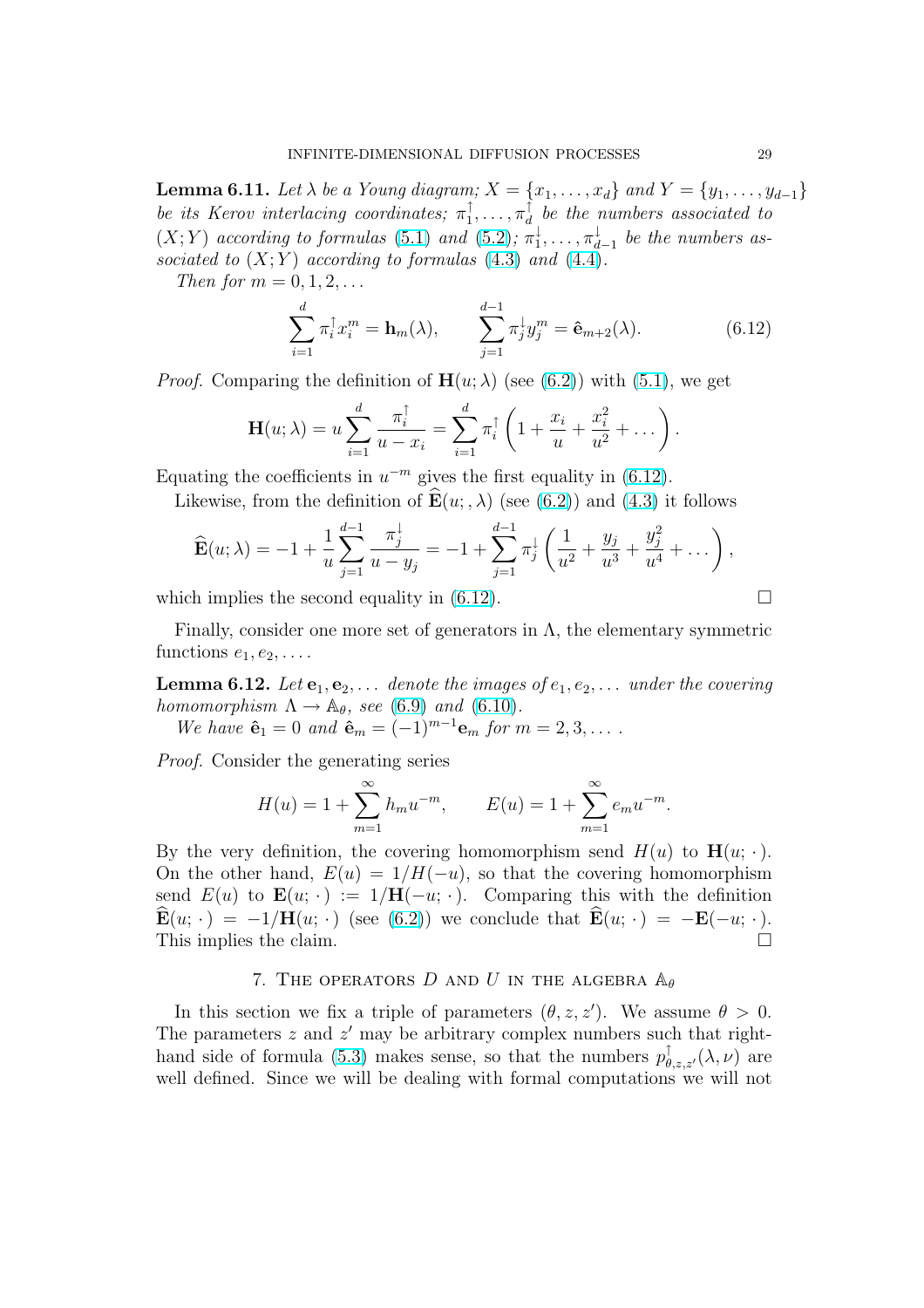**Lemma 6.11.** *Let $\lambda$ be a Young diagram; $X = \{x_1, \dots, x_d\}$ and $Y = \{y_1, \dots, y_{d-1}\}$ be its Kerov interlacing coordinates; $\pi_1^\uparrow, \dots, \pi_d^\uparrow$ be the numbers associated to $(X;Y)$ according to formulas (5.1) and (5.2); $\pi_1^\downarrow, \dots, \pi_{d-1}^\downarrow$ be the numbers associated to $(X;Y)$ according to formulas (4.3) and (4.4).*

*Then for $m = 0, 1, 2, \dots$*

$$\sum_{i=1}^{d} \pi_i^\uparrow x_i^m = \mathbf{h}_m(\lambda), \qquad \sum_{j=1}^{d-1} \pi_j^\downarrow y_j^m = \hat{\mathbf{e}}_{m+2}(\lambda). \tag{6.12}$$

*Proof.* Comparing the definition of $\mathbf{H}(u;\lambda)$ (see (6.2)) with (5.1), we get

$$\mathbf{H}(u;\lambda) = u \sum_{i=1}^{d} \frac{\pi_i^\uparrow}{u - x_i} = \sum_{i=1}^{d} \pi_i^\uparrow \left(1 + \frac{x_i}{u} + \frac{x_i^2}{u^2} + \dots\right).$$

Equating the coefficients in $u^{-m}$ gives the first equality in (6.12).

Likewise, from the definition of $\widehat{\mathbf{E}}(u;,\lambda)$ (see (6.2)) and (4.3) it follows

$$\widehat{\mathbf{E}}(u;\lambda) = -1 + \frac{1}{u} \sum_{j=1}^{d-1} \frac{\pi_j^\downarrow}{u - y_j} = -1 + \sum_{j=1}^{d-1} \pi_j^\downarrow \left(\frac{1}{u^2} + \frac{y_j}{u^3} + \frac{y_j^2}{u^4} + \dots\right),$$

which implies the second equality in (6.12). $\square$

Finally, consider one more set of generators in $\Lambda$, the elementary symmetric functions $e_1, e_2, \dots$.

**Lemma 6.12.** *Let $\mathbf{e}_1, \mathbf{e}_2, \dots$ denote the images of $e_1, e_2, \dots$ under the covering homomorphism $\Lambda \to \mathbb{A}_\theta$, see (6.9) and (6.10).*

*We have $\hat{\mathbf{e}}_1 = 0$ and $\hat{\mathbf{e}}_m = (-1)^{m-1}\mathbf{e}_m$ for $m = 2, 3, \dots$.*

*Proof.* Consider the generating series

$$H(u) = 1 + \sum_{m=1}^{\infty} h_m u^{-m}, \qquad E(u) = 1 + \sum_{m=1}^{\infty} e_m u^{-m}.$$

By the very definition, the covering homomorphism send $H(u)$ to $\mathbf{H}(u;\,\cdot\,)$. On the other hand, $E(u) = 1/H(-u)$, so that the covering homomorphism send $E(u)$ to $\mathbf{E}(u;\,\cdot\,) := 1/\mathbf{H}(-u;\,\cdot\,)$. Comparing this with the definition $\widehat{\mathbf{E}}(u;\,\cdot\,) = -1/\mathbf{H}(u;\,\cdot\,)$ (see (6.2)) we conclude that $\widehat{\mathbf{E}}(u;\,\cdot\,) = -\mathbf{E}(-u;\,\cdot\,)$. This implies the claim. $\square$

## 7. The operators $D$ and $U$ in the algebra $\mathbb{A}_\theta$

In this section we fix a triple of parameters $(\theta, z, z')$. We assume $\theta > 0$. The parameters $z$ and $z'$ may be arbitrary complex numbers such that right-hand side of formula (5.3) makes sense, so that the numbers $p^\uparrow_{\theta,z,z'}(\lambda,\nu)$ are well defined. Since we will be dealing with formal computations we will not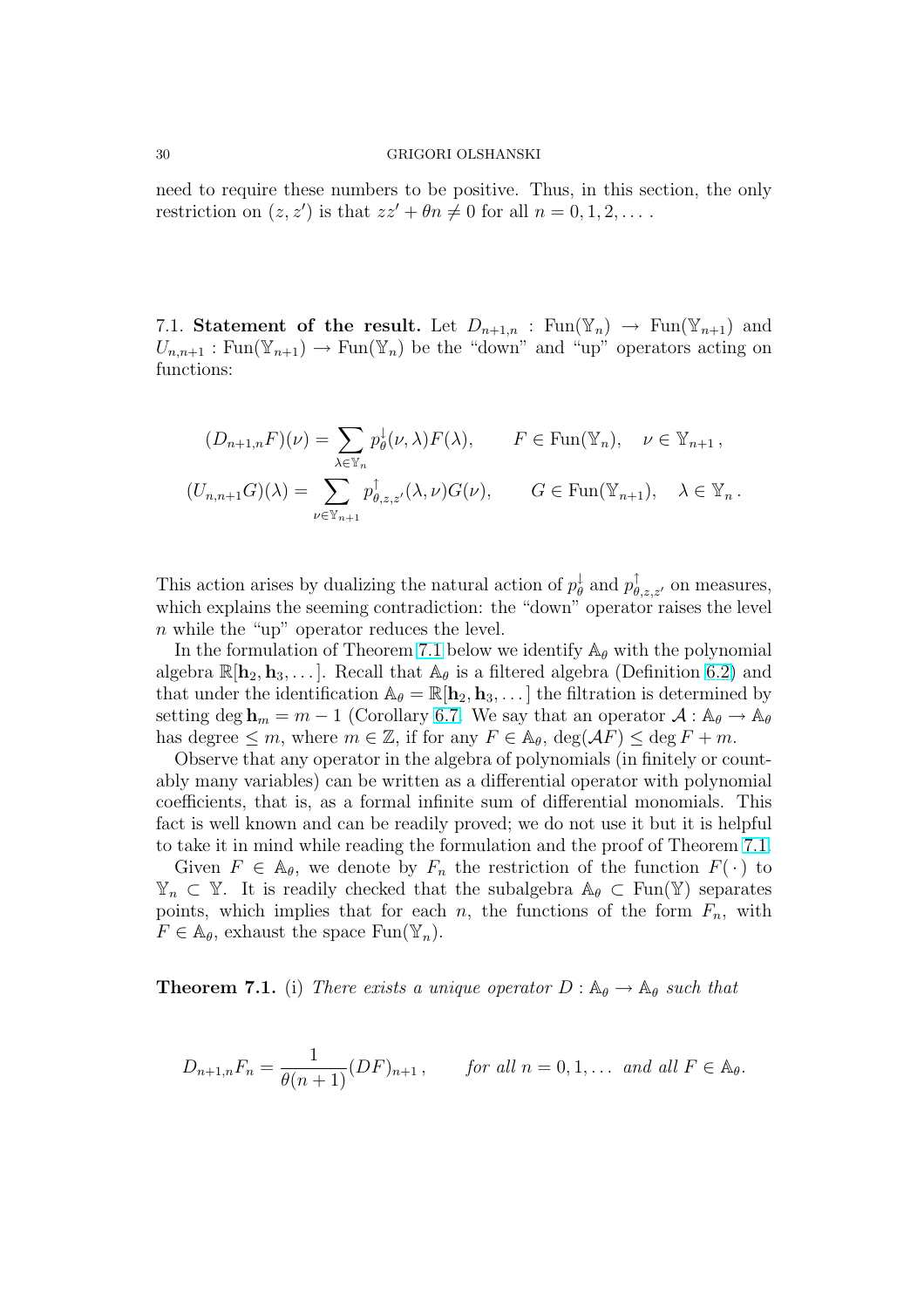need to require these numbers to be positive. Thus, in this section, the only restriction on $(z, z')$ is that $zz' + \theta n \neq 0$ for all $n = 0, 1, 2, \ldots$.

7.1. **Statement of the result.** Let $D_{n+1,n} : \mathrm{Fun}(\mathbb{Y}_n) \to \mathrm{Fun}(\mathbb{Y}_{n+1})$ and $U_{n,n+1} : \mathrm{Fun}(\mathbb{Y}_{n+1}) \to \mathrm{Fun}(\mathbb{Y}_n)$ be the "down" and "up" operators acting on functions:

$$(D_{n+1,n}F)(\nu) = \sum_{\lambda \in \mathbb{Y}_n} p_\theta^{\downarrow}(\nu, \lambda) F(\lambda), \qquad F \in \mathrm{Fun}(\mathbb{Y}_n), \quad \nu \in \mathbb{Y}_{n+1},$$

$$(U_{n,n+1}G)(\lambda) = \sum_{\nu \in \mathbb{Y}_{n+1}} p_{\theta,z,z'}^{\uparrow}(\lambda, \nu) G(\nu), \qquad G \in \mathrm{Fun}(\mathbb{Y}_{n+1}), \quad \lambda \in \mathbb{Y}_n.$$

This action arises by dualizing the natural action of $p_\theta^{\downarrow}$ and $p_{\theta,z,z'}^{\uparrow}$ on measures, which explains the seeming contradiction: the "down" operator raises the level $n$ while the "up" operator reduces the level.

In the formulation of Theorem 7.1 below we identify $\mathbb{A}_\theta$ with the polynomial algebra $\mathbb{R}[\mathbf{h}_2, \mathbf{h}_3, \ldots]$. Recall that $\mathbb{A}_\theta$ is a filtered algebra (Definition 6.2) and that under the identification $\mathbb{A}_\theta = \mathbb{R}[\mathbf{h}_2, \mathbf{h}_3, \ldots]$ the filtration is determined by setting $\deg \mathbf{h}_m = m - 1$ (Corollary 6.7. We say that an operator $\mathcal{A} : \mathbb{A}_\theta \to \mathbb{A}_\theta$ has degree $\leq m$, where $m \in \mathbb{Z}$, if for any $F \in \mathbb{A}_\theta$, $\deg(\mathcal{A}F) \leq \deg F + m$.

Observe that any operator in the algebra of polynomials (in finitely or countably many variables) can be written as a differential operator with polynomial coefficients, that is, as a formal infinite sum of differential monomials. This fact is well known and can be readily proved; we do not use it but it is helpful to take it in mind while reading the formulation and the proof of Theorem 7.1.

Given $F \in \mathbb{A}_\theta$, we denote by $F_n$ the restriction of the function $F(\,\cdot\,)$ to $\mathbb{Y}_n \subset \mathbb{Y}$. It is readily checked that the subalgebra $\mathbb{A}_\theta \subset \mathrm{Fun}(\mathbb{Y})$ separates points, which implies that for each $n$, the functions of the form $F_n$, with $F \in \mathbb{A}_\theta$, exhaust the space $\mathrm{Fun}(\mathbb{Y}_n)$.

**Theorem 7.1.** (i) *There exists a unique operator $D : \mathbb{A}_\theta \to \mathbb{A}_\theta$ such that*

$$D_{n+1,n}F_n = \frac{1}{\theta(n+1)}(DF)_{n+1}, \qquad \textit{for all } n = 0, 1, \ldots \textit{ and all } F \in \mathbb{A}_\theta.$$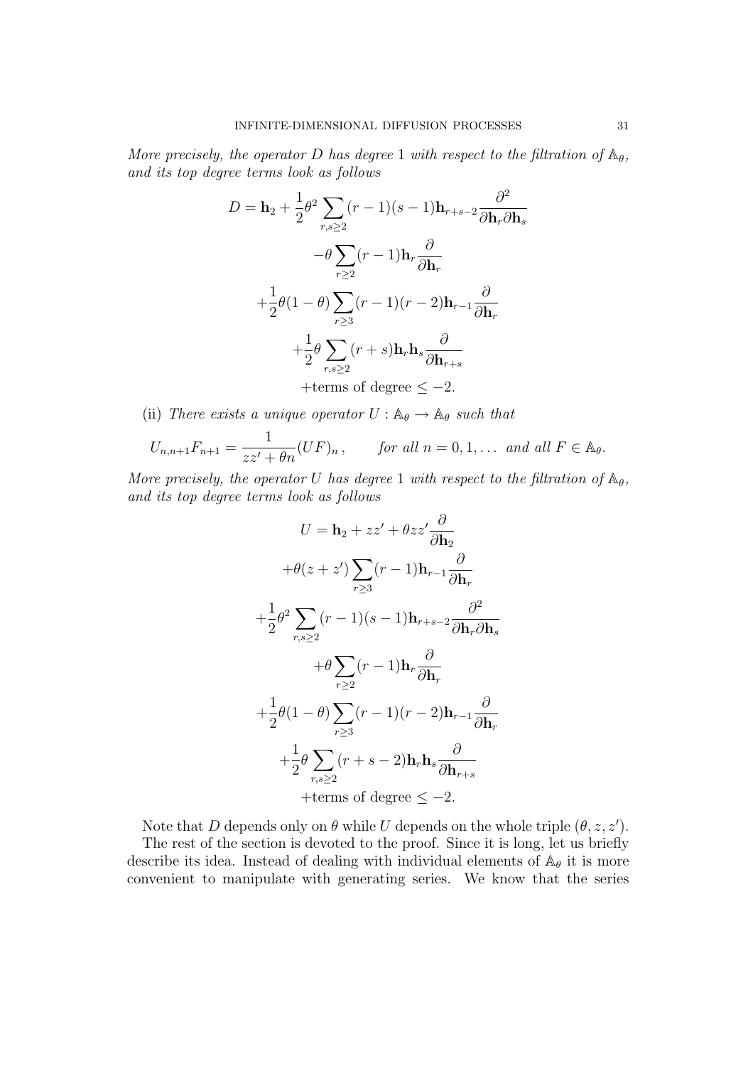*More precisely, the operator $D$ has degree 1 with respect to the filtration of $\mathbb{A}_\theta$, and its top degree terms look as follows*

$$
\begin{aligned}
D = \mathbf{h}_2 + \frac{1}{2}\theta^2 \sum_{r,s\geq 2}(r-1)(s-1)\mathbf{h}_{r+s-2}\frac{\partial^2}{\partial \mathbf{h}_r \partial \mathbf{h}_s} \\
-\theta \sum_{r\geq 2}(r-1)\mathbf{h}_r \frac{\partial}{\partial \mathbf{h}_r} \\
+\frac{1}{2}\theta(1-\theta)\sum_{r\geq 3}(r-1)(r-2)\mathbf{h}_{r-1}\frac{\partial}{\partial \mathbf{h}_r} \\
+\frac{1}{2}\theta \sum_{r,s\geq 2}(r+s)\mathbf{h}_r \mathbf{h}_s \frac{\partial}{\partial \mathbf{h}_{r+s}} \\
+\text{terms of degree} \leq -2.
\end{aligned}
$$

(ii) *There exists a unique operator $U : \mathbb{A}_\theta \to \mathbb{A}_\theta$ such that*

$$
U_{n,n+1}F_{n+1} = \frac{1}{zz'+\theta n}(UF)_n, \qquad \textit{for all } n = 0, 1, \dots \textit{ and all } F \in \mathbb{A}_\theta.
$$

*More precisely, the operator $U$ has degree 1 with respect to the filtration of $\mathbb{A}_\theta$, and its top degree terms look as follows*

$$
\begin{aligned}
U = \mathbf{h}_2 + zz' + \theta zz' \frac{\partial}{\partial \mathbf{h}_2} \\
+\theta(z+z')\sum_{r\geq 3}(r-1)\mathbf{h}_{r-1}\frac{\partial}{\partial \mathbf{h}_r} \\
+\frac{1}{2}\theta^2 \sum_{r,s\geq 2}(r-1)(s-1)\mathbf{h}_{r+s-2}\frac{\partial^2}{\partial \mathbf{h}_r \partial \mathbf{h}_s} \\
+\theta \sum_{r\geq 2}(r-1)\mathbf{h}_r \frac{\partial}{\partial \mathbf{h}_r} \\
+\frac{1}{2}\theta(1-\theta)\sum_{r\geq 3}(r-1)(r-2)\mathbf{h}_{r-1}\frac{\partial}{\partial \mathbf{h}_r} \\
+\frac{1}{2}\theta \sum_{r,s\geq 2}(r+s-2)\mathbf{h}_r \mathbf{h}_s \frac{\partial}{\partial \mathbf{h}_{r+s}} \\
+\text{terms of degree} \leq -2.
\end{aligned}
$$

Note that $D$ depends only on $\theta$ while $U$ depends on the whole triple $(\theta, z, z')$.

The rest of the section is devoted to the proof. Since it is long, let us briefly describe its idea. Instead of dealing with individual elements of $\mathbb{A}_\theta$ it is more convenient to manipulate with generating series. We know that the series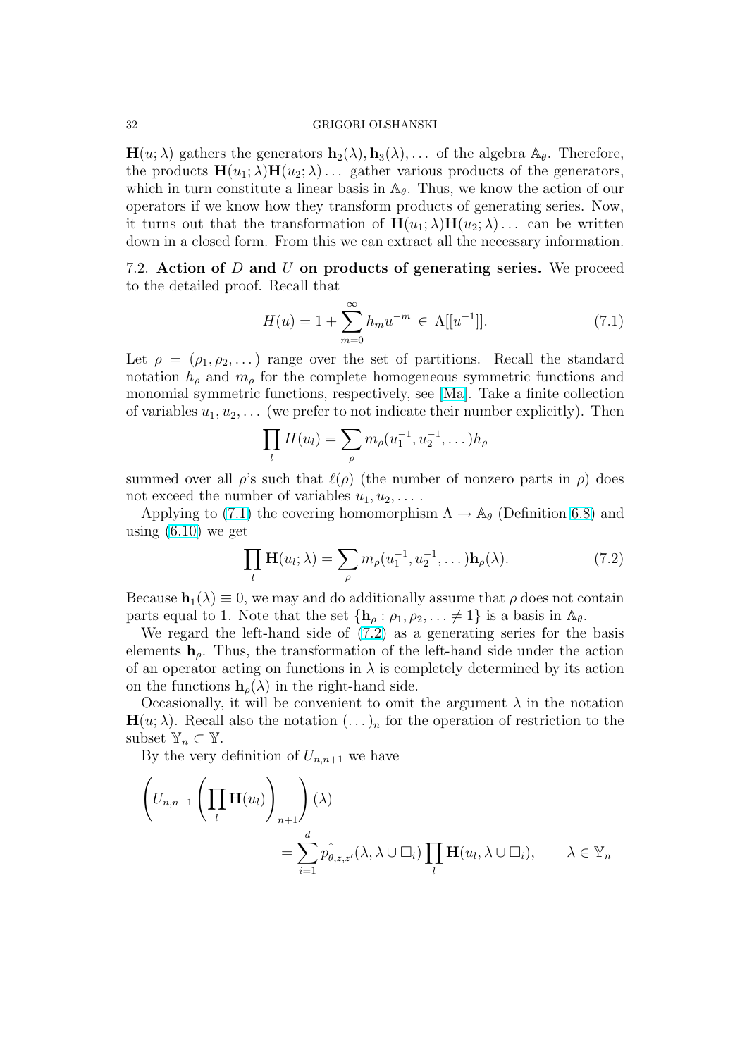$\mathbf{H}(u;\lambda)$ gathers the generators $\mathbf{h}_2(\lambda), \mathbf{h}_3(\lambda), \dots$ of the algebra $\mathbb{A}_\theta$. Therefore, the products $\mathbf{H}(u_1;\lambda)\mathbf{H}(u_2;\lambda)\dots$ gather various products of the generators, which in turn constitute a linear basis in $\mathbb{A}_\theta$. Thus, we know the action of our operators if we know how they transform products of generating series. Now, it turns out that the transformation of $\mathbf{H}(u_1;\lambda)\mathbf{H}(u_2;\lambda)\dots$ can be written down in a closed form. From this we can extract all the necessary information.

### 7.2. Action of $D$ and $U$ on products of generating series.

We proceed to the detailed proof. Recall that

$$H(u) = 1 + \sum_{m=0}^{\infty} h_m u^{-m} \in \Lambda[[u^{-1}]]. \tag{7.1}$$

Let $\rho = (\rho_1, \rho_2, \dots)$ range over the set of partitions. Recall the standard notation $h_\rho$ and $m_\rho$ for the complete homogeneous symmetric functions and monomial symmetric functions, respectively, see [Ma]. Take a finite collection of variables $u_1, u_2, \dots$ (we prefer to not indicate their number explicitly). Then

$$\prod_l H(u_l) = \sum_\rho m_\rho(u_1^{-1}, u_2^{-1}, \dots) h_\rho$$

summed over all $\rho$'s such that $\ell(\rho)$ (the number of nonzero parts in $\rho$) does not exceed the number of variables $u_1, u_2, \dots$.

Applying to (7.1) the covering homomorphism $\Lambda \to \mathbb{A}_\theta$ (Definition 6.8) and using (6.10) we get

$$\prod_l \mathbf{H}(u_l;\lambda) = \sum_\rho m_\rho(u_1^{-1}, u_2^{-1}, \dots)\mathbf{h}_\rho(\lambda). \tag{7.2}$$

Because $\mathbf{h}_1(\lambda) \equiv 0$, we may and do additionally assume that $\rho$ does not contain parts equal to 1. Note that the set $\{\mathbf{h}_\rho : \rho_1, \rho_2, \dots \neq 1\}$ is a basis in $\mathbb{A}_\theta$.

We regard the left-hand side of (7.2) as a generating series for the basis elements $\mathbf{h}_\rho$. Thus, the transformation of the left-hand side under the action of an operator acting on functions in $\lambda$ is completely determined by its action on the functions $\mathbf{h}_\rho(\lambda)$ in the right-hand side.

Occasionally, it will be convenient to omit the argument $\lambda$ in the notation $\mathbf{H}(u;\lambda)$. Recall also the notation $(\dots)_n$ for the operation of restriction to the subset $\mathbb{Y}_n \subset \mathbb{Y}$.

By the very definition of $U_{n,n+1}$ we have

$$\left( U_{n,n+1} \left( \prod_l \mathbf{H}(u_l) \right)_{n+1} \right)(\lambda) = \sum_{i=1}^{d} p^{\uparrow}_{\theta,z,z'}(\lambda, \lambda \cup \square_i) \prod_l \mathbf{H}(u_l, \lambda \cup \square_i), \qquad \lambda \in \mathbb{Y}_n$$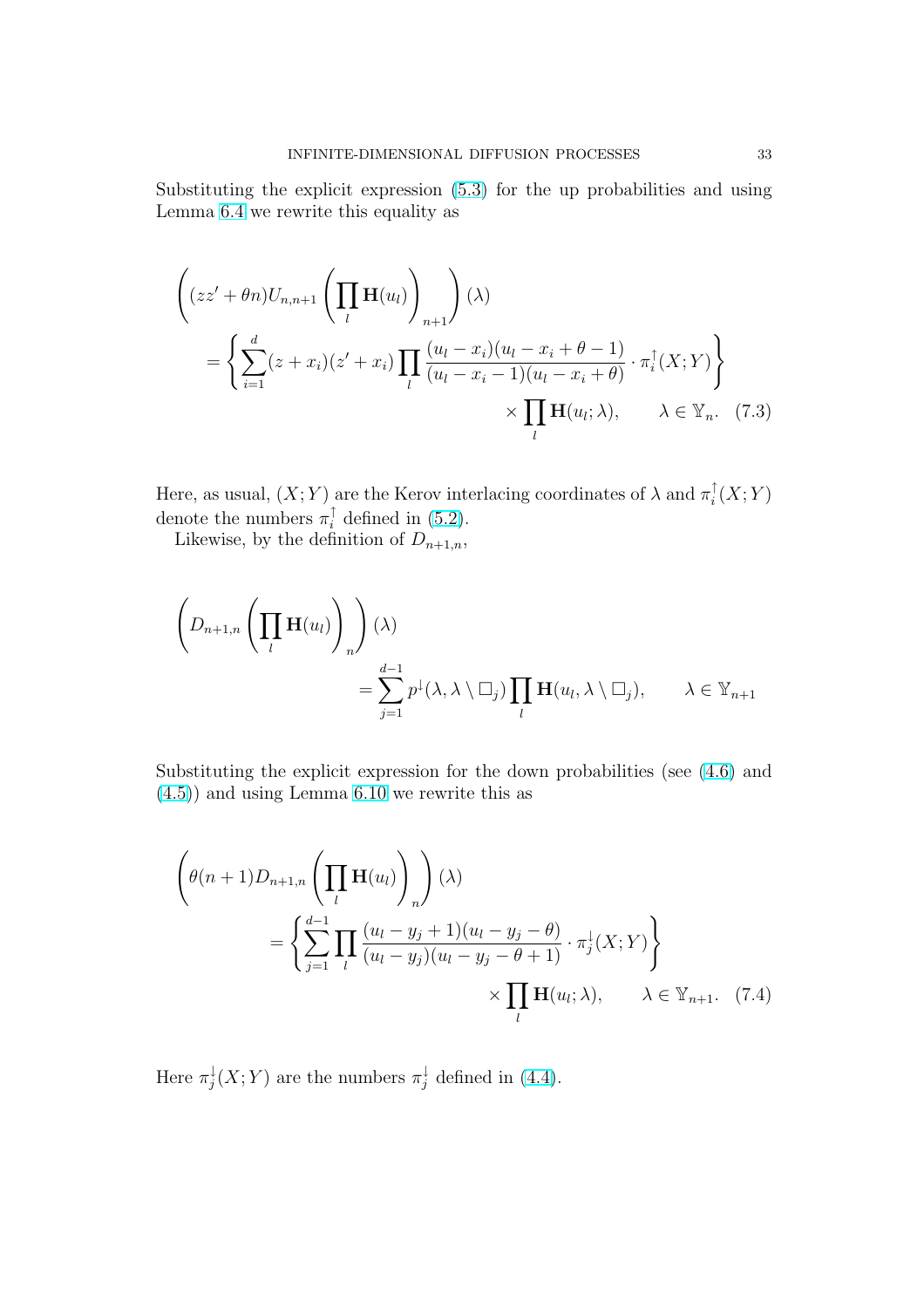Substituting the explicit expression (5.3) for the up probabilities and using Lemma 6.4 we rewrite this equality as

$$\left((zz'+\theta n)U_{n,n+1}\left(\prod_l \mathbf{H}(u_l)\right)_{n+1}\right)(\lambda) = \left\{\sum_{i=1}^{d}(z+x_i)(z'+x_i)\prod_l \frac{(u_l-x_i)(u_l-x_i+\theta-1)}{(u_l-x_i-1)(u_l-x_i+\theta)}\cdot \pi_i^{\uparrow}(X;Y)\right\} \times \prod_l \mathbf{H}(u_l;\lambda), \qquad \lambda\in\mathbb{Y}_n. \quad (7.3)$$

Here, as usual, $(X;Y)$ are the Kerov interlacing coordinates of $\lambda$ and $\pi_i^{\uparrow}(X;Y)$ denote the numbers $\pi_i^{\uparrow}$ defined in (5.2).

Likewise, by the definition of $D_{n+1,n}$,

$$\left(D_{n+1,n}\left(\prod_l \mathbf{H}(u_l)\right)_{n}\right)(\lambda) = \sum_{j=1}^{d-1} p^{\downarrow}(\lambda,\lambda\setminus\square_j)\prod_l \mathbf{H}(u_l,\lambda\setminus\square_j), \qquad \lambda\in\mathbb{Y}_{n+1}$$

Substituting the explicit expression for the down probabilities (see (4.6) and (4.5)) and using Lemma 6.10 we rewrite this as

$$\left(\theta(n+1)D_{n+1,n}\left(\prod_l \mathbf{H}(u_l)\right)_{n}\right)(\lambda) = \left\{\sum_{j=1}^{d-1}\prod_l \frac{(u_l-y_j+1)(u_l-y_j-\theta)}{(u_l-y_j)(u_l-y_j-\theta+1)}\cdot \pi_j^{\downarrow}(X;Y)\right\} \times \prod_l \mathbf{H}(u_l;\lambda), \qquad \lambda\in\mathbb{Y}_{n+1}. \quad (7.4)$$

Here $\pi_j^{\downarrow}(X;Y)$ are the numbers $\pi_j^{\downarrow}$ defined in (4.4).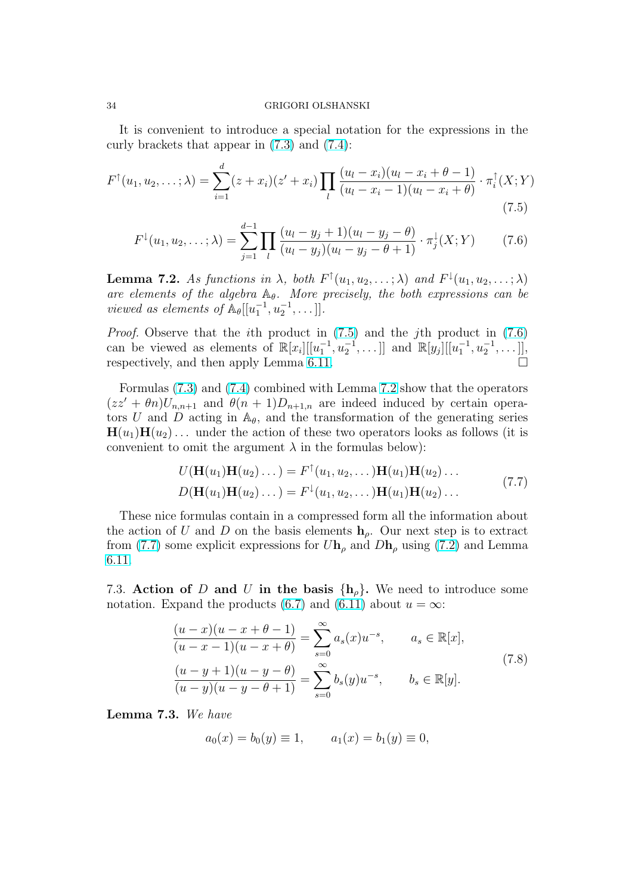It is convenient to introduce a special notation for the expressions in the curly brackets that appear in (7.3) and (7.4):

$$F^{\uparrow}(u_1, u_2, \dots; \lambda) = \sum_{i=1}^{d} (z + x_i)(z' + x_i) \prod_l \frac{(u_l - x_i)(u_l - x_i + \theta - 1)}{(u_l - x_i - 1)(u_l - x_i + \theta)} \cdot \pi_i^{\uparrow}(X; Y) \tag{7.5}$$

$$F^{\downarrow}(u_1, u_2, \dots; \lambda) = \sum_{j=1}^{d-1} \prod_l \frac{(u_l - y_j + 1)(u_l - y_j - \theta)}{(u_l - y_j)(u_l - y_j - \theta + 1)} \cdot \pi_j^{\downarrow}(X; Y) \tag{7.6}$$

**Lemma 7.2.** *As functions in $\lambda$, both $F^{\uparrow}(u_1, u_2, \dots; \lambda)$ and $F^{\downarrow}(u_1, u_2, \dots; \lambda)$ are elements of the algebra $\mathbb{A}_\theta$. More precisely, the both expressions can be viewed as elements of $\mathbb{A}_\theta[[u_1^{-1}, u_2^{-1}, \dots]]$.*

*Proof.* Observe that the $i$th product in (7.5) and the $j$th product in (7.6) can be viewed as elements of $\mathbb{R}[x_i][[u_1^{-1}, u_2^{-1}, \dots]]$ and $\mathbb{R}[y_j][[u_1^{-1}, u_2^{-1}, \dots]]$, respectively, and then apply Lemma 6.11. □

Formulas (7.3) and (7.4) combined with Lemma 7.2 show that the operators $(zz' + \theta n)U_{n,n+1}$ and $\theta(n+1)D_{n+1,n}$ are indeed induced by certain operators $U$ and $D$ acting in $\mathbb{A}_\theta$, and the transformation of the generating series $\mathbf{H}(u_1)\mathbf{H}(u_2)\dots$ under the action of these two operators looks as follows (it is convenient to omit the argument $\lambda$ in the formulas below):

$$\begin{aligned} U(\mathbf{H}(u_1)\mathbf{H}(u_2)\dots) &= F^{\uparrow}(u_1, u_2, \dots)\mathbf{H}(u_1)\mathbf{H}(u_2)\dots \\ D(\mathbf{H}(u_1)\mathbf{H}(u_2)\dots) &= F^{\downarrow}(u_1, u_2, \dots)\mathbf{H}(u_1)\mathbf{H}(u_2)\dots \end{aligned} \tag{7.7}$$

These nice formulas contain in a compressed form all the information about the action of $U$ and $D$ on the basis elements $\mathbf{h}_\rho$. Our next step is to extract from (7.7) some explicit expressions for $U\mathbf{h}_\rho$ and $D\mathbf{h}_\rho$ using (7.2) and Lemma 6.11.

7.3. **Action of $D$ and $U$ in the basis $\{\mathbf{h}_\rho\}$.** We need to introduce some notation. Expand the products (6.7) and (6.11) about $u = \infty$:

$$\begin{aligned} \frac{(u - x)(u - x + \theta - 1)}{(u - x - 1)(u - x + \theta)} &= \sum_{s=0}^{\infty} a_s(x) u^{-s}, \qquad a_s \in \mathbb{R}[x], \\ \frac{(u - y + 1)(u - y - \theta)}{(u - y)(u - y - \theta + 1)} &= \sum_{s=0}^{\infty} b_s(y) u^{-s}, \qquad b_s \in \mathbb{R}[y]. \end{aligned} \tag{7.8}$$

**Lemma 7.3.** *We have*

$$a_0(x) = b_0(y) \equiv 1, \qquad a_1(x) = b_1(y) \equiv 0,$$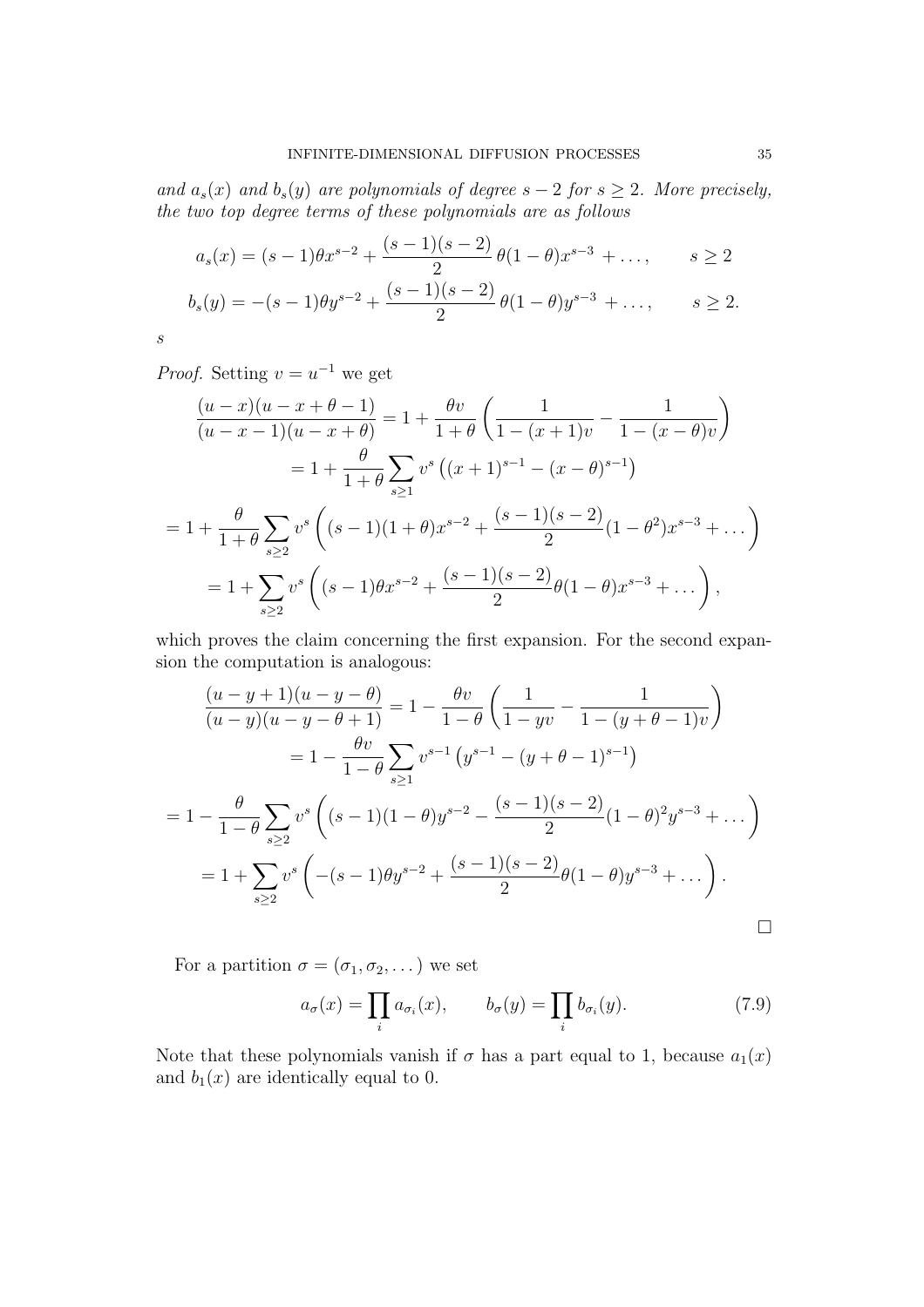*and $a_s(x)$ and $b_s(y)$ are polynomials of degree $s-2$ for $s \geq 2$. More precisely, the two top degree terms of these polynomials are as follows*

$$a_s(x) = (s-1)\theta x^{s-2} + \frac{(s-1)(s-2)}{2}\,\theta(1-\theta)x^{s-3} + \dots, \qquad s \geq 2$$

$$b_s(y) = -(s-1)\theta y^{s-2} + \frac{(s-1)(s-2)}{2}\,\theta(1-\theta)y^{s-3} + \dots, \qquad s \geq 2.$$

$s$

*Proof.* Setting $v = u^{-1}$ we get

$$\begin{aligned}
\frac{(u-x)(u-x+\theta-1)}{(u-x-1)(u-x+\theta)} &= 1 + \frac{\theta v}{1+\theta}\left(\frac{1}{1-(x+1)v} - \frac{1}{1-(x-\theta)v}\right) \\
&= 1 + \frac{\theta}{1+\theta}\sum_{s\geq 1} v^s\left((x+1)^{s-1} - (x-\theta)^{s-1}\right) \\
= 1 + \frac{\theta}{1+\theta}\sum_{s\geq 2} v^s &\left((s-1)(1+\theta)x^{s-2} + \frac{(s-1)(s-2)}{2}(1-\theta^2)x^{s-3} + \dots\right) \\
&= 1 + \sum_{s\geq 2} v^s\left((s-1)\theta x^{s-2} + \frac{(s-1)(s-2)}{2}\theta(1-\theta)x^{s-3} + \dots\right),
\end{aligned}$$

which proves the claim concerning the first expansion. For the second expansion the computation is analogous:

$$\begin{aligned}
\frac{(u-y+1)(u-y-\theta)}{(u-y)(u-y-\theta+1)} &= 1 - \frac{\theta v}{1-\theta}\left(\frac{1}{1-yv} - \frac{1}{1-(y+\theta-1)v}\right) \\
&= 1 - \frac{\theta v}{1-\theta}\sum_{s\geq 1} v^{s-1}\left(y^{s-1} - (y+\theta-1)^{s-1}\right) \\
= 1 - \frac{\theta}{1-\theta}\sum_{s\geq 2} v^s &\left((s-1)(1-\theta)y^{s-2} - \frac{(s-1)(s-2)}{2}(1-\theta)^2 y^{s-3} + \dots\right) \\
&= 1 + \sum_{s\geq 2} v^s\left(-(s-1)\theta y^{s-2} + \frac{(s-1)(s-2)}{2}\theta(1-\theta)y^{s-3} + \dots\right).
\end{aligned}$$

□

For a partition $\sigma = (\sigma_1, \sigma_2, \dots)$ we set

$$a_\sigma(x) = \prod_i a_{\sigma_i}(x), \qquad b_\sigma(y) = \prod_i b_{\sigma_i}(y). \tag{7.9}$$

Note that these polynomials vanish if $\sigma$ has a part equal to 1, because $a_1(x)$ and $b_1(x)$ are identically equal to 0.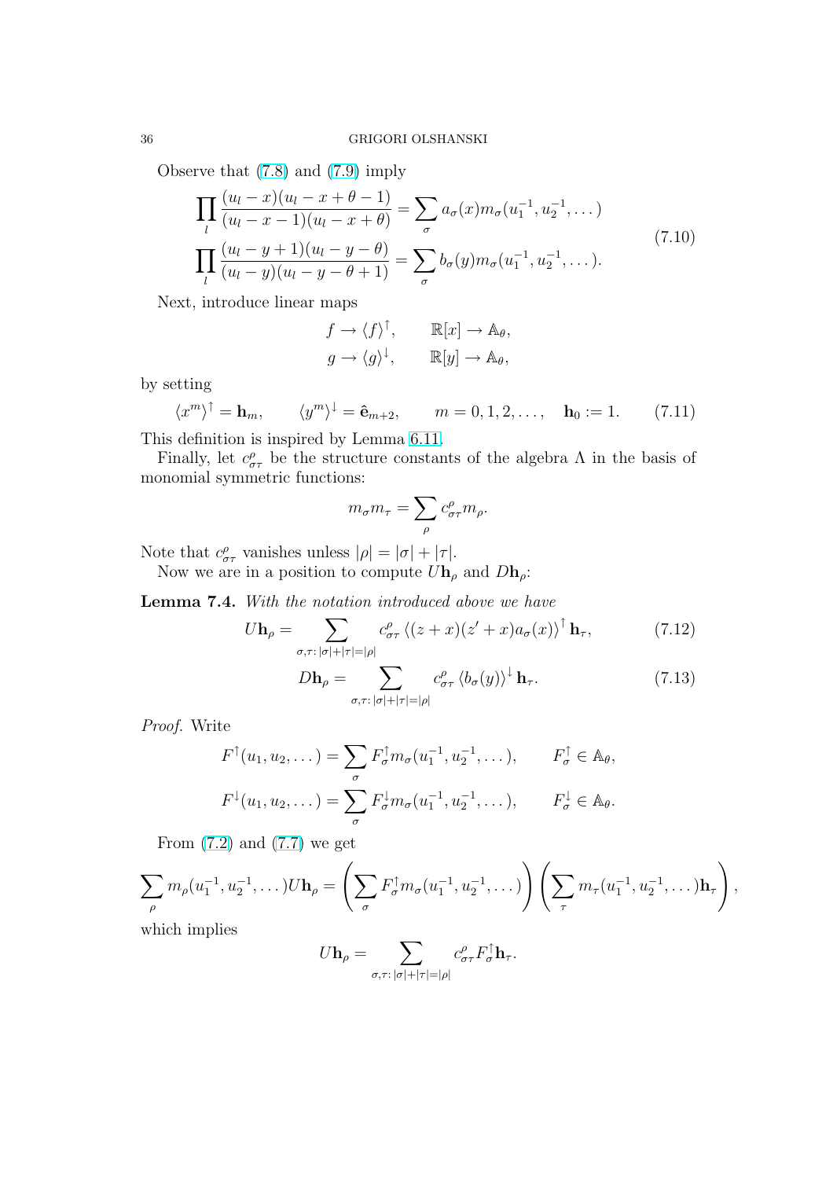Observe that (7.8) and (7.9) imply

$$
\begin{aligned}
\prod_l \frac{(u_l - x)(u_l - x + \theta - 1)}{(u_l - x - 1)(u_l - x + \theta)} &= \sum_\sigma a_\sigma(x) m_\sigma(u_1^{-1}, u_2^{-1}, \dots) \\
\prod_l \frac{(u_l - y + 1)(u_l - y - \theta)}{(u_l - y)(u_l - y - \theta + 1)} &= \sum_\sigma b_\sigma(y) m_\sigma(u_1^{-1}, u_2^{-1}, \dots).
\end{aligned} \tag{7.10}
$$

Next, introduce linear maps

$$
\begin{aligned}
f \to \langle f \rangle^{\uparrow}, &\qquad \mathbb{R}[x] \to \mathbb{A}_\theta, \\
g \to \langle g \rangle^{\downarrow}, &\qquad \mathbb{R}[y] \to \mathbb{A}_\theta,
\end{aligned}
$$

by setting

$$
\langle x^m \rangle^{\uparrow} = \mathbf{h}_m, \qquad \langle y^m \rangle^{\downarrow} = \hat{\mathbf{e}}_{m+2}, \qquad m = 0, 1, 2, \dots, \quad \mathbf{h}_0 := 1. \tag{7.11}
$$

This definition is inspired by Lemma 6.11.

Finally, let $c^\rho_{\sigma\tau}$ be the structure constants of the algebra $\Lambda$ in the basis of monomial symmetric functions:

$$
m_\sigma m_\tau = \sum_\rho c^\rho_{\sigma\tau} m_\rho.
$$

Note that $c^\rho_{\sigma\tau}$ vanishes unless $|\rho| = |\sigma| + |\tau|$.

Now we are in a position to compute $U\mathbf{h}_\rho$ and $D\mathbf{h}_\rho$:

**Lemma 7.4.** *With the notation introduced above we have*

$$
U\mathbf{h}_\rho = \sum_{\sigma,\tau:\, |\sigma|+|\tau|=|\rho|} c^\rho_{\sigma\tau} \left\langle (z+x)(z'+x) a_\sigma(x) \right\rangle^{\uparrow} \mathbf{h}_\tau, \tag{7.12}
$$

$$
D\mathbf{h}_\rho = \sum_{\sigma,\tau:\, |\sigma|+|\tau|=|\rho|} c^\rho_{\sigma\tau} \left\langle b_\sigma(y) \right\rangle^{\downarrow} \mathbf{h}_\tau. \tag{7.13}
$$

*Proof.* Write

$$
\begin{aligned}
F^{\uparrow}(u_1, u_2, \dots) &= \sum_\sigma F^{\uparrow}_\sigma m_\sigma(u_1^{-1}, u_2^{-1}, \dots), \qquad F^{\uparrow}_\sigma \in \mathbb{A}_\theta, \\
F^{\downarrow}(u_1, u_2, \dots) &= \sum_\sigma F^{\downarrow}_\sigma m_\sigma(u_1^{-1}, u_2^{-1}, \dots), \qquad F^{\downarrow}_\sigma \in \mathbb{A}_\theta.
\end{aligned}
$$

From (7.2) and (7.7) we get

$$
\sum_\rho m_\rho(u_1^{-1}, u_2^{-1}, \dots) U\mathbf{h}_\rho = \left( \sum_\sigma F^{\uparrow}_\sigma m_\sigma(u_1^{-1}, u_2^{-1}, \dots) \right) \left( \sum_\tau m_\tau(u_1^{-1}, u_2^{-1}, \dots) \mathbf{h}_\tau \right),
$$

which implies

$$
U\mathbf{h}_\rho = \sum_{\sigma,\tau:\, |\sigma|+|\tau|=|\rho|} c^\rho_{\sigma\tau} F^{\uparrow}_\sigma \mathbf{h}_\tau.
$$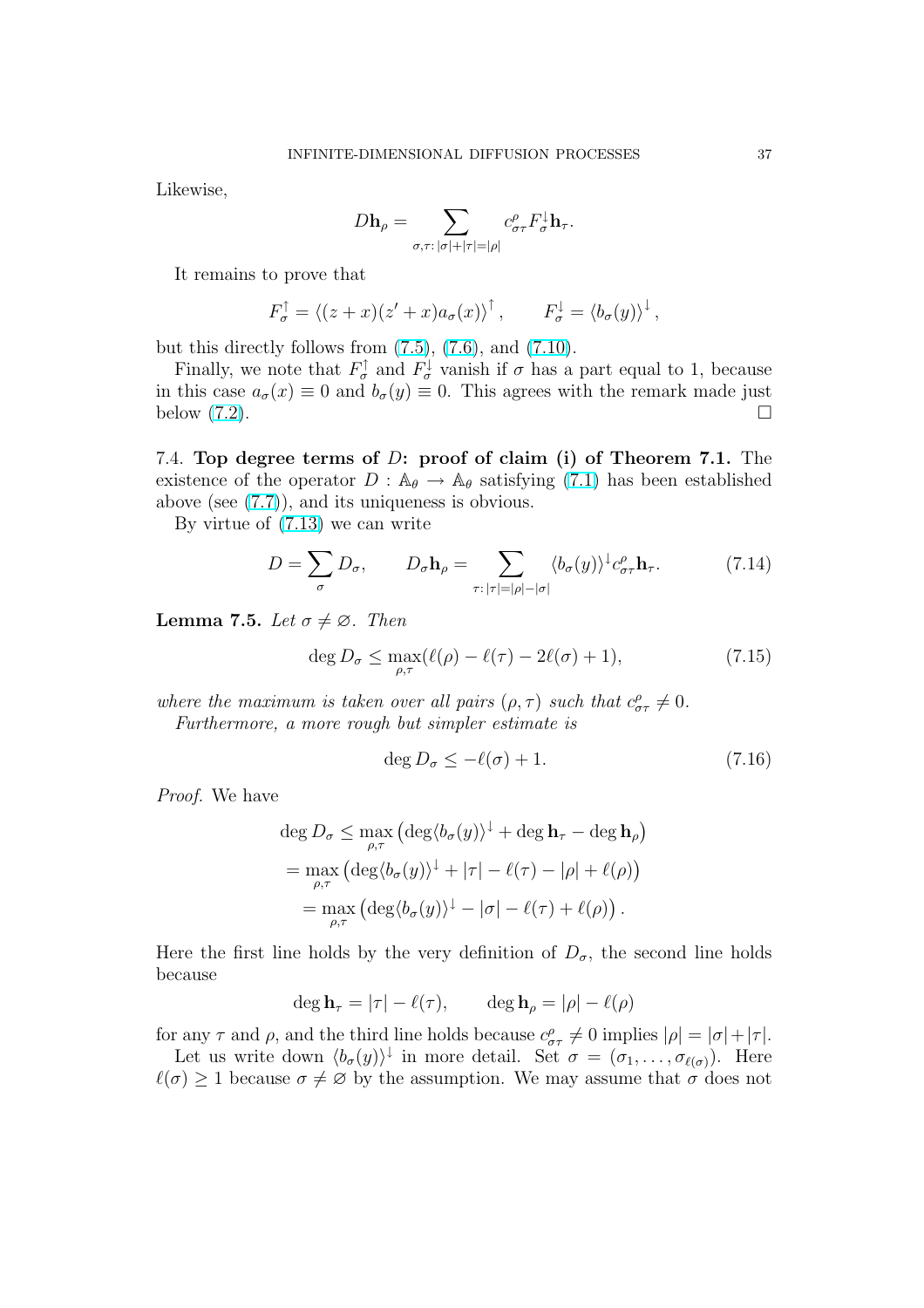Likewise,

$$D\mathbf{h}_\rho = \sum_{\sigma,\tau\colon |\sigma|+|\tau|=|\rho|} c^\rho_{\sigma\tau} F^\downarrow_\sigma \mathbf{h}_\tau.$$

It remains to prove that

$$F^\uparrow_\sigma = \langle (z+x)(z'+x)a_\sigma(x)\rangle^\uparrow, \qquad F^\downarrow_\sigma = \langle b_\sigma(y)\rangle^\downarrow,$$

but this directly follows from (7.5), (7.6), and (7.10).

Finally, we note that $F^\uparrow_\sigma$ and $F^\downarrow_\sigma$ vanish if $\sigma$ has a part equal to 1, because in this case $a_\sigma(x)\equiv 0$ and $b_\sigma(y)\equiv 0$. This agrees with the remark made just below (7.2). $\square$

7.4. **Top degree terms of $D$: proof of claim (i) of Theorem 7.1.** The existence of the operator $D : \mathbb{A}_\theta \to \mathbb{A}_\theta$ satisfying (7.1) has been established above (see (7.7)), and its uniqueness is obvious.

By virtue of (7.13) we can write

$$D = \sum_\sigma D_\sigma, \qquad D_\sigma \mathbf{h}_\rho = \sum_{\tau\colon |\tau|=|\rho|-|\sigma|} \langle b_\sigma(y)\rangle^\downarrow c^\rho_{\sigma\tau}\mathbf{h}_\tau. \tag{7.14}$$

**Lemma 7.5.** *Let $\sigma \neq \varnothing$. Then*

$$\deg D_\sigma \le \max_{\rho,\tau}(\ell(\rho)-\ell(\tau)-2\ell(\sigma)+1), \tag{7.15}$$

*where the maximum is taken over all pairs $(\rho,\tau)$ such that $c^\rho_{\sigma\tau}\neq 0$.*

*Furthermore, a more rough but simpler estimate is*

$$\deg D_\sigma \le -\ell(\sigma)+1. \tag{7.16}$$

*Proof.* We have

$$\begin{aligned}
\deg D_\sigma &\le \max_{\rho,\tau}\left(\deg\langle b_\sigma(y)\rangle^\downarrow + \deg \mathbf{h}_\tau - \deg \mathbf{h}_\rho\right)\\
&= \max_{\rho,\tau}\left(\deg\langle b_\sigma(y)\rangle^\downarrow + |\tau| - \ell(\tau) - |\rho| + \ell(\rho)\right)\\
&= \max_{\rho,\tau}\left(\deg\langle b_\sigma(y)\rangle^\downarrow - |\sigma| - \ell(\tau) + \ell(\rho)\right).
\end{aligned}$$

Here the first line holds by the very definition of $D_\sigma$, the second line holds because

$$\deg \mathbf{h}_\tau = |\tau| - \ell(\tau), \qquad \deg \mathbf{h}_\rho = |\rho| - \ell(\rho)$$

for any $\tau$ and $\rho$, and the third line holds because $c^\rho_{\sigma\tau}\neq 0$ implies $|\rho| = |\sigma|+|\tau|$.

Let us write down $\langle b_\sigma(y)\rangle^\downarrow$ in more detail. Set $\sigma = (\sigma_1,\dots,\sigma_{\ell(\sigma)})$. Here $\ell(\sigma)\ge 1$ because $\sigma\neq\varnothing$ by the assumption. We may assume that $\sigma$ does not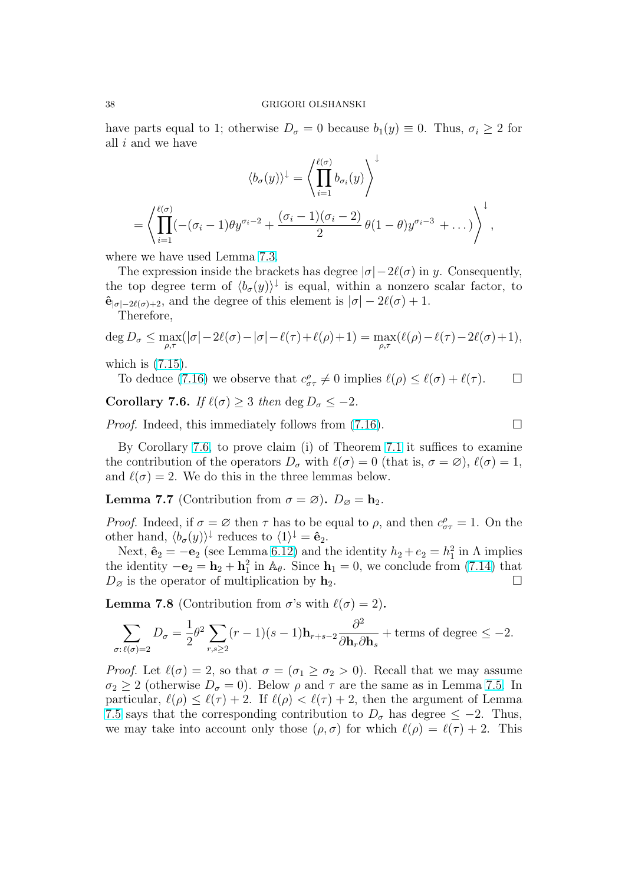have parts equal to 1; otherwise $D_\sigma = 0$ because $b_1(y) \equiv 0$. Thus, $\sigma_i \ge 2$ for all $i$ and we have

$$\langle b_\sigma(y) \rangle^\downarrow = \left\langle \prod_{i=1}^{\ell(\sigma)} b_{\sigma_i}(y) \right\rangle^\downarrow$$

$$= \left\langle \prod_{i=1}^{\ell(\sigma)} (-(\sigma_i - 1)\theta y^{\sigma_i - 2} + \frac{(\sigma_i - 1)(\sigma_i - 2)}{2}\,\theta(1-\theta) y^{\sigma_i - 3} + \dots) \right\rangle^\downarrow,$$

where we have used Lemma 7.3.

The expression inside the brackets has degree $|\sigma| - 2\ell(\sigma)$ in $y$. Consequently, the top degree term of $\langle b_\sigma(y)\rangle^\downarrow$ is equal, within a nonzero scalar factor, to $\hat{\mathbf{e}}_{|\sigma|-2\ell(\sigma)+2}$, and the degree of this element is $|\sigma| - 2\ell(\sigma) + 1$.

Therefore,

$$\deg D_\sigma \le \max_{\rho,\tau}(|\sigma| - 2\ell(\sigma) - |\sigma| - \ell(\tau) + \ell(\rho) + 1) = \max_{\rho,\tau}(\ell(\rho) - \ell(\tau) - 2\ell(\sigma) + 1),$$

which is (7.15).

To deduce (7.16) we observe that $c^\rho_{\sigma\tau} \ne 0$ implies $\ell(\rho) \le \ell(\sigma) + \ell(\tau)$. $\square$

**Corollary 7.6.** *If $\ell(\sigma) \ge 3$ then $\deg D_\sigma \le -2$.*

*Proof.* Indeed, this immediately follows from (7.16). $\square$

By Corollary 7.6, to prove claim (i) of Theorem 7.1 it suffices to examine the contribution of the operators $D_\sigma$ with $\ell(\sigma) = 0$ (that is, $\sigma = \varnothing$), $\ell(\sigma) = 1$, and $\ell(\sigma) = 2$. We do this in the three lemmas below.

**Lemma 7.7** (Contribution from $\sigma = \varnothing$)**.** $D_\varnothing = \mathbf{h}_2$.

*Proof.* Indeed, if $\sigma = \varnothing$ then $\tau$ has to be equal to $\rho$, and then $c^\rho_{\sigma\tau} = 1$. On the other hand, $\langle b_\sigma(y)\rangle^\downarrow$ reduces to $\langle 1 \rangle^\downarrow = \hat{\mathbf{e}}_2$.

Next, $\hat{\mathbf{e}}_2 = -\mathbf{e}_2$ (see Lemma 6.12) and the identity $h_2 + e_2 = h_1^2$ in $\Lambda$ implies the identity $-\mathbf{e}_2 = \mathbf{h}_2 + \mathbf{h}_1^2$ in $\mathbb{A}_\theta$. Since $\mathbf{h}_1 = 0$, we conclude from (7.14) that $D_\varnothing$ is the operator of multiplication by $\mathbf{h}_2$. $\square$

**Lemma 7.8** (Contribution from $\sigma$'s with $\ell(\sigma) = 2$)**.**

$$\sum_{\sigma:\,\ell(\sigma)=2} D_\sigma = \frac{1}{2}\theta^2 \sum_{r,s\ge 2} (r-1)(s-1)\mathbf{h}_{r+s-2} \frac{\partial^2}{\partial \mathbf{h}_r \partial \mathbf{h}_s} + \text{terms of degree} \le -2.$$

*Proof.* Let $\ell(\sigma) = 2$, so that $\sigma = (\sigma_1 \ge \sigma_2 > 0)$. Recall that we may assume $\sigma_2 \ge 2$ (otherwise $D_\sigma = 0$). Below $\rho$ and $\tau$ are the same as in Lemma 7.5. In particular, $\ell(\rho) \le \ell(\tau) + 2$. If $\ell(\rho) < \ell(\tau) + 2$, then the argument of Lemma 7.5 says that the corresponding contribution to $D_\sigma$ has degree $\le -2$. Thus, we may take into account only those $(\rho, \sigma)$ for which $\ell(\rho) = \ell(\tau) + 2$. This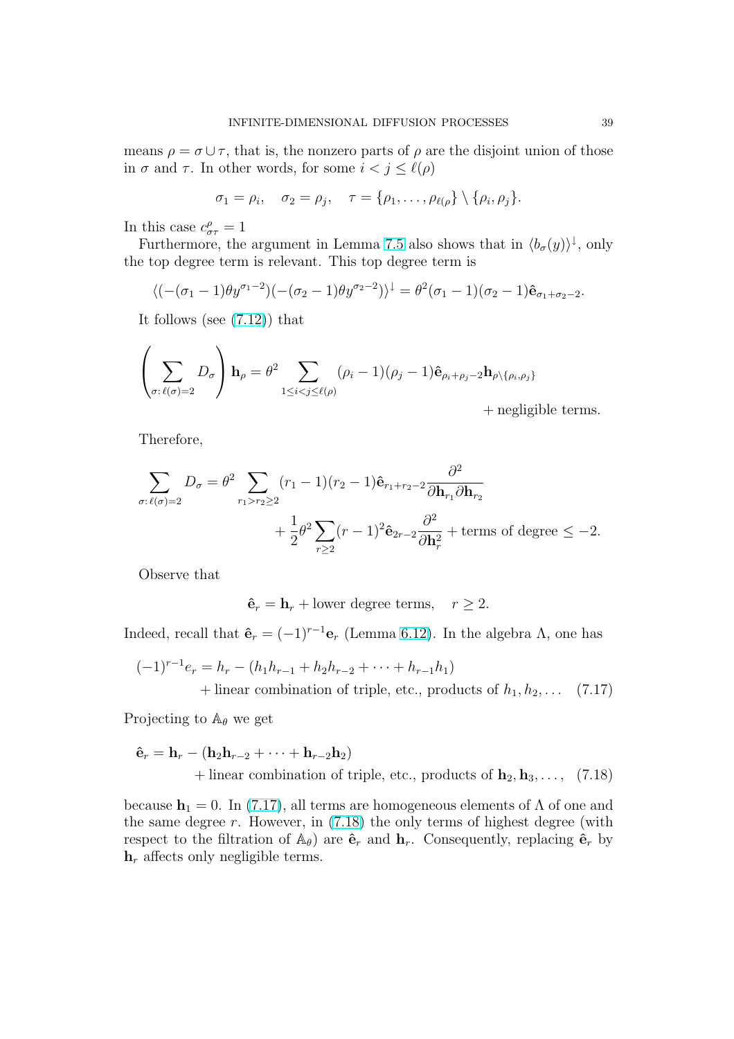means $\rho = \sigma \cup \tau$, that is, the nonzero parts of $\rho$ are the disjoint union of those in $\sigma$ and $\tau$. In other words, for some $i < j \le \ell(\rho)$

$$\sigma_1 = \rho_i, \quad \sigma_2 = \rho_j, \quad \tau = \{\rho_1, \dots, \rho_{\ell(\rho)}\} \setminus \{\rho_i, \rho_j\}.$$

In this case $c^\rho_{\sigma\tau} = 1$

Furthermore, the argument in Lemma 7.5 also shows that in $\langle b_\sigma(y)\rangle^\downarrow$, only the top degree term is relevant. This top degree term is

$$\langle (-(\sigma_1 - 1)\theta y^{\sigma_1 - 2})(-(\sigma_2 - 1)\theta y^{\sigma_2 - 2})\rangle^\downarrow = \theta^2(\sigma_1 - 1)(\sigma_2 - 1)\hat{\mathbf{e}}_{\sigma_1 + \sigma_2 - 2}.$$

It follows (see (7.12)) that

$$\left(\sum_{\sigma:\,\ell(\sigma)=2} D_\sigma\right)\mathbf{h}_\rho = \theta^2 \sum_{1\le i<j\le \ell(\rho)} (\rho_i - 1)(\rho_j - 1)\hat{\mathbf{e}}_{\rho_i+\rho_j-2}\mathbf{h}_{\rho\setminus\{\rho_i,\rho_j\}} + \text{negligible terms.}$$

Therefore,

$$\sum_{\sigma:\,\ell(\sigma)=2} D_\sigma = \theta^2 \sum_{r_1 > r_2 \ge 2}(r_1 - 1)(r_2 - 1)\hat{\mathbf{e}}_{r_1+r_2-2}\frac{\partial^2}{\partial \mathbf{h}_{r_1}\partial \mathbf{h}_{r_2}} + \frac{1}{2}\theta^2 \sum_{r\ge 2}(r-1)^2 \hat{\mathbf{e}}_{2r-2}\frac{\partial^2}{\partial \mathbf{h}_r^2} + \text{terms of degree} \le -2.$$

Observe that

$$\hat{\mathbf{e}}_r = \mathbf{h}_r + \text{lower degree terms}, \quad r \ge 2.$$

Indeed, recall that $\hat{\mathbf{e}}_r = (-1)^{r-1}\mathbf{e}_r$ (Lemma 6.12). In the algebra $\Lambda$, one has

$$(-1)^{r-1}e_r = h_r - (h_1 h_{r-1} + h_2 h_{r-2} + \dots + h_{r-1}h_1) + \text{linear combination of triple, etc., products of } h_1, h_2, \dots \quad (7.17)$$

Projecting to $\mathbb{A}_\theta$ we get

$$\hat{\mathbf{e}}_r = \mathbf{h}_r - (\mathbf{h}_2\mathbf{h}_{r-2} + \dots + \mathbf{h}_{r-2}\mathbf{h}_2) + \text{linear combination of triple, etc., products of } \mathbf{h}_2, \mathbf{h}_3, \dots, \quad (7.18)$$

because $\mathbf{h}_1 = 0$. In (7.17), all terms are homogeneous elements of $\Lambda$ of one and the same degree $r$. However, in (7.18) the only terms of highest degree (with respect to the filtration of $\mathbb{A}_\theta$) are $\hat{\mathbf{e}}_r$ and $\mathbf{h}_r$. Consequently, replacing $\hat{\mathbf{e}}_r$ by $\mathbf{h}_r$ affects only negligible terms.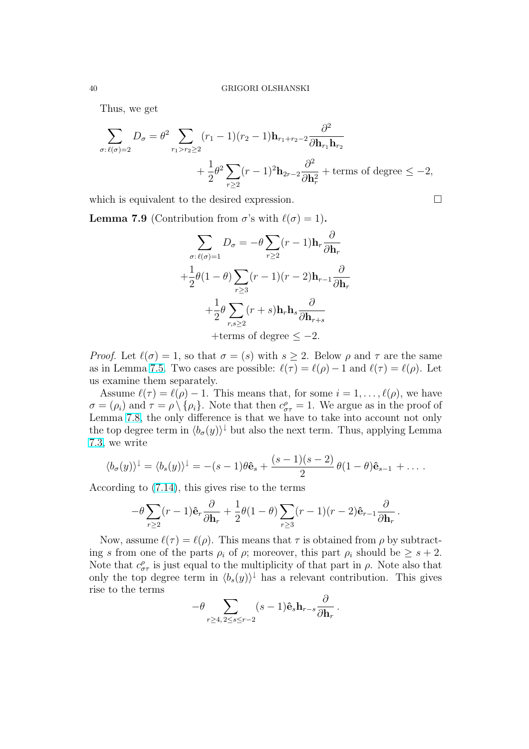Thus, we get

$$\sum_{\sigma:\,\ell(\sigma)=2} D_\sigma = \theta^2 \sum_{r_1>r_2\ge 2} (r_1-1)(r_2-1)\mathbf{h}_{r_1+r_2-2}\frac{\partial^2}{\partial \mathbf{h}_{r_1}\mathbf{h}_{r_2}}$$

$$+\frac{1}{2}\theta^2 \sum_{r\ge 2}(r-1)^2\mathbf{h}_{2r-2}\frac{\partial^2}{\partial \mathbf{h}_r^2} + \text{terms of degree} \le -2,$$

which is equivalent to the desired expression. $\square$

**Lemma 7.9** (Contribution from $\sigma$'s with $\ell(\sigma)=1$)**.**

$$\sum_{\sigma:\,\ell(\sigma)=1} D_\sigma = -\theta \sum_{r\ge 2}(r-1)\mathbf{h}_r\frac{\partial}{\partial \mathbf{h}_r}$$

$$+\frac{1}{2}\theta(1-\theta)\sum_{r\ge 3}(r-1)(r-2)\mathbf{h}_{r-1}\frac{\partial}{\partial \mathbf{h}_r}$$

$$+\frac{1}{2}\theta\sum_{r,s\ge 2}(r+s)\mathbf{h}_r\mathbf{h}_s\frac{\partial}{\partial \mathbf{h}_{r+s}}$$

$$+\text{terms of degree} \le -2.$$

*Proof.* Let $\ell(\sigma)=1$, so that $\sigma=(s)$ with $s\ge 2$. Below $\rho$ and $\tau$ are the same as in Lemma 7.5. Two cases are possible: $\ell(\tau)=\ell(\rho)-1$ and $\ell(\tau)=\ell(\rho)$. Let us examine them separately.

Assume $\ell(\tau)=\ell(\rho)-1$. This means that, for some $i=1,\dots,\ell(\rho)$, we have $\sigma=(\rho_i)$ and $\tau=\rho\setminus\{\rho_i\}$. Note that then $c^\rho_{\sigma\tau}=1$. We argue as in the proof of Lemma 7.8, the only difference is that we have to take into account not only the top degree term in $\langle b_\sigma(y)\rangle^\downarrow$ but also the next term. Thus, applying Lemma 7.3, we write

$$\langle b_\sigma(y)\rangle^\downarrow = \langle b_s(y)\rangle^\downarrow = -(s-1)\theta\hat{\mathbf{e}}_s + \frac{(s-1)(s-2)}{2}\,\theta(1-\theta)\hat{\mathbf{e}}_{s-1} + \dots .$$

According to (7.14), this gives rise to the terms

$$-\theta\sum_{r\ge 2}(r-1)\hat{\mathbf{e}}_r\frac{\partial}{\partial \mathbf{h}_r} + \frac{1}{2}\theta(1-\theta)\sum_{r\ge 3}(r-1)(r-2)\hat{\mathbf{e}}_{r-1}\frac{\partial}{\partial \mathbf{h}_r}.$$

Now, assume $\ell(\tau)=\ell(\rho)$. This means that $\tau$ is obtained from $\rho$ by subtracting $s$ from one of the parts $\rho_i$ of $\rho$; moreover, this part $\rho_i$ should be $\ge s+2$. Note that $c^\rho_{\sigma\tau}$ is just equal to the multiplicity of that part in $\rho$. Note also that only the top degree term in $\langle b_s(y)\rangle^\downarrow$ has a relevant contribution. This gives rise to the terms

$$-\theta\sum_{r\ge 4,\,2\le s\le r-2}(s-1)\hat{\mathbf{e}}_s\mathbf{h}_{r-s}\frac{\partial}{\partial \mathbf{h}_r}.$$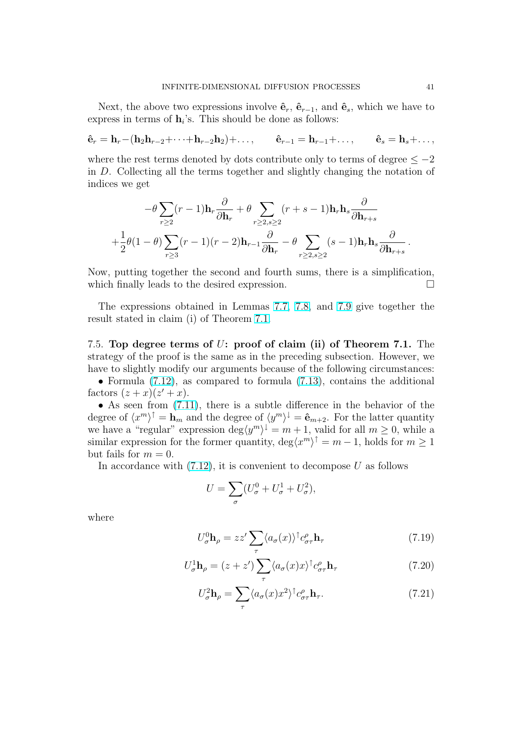Next, the above two expressions involve $\hat{\mathbf{e}}_r$, $\hat{\mathbf{e}}_{r-1}$, and $\hat{\mathbf{e}}_s$, which we have to express in terms of $\mathbf{h}_i$'s. This should be done as follows:

$$\hat{\mathbf{e}}_r = \mathbf{h}_r - (\mathbf{h}_2\mathbf{h}_{r-2} + \dots + \mathbf{h}_{r-2}\mathbf{h}_2) + \dots, \qquad \hat{\mathbf{e}}_{r-1} = \mathbf{h}_{r-1} + \dots, \qquad \hat{\mathbf{e}}_s = \mathbf{h}_s + \dots,$$

where the rest terms denoted by dots contribute only to terms of degree $\le -2$ in $D$. Collecting all the terms together and slightly changing the notation of indices we get

$$-\theta \sum_{r\ge 2} (r-1)\mathbf{h}_r \frac{\partial}{\partial \mathbf{h}_r} + \theta \sum_{r\ge 2, s\ge 2} (r+s-1)\mathbf{h}_r\mathbf{h}_s \frac{\partial}{\partial \mathbf{h}_{r+s}}$$
$$+\frac{1}{2}\theta(1-\theta)\sum_{r\ge 3}(r-1)(r-2)\mathbf{h}_{r-1}\frac{\partial}{\partial \mathbf{h}_r} - \theta \sum_{r\ge 2, s\ge 2}(s-1)\mathbf{h}_r\mathbf{h}_s\frac{\partial}{\partial \mathbf{h}_{r+s}}.$$

Now, putting together the second and fourth sums, there is a simplification, which finally leads to the desired expression. □

The expressions obtained in Lemmas 7.7, 7.8, and 7.9 give together the result stated in claim (i) of Theorem 7.1.

7.5. **Top degree terms of $U$: proof of claim (ii) of Theorem 7.1.** The strategy of the proof is the same as in the preceding subsection. However, we have to slightly modify our arguments because of the following circumstances:

• Formula (7.12), as compared to formula (7.13), contains the additional factors $(z+x)(z'+x)$.

• As seen from (7.11), there is a subtle difference in the behavior of the degree of $\langle x^m\rangle^{\uparrow} = \mathbf{h}_m$ and the degree of $\langle y^m\rangle^{\downarrow} = \hat{\mathbf{e}}_{m+2}$. For the latter quantity we have a "regular" expression $\deg\langle y^m\rangle^{\downarrow} = m+1$, valid for all $m \ge 0$, while a similar expression for the former quantity, $\deg\langle x^m\rangle^{\uparrow} = m-1$, holds for $m\ge 1$ but fails for $m=0$.

In accordance with (7.12), it is convenient to decompose $U$ as follows

$$U = \sum_{\sigma}(U^0_\sigma + U^1_\sigma + U^2_\sigma),$$

where

$$U^0_\sigma \mathbf{h}_\rho = zz' \sum_\tau \langle a_\sigma(x)\rangle^{\uparrow} c^\rho_{\sigma\tau}\mathbf{h}_\tau \tag{7.19}$$

$$U^1_\sigma \mathbf{h}_\rho = (z+z') \sum_\tau \langle a_\sigma(x)x\rangle^{\uparrow} c^\rho_{\sigma\tau}\mathbf{h}_\tau \tag{7.20}$$

$$U^2_\sigma \mathbf{h}_\rho = \sum_\tau \langle a_\sigma(x)x^2\rangle^{\uparrow} c^\rho_{\sigma\tau}\mathbf{h}_\tau. \tag{7.21}$$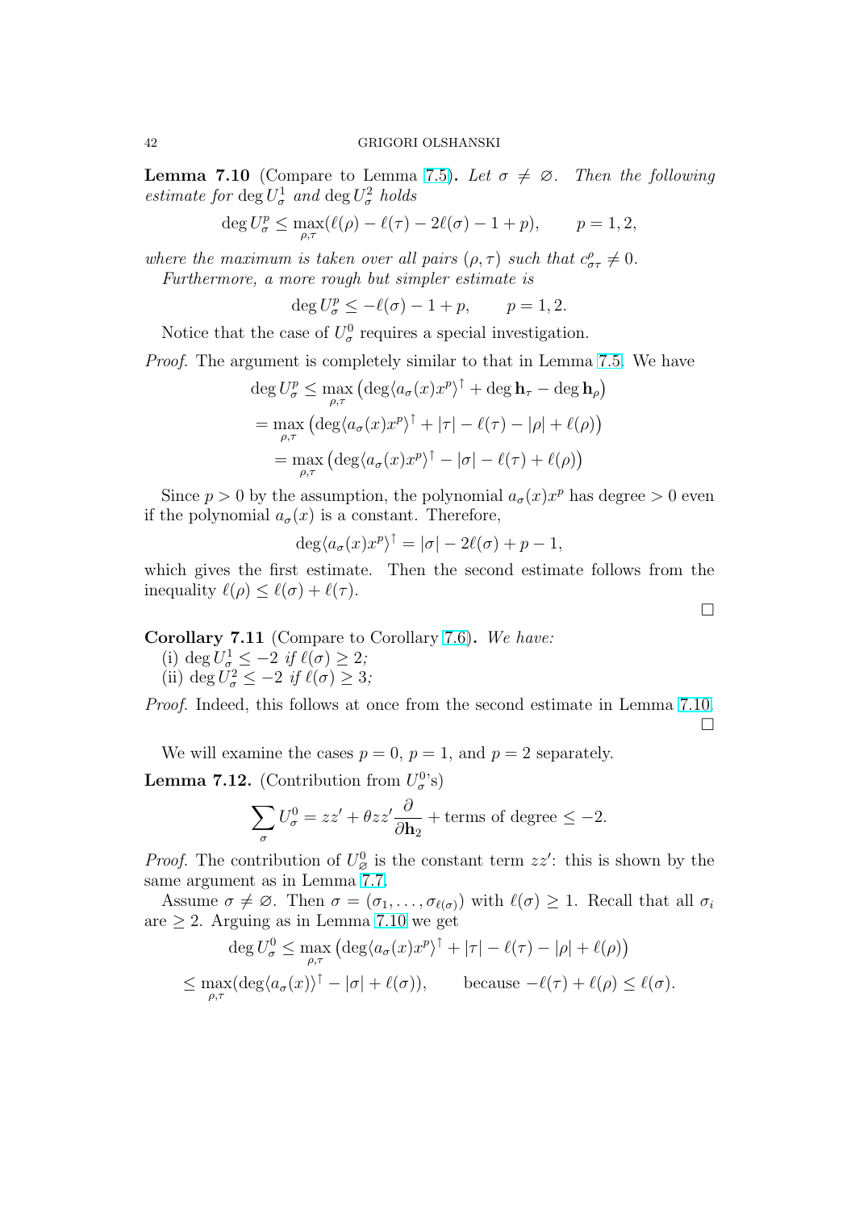**Lemma 7.10** (Compare to Lemma 7.5)**.** *Let $\sigma \neq \varnothing$. Then the following estimate for $\deg U^1_\sigma$ and $\deg U^2_\sigma$ holds*

$$\deg U^p_\sigma \le \max_{\rho,\tau}(\ell(\rho) - \ell(\tau) - 2\ell(\sigma) - 1 + p), \qquad p = 1, 2,$$

*where the maximum is taken over all pairs $(\rho, \tau)$ such that $c^\rho_{\sigma\tau} \neq 0$.*

*Furthermore, a more rough but simpler estimate is*

$$\deg U^p_\sigma \le -\ell(\sigma) - 1 + p, \qquad p = 1, 2.$$

Notice that the case of $U^0_\sigma$ requires a special investigation.

*Proof.* The argument is completely similar to that in Lemma 7.5. We have

$$\deg U^p_\sigma \le \max_{\rho,\tau}\left(\deg\langle a_\sigma(x)x^p\rangle^\uparrow + \deg \mathbf{h}_\tau - \deg \mathbf{h}_\rho\right)$$
$$= \max_{\rho,\tau}\left(\deg\langle a_\sigma(x)x^p\rangle^\uparrow + |\tau| - \ell(\tau) - |\rho| + \ell(\rho)\right)$$
$$= \max_{\rho,\tau}\left(\deg\langle a_\sigma(x)x^p\rangle^\uparrow - |\sigma| - \ell(\tau) + \ell(\rho)\right)$$

Since $p > 0$ by the assumption, the polynomial $a_\sigma(x)x^p$ has degree $> 0$ even if the polynomial $a_\sigma(x)$ is a constant. Therefore,

$$\deg\langle a_\sigma(x)x^p\rangle^\uparrow = |\sigma| - 2\ell(\sigma) + p - 1,$$

which gives the first estimate. Then the second estimate follows from the inequality $\ell(\rho) \le \ell(\sigma) + \ell(\tau)$. □

**Corollary 7.11** (Compare to Corollary 7.6)**.** *We have:*

(i) $\deg U^1_\sigma \le -2$ *if* $\ell(\sigma) \ge 2$*;*

(ii) $\deg U^2_\sigma \le -2$ *if* $\ell(\sigma) \ge 3$*;*

*Proof.* Indeed, this follows at once from the second estimate in Lemma 7.10. □

We will examine the cases $p = 0$, $p = 1$, and $p = 2$ separately.

**Lemma 7.12.** (Contribution from $U^0_\sigma$'s)

$$\sum_\sigma U^0_\sigma = zz' + \theta zz' \frac{\partial}{\partial \mathbf{h}_2} + \text{terms of degree} \le -2.$$

*Proof.* The contribution of $U^0_\varnothing$ is the constant term $zz'$: this is shown by the same argument as in Lemma 7.7.

Assume $\sigma \neq \varnothing$. Then $\sigma = (\sigma_1, \dots, \sigma_{\ell(\sigma)})$ with $\ell(\sigma) \ge 1$. Recall that all $\sigma_i$ are $\ge 2$. Arguing as in Lemma 7.10 we get

$$\deg U^0_\sigma \le \max_{\rho,\tau}\left(\deg\langle a_\sigma(x)x^p\rangle^\uparrow + |\tau| - \ell(\tau) - |\rho| + \ell(\rho)\right)$$
$$\le \max_{\rho,\tau}(\deg\langle a_\sigma(x)\rangle^\uparrow - |\sigma| + \ell(\sigma)), \qquad \text{because } -\ell(\tau) + \ell(\rho) \le \ell(\sigma).$$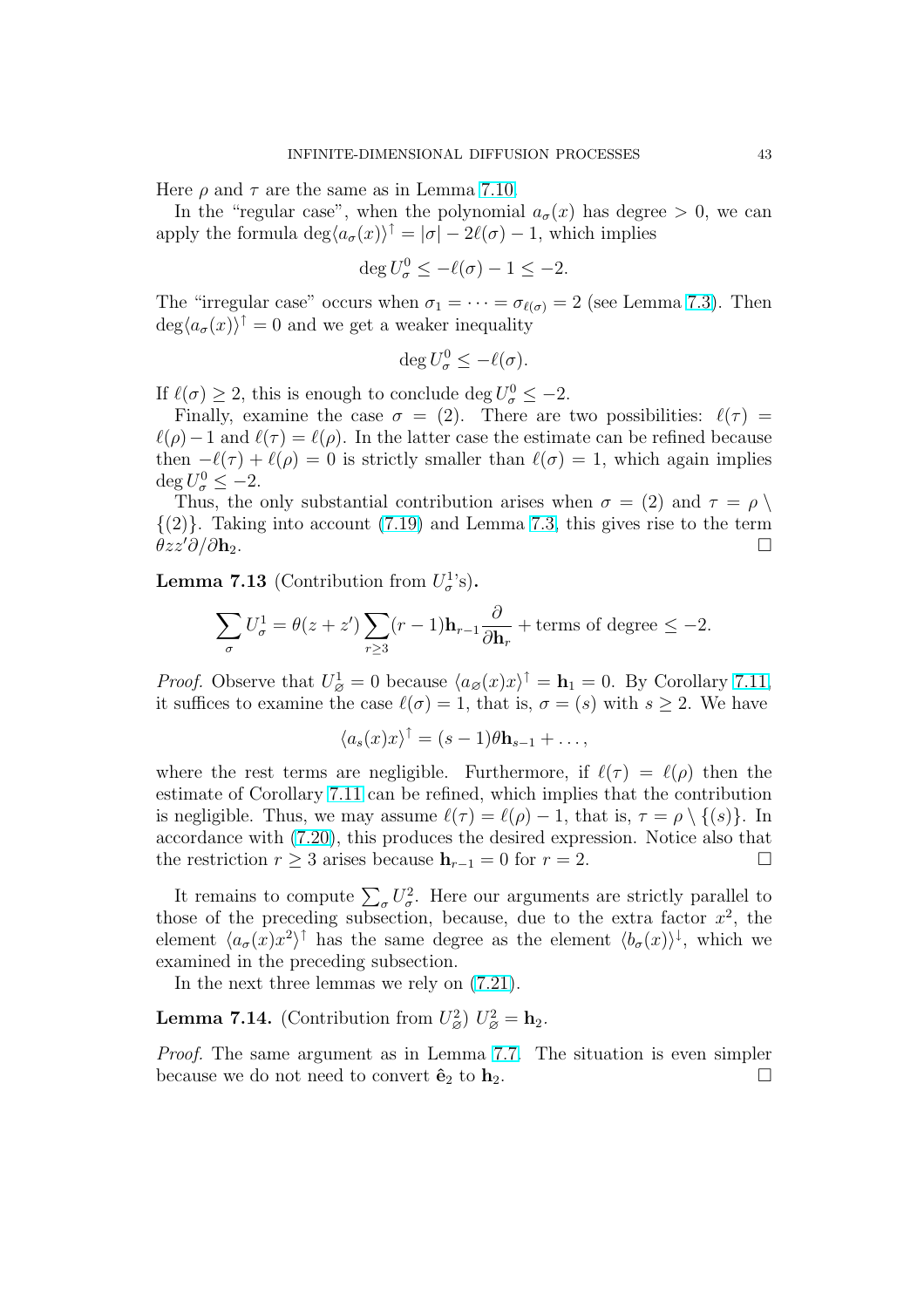Here $\rho$ and $\tau$ are the same as in Lemma 7.10.

In the "regular case", when the polynomial $a_\sigma(x)$ has degree $> 0$, we can apply the formula $\deg\langle a_\sigma(x)\rangle^\uparrow = |\sigma| - 2\ell(\sigma) - 1$, which implies

$$\deg U^0_\sigma \le -\ell(\sigma) - 1 \le -2.$$

The "irregular case" occurs when $\sigma_1 = \dots = \sigma_{\ell(\sigma)} = 2$ (see Lemma 7.3). Then $\deg\langle a_\sigma(x)\rangle^\uparrow = 0$ and we get a weaker inequality

$$\deg U^0_\sigma \le -\ell(\sigma).$$

If $\ell(\sigma) \ge 2$, this is enough to conclude $\deg U^0_\sigma \le -2$.

Finally, examine the case $\sigma = (2)$. There are two possibilities: $\ell(\tau) = \ell(\rho) - 1$ and $\ell(\tau) = \ell(\rho)$. In the latter case the estimate can be refined because then $-\ell(\tau) + \ell(\rho) = 0$ is strictly smaller than $\ell(\sigma) = 1$, which again implies $\deg U^0_\sigma \le -2$.

Thus, the only substantial contribution arises when $\sigma = (2)$ and $\tau = \rho \setminus \{(2)\}$. Taking into account (7.19) and Lemma 7.3, this gives rise to the term $\theta z z' \partial/\partial \mathbf{h}_2$. □

**Lemma 7.13** (Contribution from $U^1_\sigma$'s)**.**

$$\sum_\sigma U^1_\sigma = \theta(z+z')\sum_{r\ge 3}(r-1)\mathbf{h}_{r-1}\frac{\partial}{\partial \mathbf{h}_r} + \text{terms of degree} \le -2.$$

*Proof.* Observe that $U^1_\varnothing = 0$ because $\langle a_\varnothing(x)x\rangle^\uparrow = \mathbf{h}_1 = 0$. By Corollary 7.11, it suffices to examine the case $\ell(\sigma) = 1$, that is, $\sigma = (s)$ with $s \ge 2$. We have

$$\langle a_s(x)x\rangle^\uparrow = (s-1)\theta\mathbf{h}_{s-1} + \dots,$$

where the rest terms are negligible. Furthermore, if $\ell(\tau) = \ell(\rho)$ then the estimate of Corollary 7.11 can be refined, which implies that the contribution is negligible. Thus, we may assume $\ell(\tau) = \ell(\rho) - 1$, that is, $\tau = \rho \setminus \{(s)\}$. In accordance with (7.20), this produces the desired expression. Notice also that the restriction $r \ge 3$ arises because $\mathbf{h}_{r-1} = 0$ for $r = 2$. □

It remains to compute $\sum_\sigma U^2_\sigma$. Here our arguments are strictly parallel to those of the preceding subsection, because, due to the extra factor $x^2$, the element $\langle a_\sigma(x)x^2\rangle^\uparrow$ has the same degree as the element $\langle b_\sigma(x)\rangle^\downarrow$, which we examined in the preceding subsection.

In the next three lemmas we rely on (7.21).

**Lemma 7.14.** (Contribution from $U^2_\varnothing$) $U^2_\varnothing = \mathbf{h}_2$.

*Proof.* The same argument as in Lemma 7.7. The situation is even simpler because we do not need to convert $\hat{\mathbf{e}}_2$ to $\mathbf{h}_2$. □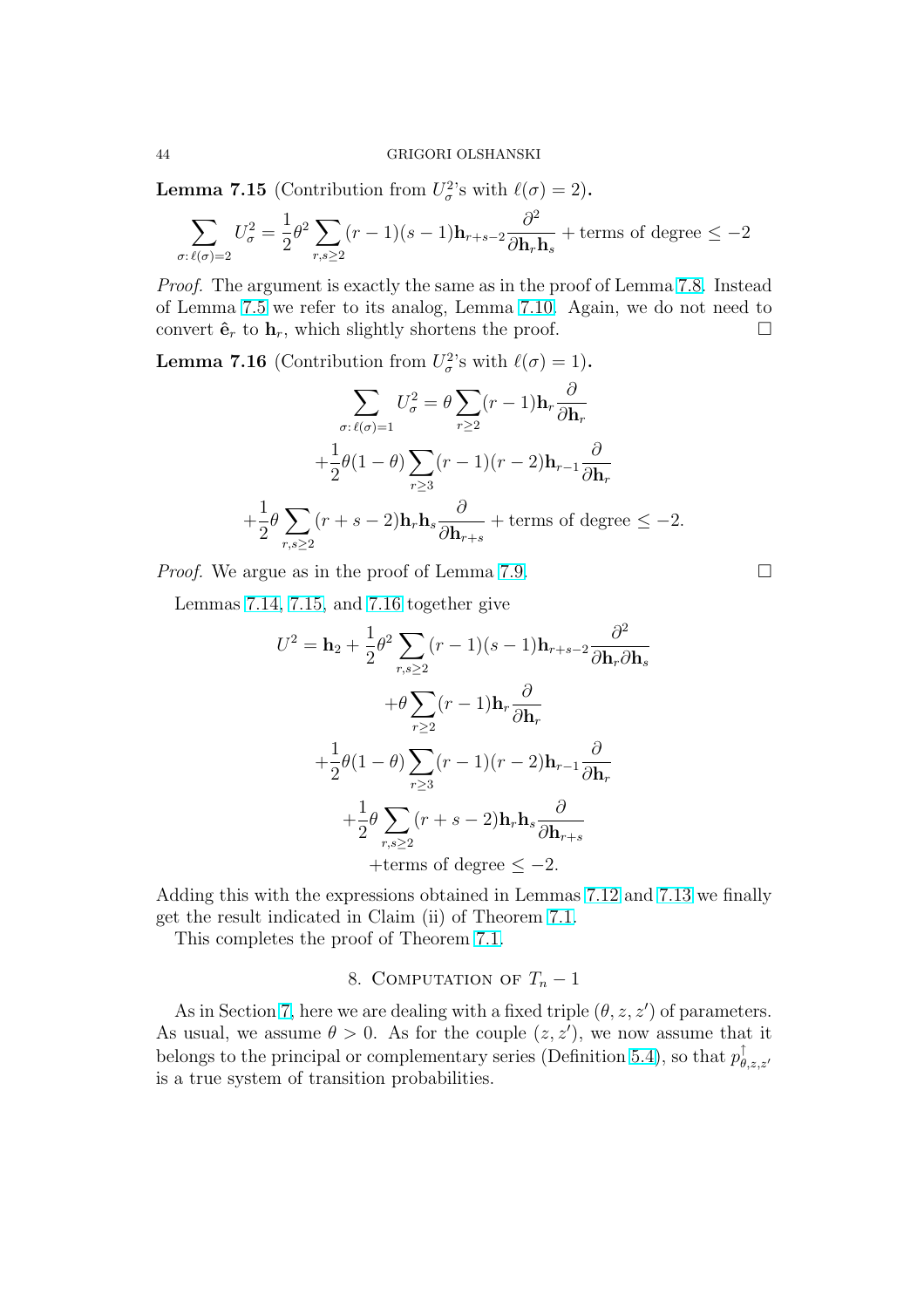**Lemma 7.15** (Contribution from $U_\sigma^2$'s with $\ell(\sigma)=2$)**.**

$$\sum_{\sigma:\,\ell(\sigma)=2} U_\sigma^2 = \frac{1}{2}\theta^2 \sum_{r,s\ge 2}(r-1)(s-1)\mathbf{h}_{r+s-2}\frac{\partial^2}{\partial \mathbf{h}_r \mathbf{h}_s} + \text{terms of degree} \le -2$$

*Proof.* The argument is exactly the same as in the proof of Lemma 7.8. Instead of Lemma 7.5 we refer to its analog, Lemma 7.10. Again, we do not need to convert $\hat{\mathbf{e}}_r$ to $\mathbf{h}_r$, which slightly shortens the proof. □

**Lemma 7.16** (Contribution from $U_\sigma^2$'s with $\ell(\sigma)=1$)**.**

$$\sum_{\sigma:\,\ell(\sigma)=1} U_\sigma^2 = \theta \sum_{r\ge 2}(r-1)\mathbf{h}_r \frac{\partial}{\partial \mathbf{h}_r}$$
$$+\frac{1}{2}\theta(1-\theta)\sum_{r\ge 3}(r-1)(r-2)\mathbf{h}_{r-1}\frac{\partial}{\partial \mathbf{h}_r}$$
$$+\frac{1}{2}\theta \sum_{r,s\ge 2}(r+s-2)\mathbf{h}_r\mathbf{h}_s \frac{\partial}{\partial \mathbf{h}_{r+s}} + \text{terms of degree} \le -2.$$

*Proof.* We argue as in the proof of Lemma 7.9. □

Lemmas 7.14, 7.15, and 7.16 together give

$$U^2 = \mathbf{h}_2 + \frac{1}{2}\theta^2 \sum_{r,s\ge 2}(r-1)(s-1)\mathbf{h}_{r+s-2}\frac{\partial^2}{\partial \mathbf{h}_r \partial \mathbf{h}_s}$$
$$+\theta \sum_{r\ge 2}(r-1)\mathbf{h}_r \frac{\partial}{\partial \mathbf{h}_r}$$
$$+\frac{1}{2}\theta(1-\theta)\sum_{r\ge 3}(r-1)(r-2)\mathbf{h}_{r-1}\frac{\partial}{\partial \mathbf{h}_r}$$
$$+\frac{1}{2}\theta \sum_{r,s\ge 2}(r+s-2)\mathbf{h}_r\mathbf{h}_s \frac{\partial}{\partial \mathbf{h}_{r+s}}$$
$$+\text{terms of degree} \le -2.$$

Adding this with the expressions obtained in Lemmas 7.12 and 7.13 we finally get the result indicated in Claim (ii) of Theorem 7.1.

This completes the proof of Theorem 7.1.

## 8. Computation of $T_n - 1$

As in Section 7, here we are dealing with a fixed triple $(\theta, z, z')$ of parameters. As usual, we assume $\theta > 0$. As for the couple $(z, z')$, we now assume that it belongs to the principal or complementary series (Definition 5.4), so that $p^{\uparrow}_{\theta,z,z'}$ is a true system of transition probabilities.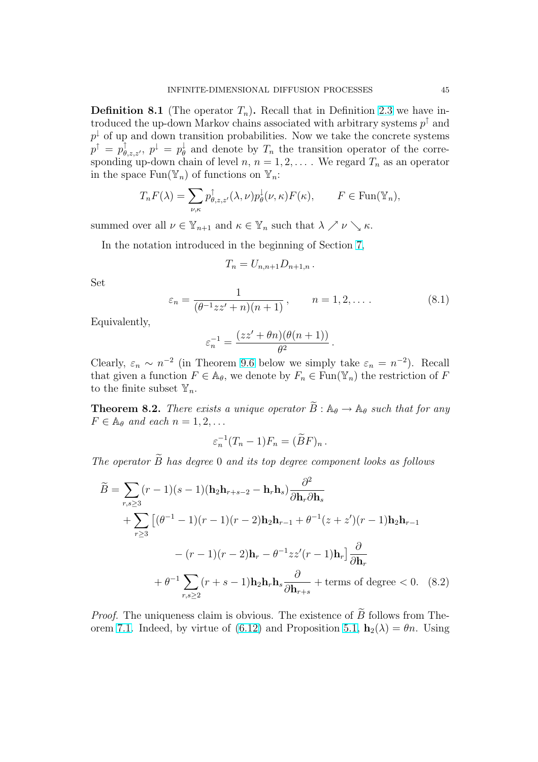**Definition 8.1** (The operator $T_n$)**.** Recall that in Definition 2.3 we have introduced the up-down Markov chains associated with arbitrary systems $p^\uparrow$ and $p^\downarrow$ of up and down transition probabilities. Now we take the concrete systems $p^\uparrow = p^\uparrow_{\theta,z,z'}$, $p^\downarrow = p^\downarrow_\theta$ and denote by $T_n$ the transition operator of the corresponding up-down chain of level $n$, $n = 1, 2, \dots$. We regard $T_n$ as an operator in the space $\operatorname{Fun}(\mathbb{Y}_n)$ of functions on $\mathbb{Y}_n$:

$$T_n F(\lambda) = \sum_{\nu,\kappa} p^\uparrow_{\theta,z,z'}(\lambda,\nu) p^\downarrow_\theta(\nu,\kappa) F(\kappa), \qquad F \in \operatorname{Fun}(\mathbb{Y}_n),$$

summed over all $\nu \in \mathbb{Y}_{n+1}$ and $\kappa \in \mathbb{Y}_n$ such that $\lambda \nearrow \nu \searrow \kappa$.

In the notation introduced in the beginning of Section 7,

$$T_n = U_{n,n+1} D_{n+1,n}\,.$$

Set

$$\varepsilon_n = \frac{1}{(\theta^{-1} z z' + n)(n+1)}\,, \qquad n = 1, 2, \dots. \tag{8.1}$$

Equivalently,

$$\varepsilon_n^{-1} = \frac{(zz' + \theta n)(\theta(n+1))}{\theta^2}\,.$$

Clearly, $\varepsilon_n \sim n^{-2}$ (in Theorem 9.6 below we simply take $\varepsilon_n = n^{-2}$). Recall that given a function $F \in \mathbb{A}_\theta$, we denote by $F_n \in \operatorname{Fun}(\mathbb{Y}_n)$ the restriction of $F$ to the finite subset $\mathbb{Y}_n$.

**Theorem 8.2.** *There exists a unique operator $\widetilde{B} : \mathbb{A}_\theta \to \mathbb{A}_\theta$ such that for any $F \in \mathbb{A}_\theta$ and each $n = 1, 2, \dots$*

$$\varepsilon_n^{-1}(T_n - 1) F_n = (\widetilde{B} F)_n\,.$$

*The operator $\widetilde{B}$ has degree $0$ and its top degree component looks as follows*

$$\begin{aligned}
\widetilde{B} = \sum_{r,s\ge 3} &(r-1)(s-1)(\mathbf{h}_2 \mathbf{h}_{r+s-2} - \mathbf{h}_r \mathbf{h}_s) \frac{\partial^2}{\partial \mathbf{h}_r \partial \mathbf{h}_s} \\
&+ \sum_{r\ge 3} \big[(\theta^{-1} - 1)(r-1)(r-2)\mathbf{h}_2 \mathbf{h}_{r-1} + \theta^{-1}(z+z')(r-1)\mathbf{h}_2 \mathbf{h}_{r-1} \\
&\qquad - (r-1)(r-2)\mathbf{h}_r - \theta^{-1} z z' (r-1) \mathbf{h}_r\big] \frac{\partial}{\partial \mathbf{h}_r} \\
&+ \theta^{-1} \sum_{r,s\ge 2} (r+s-1) \mathbf{h}_2 \mathbf{h}_r \mathbf{h}_s \frac{\partial}{\partial \mathbf{h}_{r+s}} + \text{terms of degree} < 0.
\end{aligned} \tag{8.2}$$

*Proof.* The uniqueness claim is obvious. The existence of $\widetilde{B}$ follows from Theorem 7.1. Indeed, by virtue of (6.12) and Proposition 5.1, $\mathbf{h}_2(\lambda) = \theta n$. Using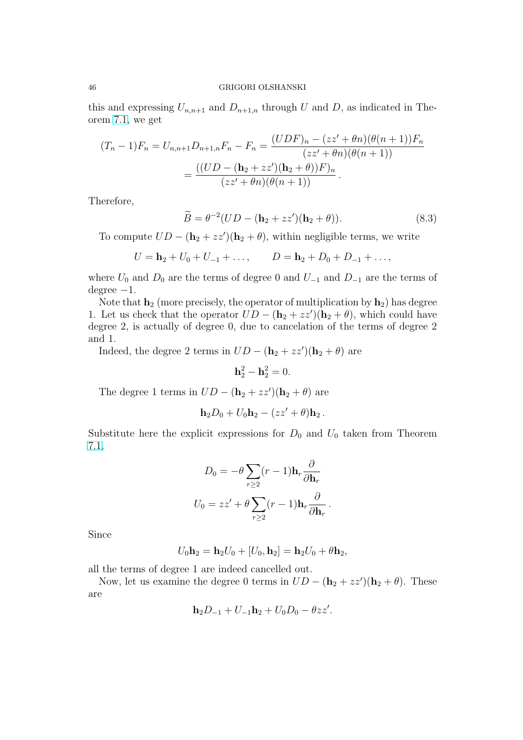this and expressing $U_{n,n+1}$ and $D_{n+1,n}$ through $U$ and $D$, as indicated in Theorem 7.1, we get

$$
\begin{aligned}
(T_n - 1)F_n = U_{n,n+1}D_{n+1,n}F_n - F_n &= \frac{(UDF)_n - (zz' + \theta n)(\theta(n+1))F_n}{(zz' + \theta n)(\theta(n+1))} \\
&= \frac{((UD - (\mathbf{h}_2 + zz')(\mathbf{h}_2 + \theta))F)_n}{(zz' + \theta n)(\theta(n+1))}\,.
\end{aligned}
$$

Therefore,

$$
\widetilde{B} = \theta^{-2}(UD - (\mathbf{h}_2 + zz')(\mathbf{h}_2 + \theta)). \tag{8.3}
$$

To compute $UD - (\mathbf{h}_2 + zz')(\mathbf{h}_2 + \theta)$, within negligible terms, we write

$$
U = \mathbf{h}_2 + U_0 + U_{-1} + \dots, \qquad D = \mathbf{h}_2 + D_0 + D_{-1} + \dots,
$$

where $U_0$ and $D_0$ are the terms of degree 0 and $U_{-1}$ and $D_{-1}$ are the terms of degree $-1$.

Note that $\mathbf{h}_2$ (more precisely, the operator of multiplication by $\mathbf{h}_2$) has degree 1. Let us check that the operator $UD - (\mathbf{h}_2 + zz')(\mathbf{h}_2 + \theta)$, which could have degree 2, is actually of degree 0, due to cancelation of the terms of degree 2 and 1.

Indeed, the degree 2 terms in $UD - (\mathbf{h}_2 + zz')(\mathbf{h}_2 + \theta)$ are

$$
\mathbf{h}_2^2 - \mathbf{h}_2^2 = 0.
$$

The degree 1 terms in $UD - (\mathbf{h}_2 + zz')(\mathbf{h}_2 + \theta)$ are

$$
\mathbf{h}_2 D_0 + U_0 \mathbf{h}_2 - (zz' + \theta)\mathbf{h}_2\,.
$$

Substitute here the explicit expressions for $D_0$ and $U_0$ taken from Theorem 7.1,

$$
D_0 = -\theta \sum_{r \ge 2} (r-1)\mathbf{h}_r \frac{\partial}{\partial \mathbf{h}_r}
$$

$$
U_0 = zz' + \theta \sum_{r \ge 2} (r-1)\mathbf{h}_r \frac{\partial}{\partial \mathbf{h}_r}\,.
$$

Since

$$
U_0 \mathbf{h}_2 = \mathbf{h}_2 U_0 + [U_0, \mathbf{h}_2] = \mathbf{h}_2 U_0 + \theta \mathbf{h}_2,
$$

all the terms of degree 1 are indeed cancelled out.

Now, let us examine the degree 0 terms in $UD - (\mathbf{h}_2 + zz')(\mathbf{h}_2 + \theta)$. These are

$$
\mathbf{h}_2 D_{-1} + U_{-1}\mathbf{h}_2 + U_0 D_0 - \theta zz'.
$$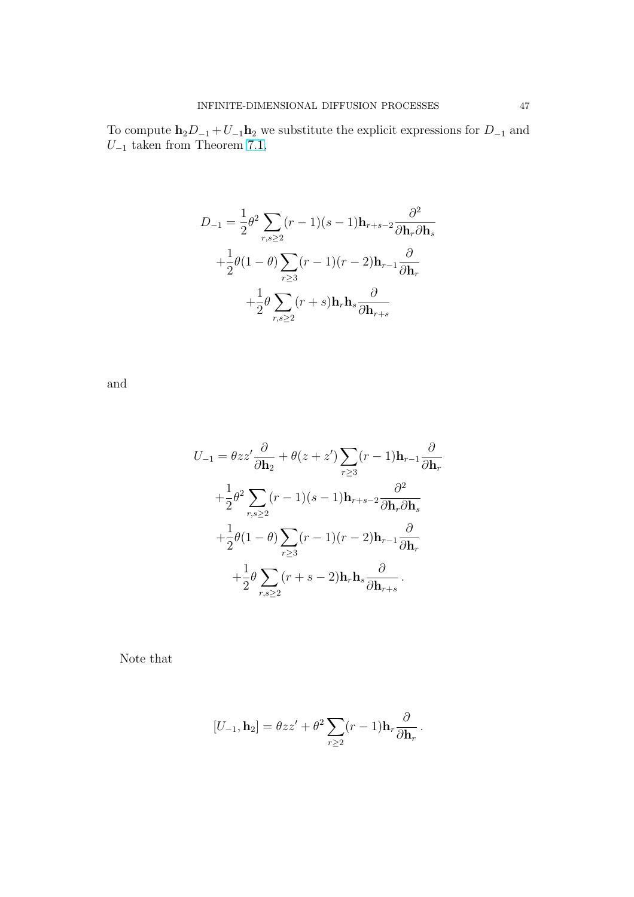To compute $\mathbf{h}_2 D_{-1} + U_{-1}\mathbf{h}_2$ we substitute the explicit expressions for $D_{-1}$ and $U_{-1}$ taken from Theorem 7.1,

$$
\begin{gathered}
D_{-1} = \frac{1}{2}\theta^2 \sum_{r,s\geq 2}(r-1)(s-1)\mathbf{h}_{r+s-2}\frac{\partial^2}{\partial \mathbf{h}_r \partial \mathbf{h}_s} \\
+\frac{1}{2}\theta(1-\theta)\sum_{r\geq 3}(r-1)(r-2)\mathbf{h}_{r-1}\frac{\partial}{\partial \mathbf{h}_r} \\
+\frac{1}{2}\theta \sum_{r,s\geq 2}(r+s)\mathbf{h}_r \mathbf{h}_s \frac{\partial}{\partial \mathbf{h}_{r+s}}
\end{gathered}
$$

and

$$
\begin{gathered}
U_{-1} = \theta z z' \frac{\partial}{\partial \mathbf{h}_2} + \theta(z+z')\sum_{r\geq 3}(r-1)\mathbf{h}_{r-1}\frac{\partial}{\partial \mathbf{h}_r} \\
+\frac{1}{2}\theta^2 \sum_{r,s\geq 2}(r-1)(s-1)\mathbf{h}_{r+s-2}\frac{\partial^2}{\partial \mathbf{h}_r \partial \mathbf{h}_s} \\
+\frac{1}{2}\theta(1-\theta)\sum_{r\geq 3}(r-1)(r-2)\mathbf{h}_{r-1}\frac{\partial}{\partial \mathbf{h}_r} \\
+\frac{1}{2}\theta \sum_{r,s\geq 2}(r+s-2)\mathbf{h}_r \mathbf{h}_s \frac{\partial}{\partial \mathbf{h}_{r+s}}\,.
\end{gathered}
$$

Note that

$$
[U_{-1}, \mathbf{h}_2] = \theta z z' + \theta^2 \sum_{r\geq 2}(r-1)\mathbf{h}_r \frac{\partial}{\partial \mathbf{h}_r}\,.
$$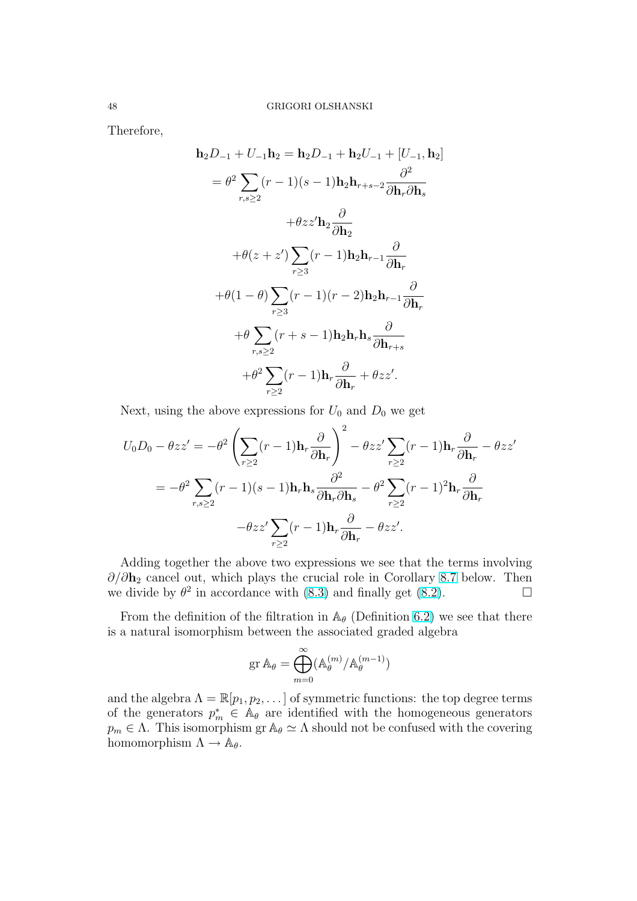Therefore,

$$
\begin{aligned}
\mathbf{h}_2 D_{-1} + U_{-1}\mathbf{h}_2 &= \mathbf{h}_2 D_{-1} + \mathbf{h}_2 U_{-1} + [U_{-1}, \mathbf{h}_2] \\
&= \theta^2 \sum_{r,s\ge 2} (r-1)(s-1)\mathbf{h}_2 \mathbf{h}_{r+s-2} \frac{\partial^2}{\partial \mathbf{h}_r \partial \mathbf{h}_s} \\
&\qquad + \theta z z' \mathbf{h}_2 \frac{\partial}{\partial \mathbf{h}_2} \\
&\qquad + \theta(z+z') \sum_{r\ge 3} (r-1)\mathbf{h}_2 \mathbf{h}_{r-1} \frac{\partial}{\partial \mathbf{h}_r} \\
&\qquad + \theta(1-\theta) \sum_{r\ge 3} (r-1)(r-2)\mathbf{h}_2 \mathbf{h}_{r-1} \frac{\partial}{\partial \mathbf{h}_r} \\
&\qquad + \theta \sum_{r,s\ge 2} (r+s-1)\mathbf{h}_2 \mathbf{h}_r \mathbf{h}_s \frac{\partial}{\partial \mathbf{h}_{r+s}} \\
&\qquad + \theta^2 \sum_{r\ge 2} (r-1)\mathbf{h}_r \frac{\partial}{\partial \mathbf{h}_r} + \theta z z'.
\end{aligned}
$$

Next, using the above expressions for $U_0$ and $D_0$ we get

$$
\begin{aligned}
U_0 D_0 - \theta z z' &= -\theta^2 \left( \sum_{r\ge 2} (r-1)\mathbf{h}_r \frac{\partial}{\partial \mathbf{h}_r} \right)^2 - \theta z z' \sum_{r\ge 2} (r-1)\mathbf{h}_r \frac{\partial}{\partial \mathbf{h}_r} - \theta z z' \\
&= -\theta^2 \sum_{r,s\ge 2} (r-1)(s-1)\mathbf{h}_r \mathbf{h}_s \frac{\partial^2}{\partial \mathbf{h}_r \partial \mathbf{h}_s} - \theta^2 \sum_{r\ge 2} (r-1)^2 \mathbf{h}_r \frac{\partial}{\partial \mathbf{h}_r} \\
&\qquad - \theta z z' \sum_{r\ge 2} (r-1)\mathbf{h}_r \frac{\partial}{\partial \mathbf{h}_r} - \theta z z'.
\end{aligned}
$$

Adding together the above two expressions we see that the terms involving $\partial/\partial \mathbf{h}_2$ cancel out, which plays the crucial role in Corollary 8.7 below. Then we divide by $\theta^2$ in accordance with (8.3) and finally get (8.2). □

From the definition of the filtration in $\mathbb{A}_\theta$ (Definition 6.2) we see that there is a natural isomorphism between the associated graded algebra

$$
\operatorname{gr} \mathbb{A}_\theta = \bigoplus_{m=0}^{\infty} (\mathbb{A}_\theta^{(m)} / \mathbb{A}_\theta^{(m-1)})
$$

and the algebra $\Lambda = \mathbb{R}[p_1, p_2, \dots]$ of symmetric functions: the top degree terms of the generators $p_m^* \in \mathbb{A}_\theta$ are identified with the homogeneous generators $p_m \in \Lambda$. This isomorphism $\operatorname{gr} \mathbb{A}_\theta \simeq \Lambda$ should not be confused with the covering homomorphism $\Lambda \to \mathbb{A}_\theta$.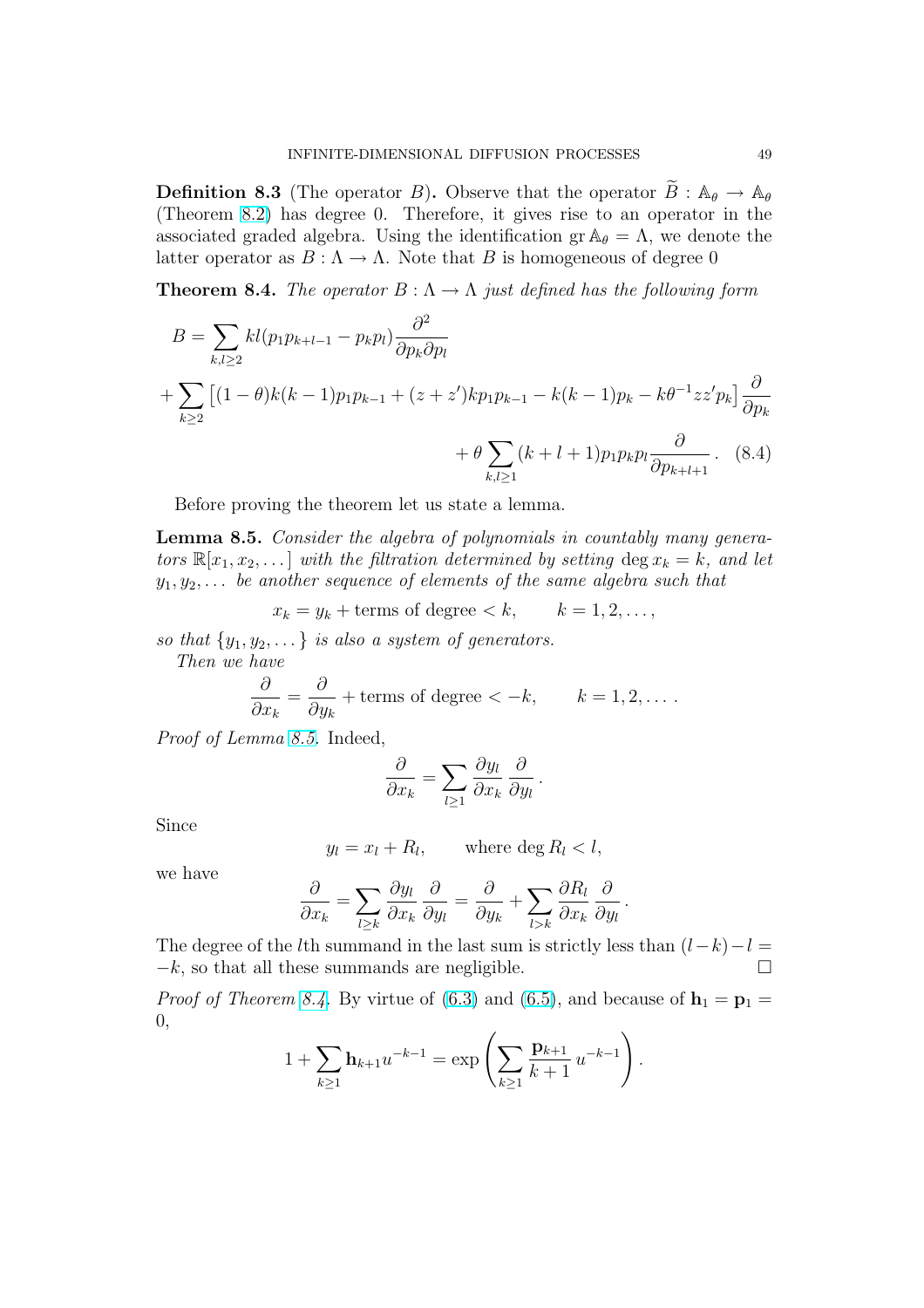**Definition 8.3** (The operator $B$)**.** Observe that the operator $\widetilde{B} : \mathbb{A}_\theta \to \mathbb{A}_\theta$ (Theorem 8.2) has degree 0. Therefore, it gives rise to an operator in the associated graded algebra. Using the identification $\operatorname{gr} \mathbb{A}_\theta = \Lambda$, we denote the latter operator as $B : \Lambda \to \Lambda$. Note that $B$ is homogeneous of degree 0

**Theorem 8.4.** *The operator $B : \Lambda \to \Lambda$ just defined has the following form*

$$
\begin{aligned}
B = \sum_{k,l \geq 2} kl(p_1 p_{k+l-1} - p_k p_l) \frac{\partial^2}{\partial p_k \partial p_l} \\
+ \sum_{k \geq 2} \left[ (1-\theta)k(k-1)p_1 p_{k-1} + (z+z')kp_1 p_{k-1} - k(k-1)p_k - k\theta^{-1} zz' p_k \right] \frac{\partial}{\partial p_k} \\
+ \theta \sum_{k,l \geq 1} (k+l+1) p_1 p_k p_l \frac{\partial}{\partial p_{k+l+1}} . \quad (8.4)
\end{aligned}
$$

Before proving the theorem let us state a lemma.

**Lemma 8.5.** *Consider the algebra of polynomials in countably many generators $\mathbb{R}[x_1, x_2, \dots]$ with the filtration determined by setting $\deg x_k = k$, and let $y_1, y_2, \dots$ be another sequence of elements of the same algebra such that*

$$
x_k = y_k + \text{terms of degree} < k, \qquad k = 1, 2, \dots,
$$

*so that $\{y_1, y_2, \dots\}$ is also a system of generators.*

*Then we have*

$$
\frac{\partial}{\partial x_k} = \frac{\partial}{\partial y_k} + \text{terms of degree} < -k, \qquad k = 1, 2, \dots .
$$

*Proof of Lemma 8.5.* Indeed,

$$
\frac{\partial}{\partial x_k} = \sum_{l \geq 1} \frac{\partial y_l}{\partial x_k} \frac{\partial}{\partial y_l} .
$$

Since

$$
y_l = x_l + R_l, \qquad \text{where } \deg R_l < l,
$$

we have

$$
\frac{\partial}{\partial x_k} = \sum_{l \geq k} \frac{\partial y_l}{\partial x_k} \frac{\partial}{\partial y_l} = \frac{\partial}{\partial y_k} + \sum_{l > k} \frac{\partial R_l}{\partial x_k} \frac{\partial}{\partial y_l} .
$$

The degree of the $l$th summand in the last sum is strictly less than $(l-k) - l = -k$, so that all these summands are negligible. $\square$

*Proof of Theorem 8.4.* By virtue of (6.3) and (6.5), and because of $\mathbf{h}_1 = \mathbf{p}_1 = 0$,

$$
1 + \sum_{k \geq 1} \mathbf{h}_{k+1} u^{-k-1} = \exp \left( \sum_{k \geq 1} \frac{\mathbf{p}_{k+1}}{k+1} u^{-k-1} \right) .
$$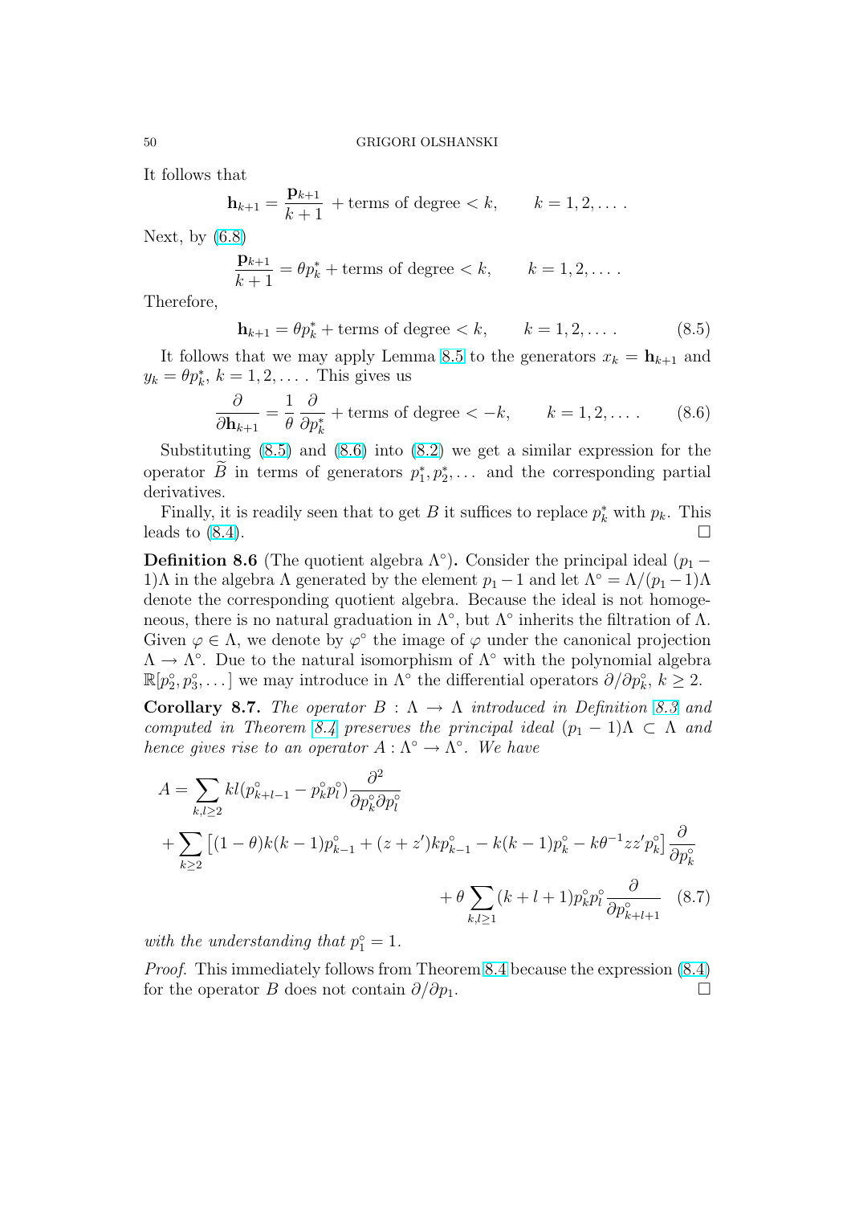It follows that

$$\mathbf{h}_{k+1} = \frac{\mathbf{p}_{k+1}}{k+1} + \text{terms of degree} < k, \qquad k = 1, 2, \dots .$$

Next, by (6.8)

$$\frac{\mathbf{p}_{k+1}}{k+1} = \theta p_k^* + \text{terms of degree} < k, \qquad k = 1, 2, \dots .$$

Therefore,

$$\mathbf{h}_{k+1} = \theta p_k^* + \text{terms of degree} < k, \qquad k = 1, 2, \dots . \tag{8.5}$$

It follows that we may apply Lemma 8.5 to the generators $x_k = \mathbf{h}_{k+1}$ and $y_k = \theta p_k^*$, $k = 1, 2, \dots$. This gives us

$$\frac{\partial}{\partial \mathbf{h}_{k+1}} = \frac{1}{\theta} \frac{\partial}{\partial p_k^*} + \text{terms of degree} < -k, \qquad k = 1, 2, \dots . \tag{8.6}$$

Substituting (8.5) and (8.6) into (8.2) we get a similar expression for the operator $\widetilde{B}$ in terms of generators $p_1^*, p_2^*, \dots$ and the corresponding partial derivatives.

Finally, it is readily seen that to get $B$ it suffices to replace $p_k^*$ with $p_k$. This leads to (8.4). $\square$

**Definition 8.6** (The quotient algebra $\Lambda^\circ$)**.** Consider the principal ideal $(p_1 - 1)\Lambda$ in the algebra $\Lambda$ generated by the element $p_1 - 1$ and let $\Lambda^\circ = \Lambda/(p_1 - 1)\Lambda$ denote the corresponding quotient algebra. Because the ideal is not homogeneous, there is no natural graduation in $\Lambda^\circ$, but $\Lambda^\circ$ inherits the filtration of $\Lambda$. Given $\varphi \in \Lambda$, we denote by $\varphi^\circ$ the image of $\varphi$ under the canonical projection $\Lambda \to \Lambda^\circ$. Due to the natural isomorphism of $\Lambda^\circ$ with the polynomial algebra $\mathbb{R}[p_2^\circ, p_3^\circ, \dots]$ we may introduce in $\Lambda^\circ$ the differential operators $\partial/\partial p_k^\circ$, $k \geq 2$.

**Corollary 8.7.** *The operator $B : \Lambda \to \Lambda$ introduced in Definition 8.3 and computed in Theorem 8.4 preserves the principal ideal $(p_1 - 1)\Lambda \subset \Lambda$ and hence gives rise to an operator $A : \Lambda^\circ \to \Lambda^\circ$. We have*

$$\begin{aligned}
A = &\sum_{k,l \geq 2} kl(p_{k+l-1}^\circ - p_k^\circ p_l^\circ) \frac{\partial^2}{\partial p_k^\circ \partial p_l^\circ} \\
&+ \sum_{k \geq 2} \left[ (1-\theta)k(k-1)p_{k-1}^\circ + (z+z')kp_{k-1}^\circ - k(k-1)p_k^\circ - k\theta^{-1}zz'p_k^\circ \right] \frac{\partial}{\partial p_k^\circ} \\
&+ \theta \sum_{k,l \geq 1} (k+l+1) p_k^\circ p_l^\circ \frac{\partial}{\partial p_{k+l+1}^\circ}
\end{aligned} \tag{8.7}$$

*with the understanding that $p_1^\circ = 1$.*

*Proof.* This immediately follows from Theorem 8.4 because the expression (8.4) for the operator $B$ does not contain $\partial/\partial p_1$. $\square$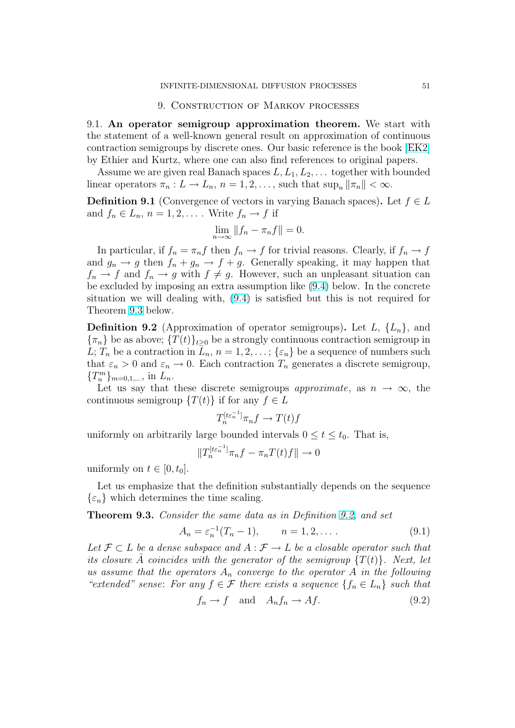## 9. Construction of Markov processes

9.1. **An operator semigroup approximation theorem.** We start with the statement of a well-known general result on approximation of continuous contraction semigroups by discrete ones. Our basic reference is the book [EK2] by Ethier and Kurtz, where one can also find references to original papers.

Assume we are given real Banach spaces $L, L_1, L_2, \dots$ together with bounded linear operators $\pi_n : L \to L_n$, $n = 1, 2, \dots$, such that $\sup_n \|\pi_n\| < \infty$.

**Definition 9.1** (Convergence of vectors in varying Banach spaces)**.** Let $f \in L$ and $f_n \in L_n$, $n = 1, 2, \dots$. Write $f_n \to f$ if

$$\lim_{n\to\infty} \|f_n - \pi_n f\| = 0.$$

In particular, if $f_n = \pi_n f$ then $f_n \to f$ for trivial reasons. Clearly, if $f_n \to f$ and $g_n \to g$ then $f_n + g_n \to f + g$. Generally speaking, it may happen that $f_n \to f$ and $f_n \to g$ with $f \neq g$. However, such an unpleasant situation can be excluded by imposing an extra assumption like (9.4) below. In the concrete situation we will dealing with, (9.4) is satisfied but this is not required for Theorem 9.3 below.

**Definition 9.2** (Approximation of operator semigroups)**.** Let $L$, $\{L_n\}$, and $\{\pi_n\}$ be as above; $\{T(t)\}_{t\geq 0}$ be a strongly continuous contraction semigroup in $L$; $T_n$ be a contraction in $L_n$, $n = 1, 2, \dots$; $\{\varepsilon_n\}$ be a sequence of numbers such that $\varepsilon_n > 0$ and $\varepsilon_n \to 0$. Each contraction $T_n$ generates a discrete semigroup, $\{T_n^m\}_{m=0,1,\dots}$, in $L_n$.

Let us say that these discrete semigroups *approximate*, as $n \to \infty$, the continuous semigroup $\{T(t)\}$ if for any $f \in L$

$$T_n^{[t\varepsilon_n^{-1}]} \pi_n f \to T(t) f$$

uniformly on arbitrarily large bounded intervals $0 \leq t \leq t_0$. That is,

$$\|T_n^{[t\varepsilon_n^{-1}]} \pi_n f - \pi_n T(t) f\| \to 0$$

uniformly on $t \in [0, t_0]$.

Let us emphasize that the definition substantially depends on the sequence $\{\varepsilon_n\}$ which determines the time scaling.

**Theorem 9.3.** *Consider the same data as in Definition 9.2, and set*

$$A_n = \varepsilon_n^{-1}(T_n - 1), \qquad n = 1, 2, \dots . \tag{9.1}$$

*Let $\mathcal{F} \subset L$ be a dense subspace and $A : \mathcal{F} \to L$ be a closable operator such that its closure $\bar{A}$ coincides with the generator of the semigroup $\{T(t)\}$. Next, let us assume that the operators $A_n$ converge to the operator $A$ in the following "extended" sense: For any $f \in \mathcal{F}$ there exists a sequence $\{f_n \in L_n\}$ such that*

$$f_n \to f \quad \text{and} \quad A_n f_n \to Af. \tag{9.2}$$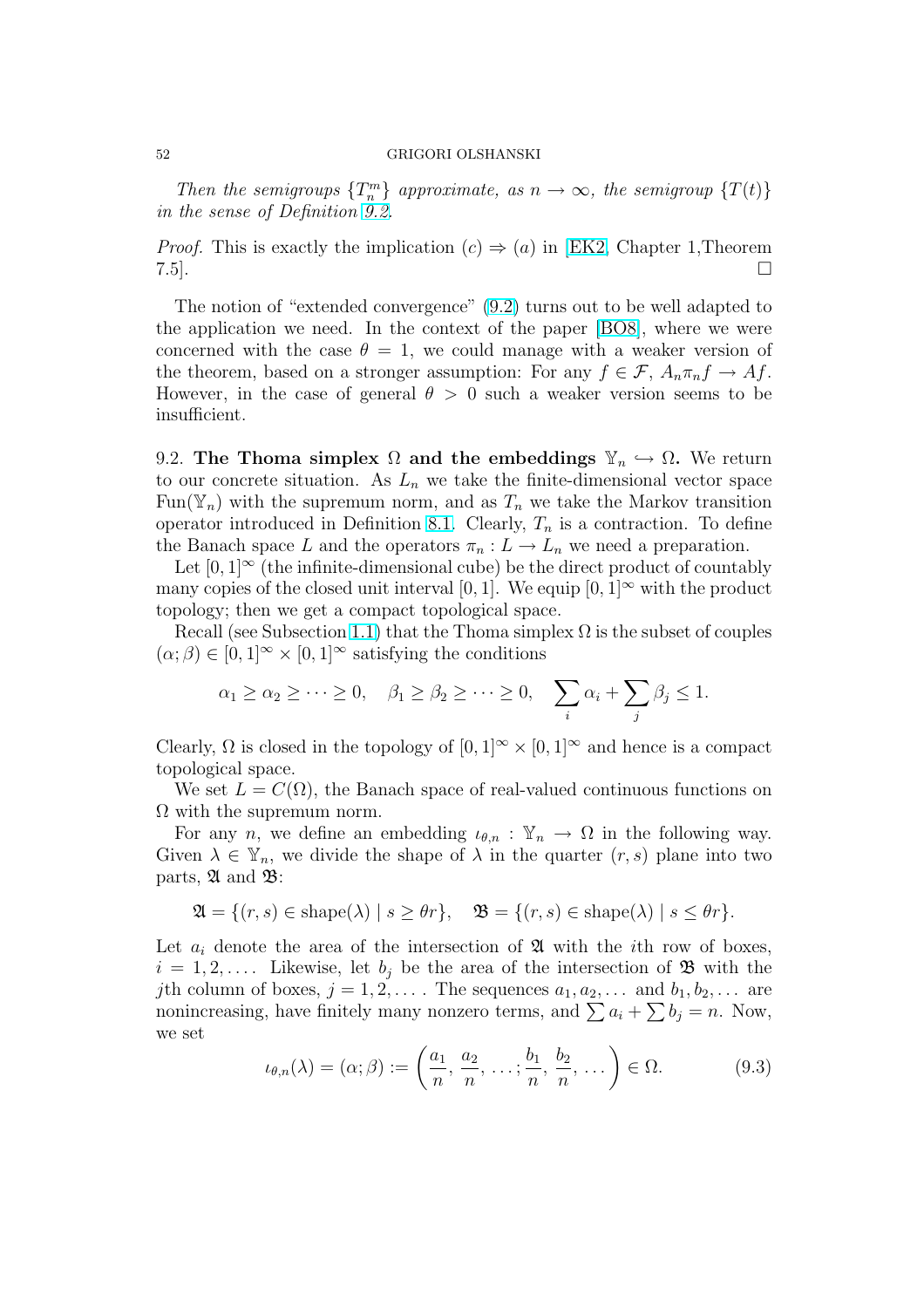*Then the semigroups $\{T_n^m\}$ approximate, as $n \to \infty$, the semigroup $\{T(t)\}$ in the sense of Definition 9.2.*

*Proof.* This is exactly the implication $(c) \Rightarrow (a)$ in [EK2, Chapter 1,Theorem 7.5]. $\square$

The notion of "extended convergence" (9.2) turns out to be well adapted to the application we need. In the context of the paper [BO8], where we were concerned with the case $\theta = 1$, we could manage with a weaker version of the theorem, based on a stronger assumption: For any $f \in \mathcal{F}$, $A_n \pi_n f \to Af$. However, in the case of general $\theta > 0$ such a weaker version seems to be insufficient.

9.2. **The Thoma simplex $\Omega$ and the embeddings $\mathbb{Y}_n \hookrightarrow \Omega$.** We return to our concrete situation. As $L_n$ we take the finite-dimensional vector space $\operatorname{Fun}(\mathbb{Y}_n)$ with the supremum norm, and as $T_n$ we take the Markov transition operator introduced in Definition 8.1. Clearly, $T_n$ is a contraction. To define the Banach space $L$ and the operators $\pi_n : L \to L_n$ we need a preparation.

Let $[0,1]^\infty$ (the infinite-dimensional cube) be the direct product of countably many copies of the closed unit interval $[0,1]$. We equip $[0,1]^\infty$ with the product topology; then we get a compact topological space.

Recall (see Subsection 1.1) that the Thoma simplex $\Omega$ is the subset of couples $(\alpha;\beta) \in [0,1]^\infty \times [0,1]^\infty$ satisfying the conditions

$$\alpha_1 \geq \alpha_2 \geq \cdots \geq 0, \quad \beta_1 \geq \beta_2 \geq \cdots \geq 0, \quad \sum_i \alpha_i + \sum_j \beta_j \leq 1.$$

Clearly, $\Omega$ is closed in the topology of $[0,1]^\infty \times [0,1]^\infty$ and hence is a compact topological space.

We set $L = C(\Omega)$, the Banach space of real-valued continuous functions on $\Omega$ with the supremum norm.

For any $n$, we define an embedding $\iota_{\theta,n} : \mathbb{Y}_n \to \Omega$ in the following way. Given $\lambda \in \mathbb{Y}_n$, we divide the shape of $\lambda$ in the quarter $(r,s)$ plane into two parts, $\mathfrak{A}$ and $\mathfrak{B}$:

$$\mathfrak{A} = \{(r,s) \in \operatorname{shape}(\lambda) \mid s \geq \theta r\}, \quad \mathfrak{B} = \{(r,s) \in \operatorname{shape}(\lambda) \mid s \leq \theta r\}.$$

Let $a_i$ denote the area of the intersection of $\mathfrak{A}$ with the $i$th row of boxes, $i = 1, 2, \dots$. Likewise, let $b_j$ be the area of the intersection of $\mathfrak{B}$ with the $j$th column of boxes, $j = 1, 2, \dots$. The sequences $a_1, a_2, \dots$ and $b_1, b_2, \dots$ are nonincreasing, have finitely many nonzero terms, and $\sum a_i + \sum b_j = n$. Now, we set

$$\iota_{\theta,n}(\lambda) = (\alpha;\beta) := \left(\frac{a_1}{n}, \frac{a_2}{n}, \dots; \frac{b_1}{n}, \frac{b_2}{n}, \dots\right) \in \Omega. \tag{9.3}$$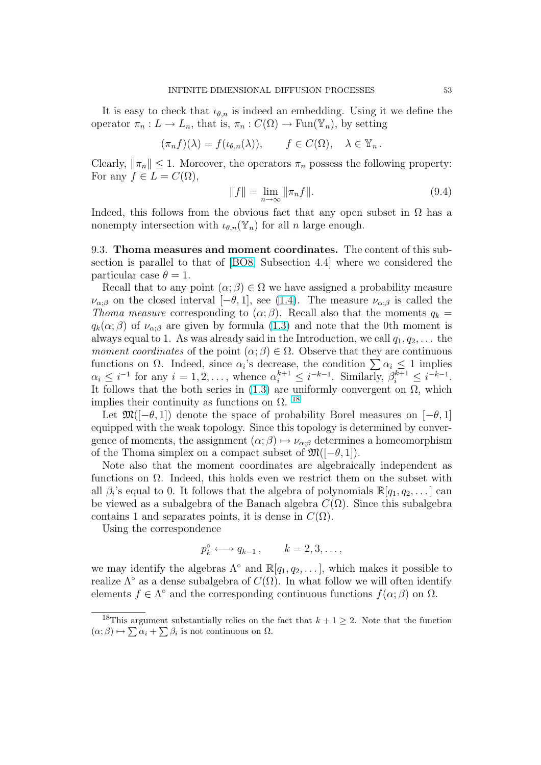It is easy to check that $\iota_{\theta,n}$ is indeed an embedding. Using it we define the operator $\pi_n : L \to L_n$, that is, $\pi_n : C(\Omega) \to \mathrm{Fun}(\mathbb{Y}_n)$, by setting

$$(\pi_n f)(\lambda) = f(\iota_{\theta,n}(\lambda)), \qquad f \in C(\Omega), \quad \lambda \in \mathbb{Y}_n \,.$$

Clearly, $\|\pi_n\| \le 1$. Moreover, the operators $\pi_n$ possess the following property: For any $f \in L = C(\Omega)$,

$$\|f\| = \lim_{n\to\infty} \|\pi_n f\|. \tag{9.4}$$

Indeed, this follows from the obvious fact that any open subset in $\Omega$ has a nonempty intersection with $\iota_{\theta,n}(\mathbb{Y}_n)$ for all $n$ large enough.

9.3. **Thoma measures and moment coordinates.** The content of this subsection is parallel to that of [BO8, Subsection 4.4] where we considered the particular case $\theta = 1$.

Recall that to any point $(\alpha;\beta) \in \Omega$ we have assigned a probability measure $\nu_{\alpha;\beta}$ on the closed interval $[-\theta, 1]$, see (1.4). The measure $\nu_{\alpha;\beta}$ is called the *Thoma measure* corresponding to $(\alpha;\beta)$. Recall also that the moments $q_k = q_k(\alpha;\beta)$ of $\nu_{\alpha;\beta}$ are given by formula (1.3) and note that the 0th moment is always equal to 1. As was already said in the Introduction, we call $q_1, q_2, \dots$ the *moment coordinates* of the point $(\alpha;\beta) \in \Omega$. Observe that they are continuous functions on $\Omega$. Indeed, since $\alpha_i$'s decrease, the condition $\sum \alpha_i \le 1$ implies $\alpha_i \le i^{-1}$ for any $i = 1, 2, \dots$, whence $\alpha_i^{k+1} \le i^{-k-1}$. Similarly, $\beta_i^{k+1} \le i^{-k-1}$. It follows that the both series in (1.3) are uniformly convergent on $\Omega$, which implies their continuity as functions on $\Omega$. [18]

Let $\mathfrak{M}([-\theta, 1])$ denote the space of probability Borel measures on $[-\theta, 1]$ equipped with the weak topology. Since this topology is determined by convergence of moments, the assignment $(\alpha;\beta) \mapsto \nu_{\alpha;\beta}$ determines a homeomorphism of the Thoma simplex on a compact subset of $\mathfrak{M}([-\theta, 1])$.

Note also that the moment coordinates are algebraically independent as functions on $\Omega$. Indeed, this holds even we restrict them on the subset with all $\beta_i$'s equal to 0. It follows that the algebra of polynomials $\mathbb{R}[q_1, q_2, \dots]$ can be viewed as a subalgebra of the Banach algebra $C(\Omega)$. Since this subalgebra contains 1 and separates points, it is dense in $C(\Omega)$.

Using the correspondence

$$p_k^\circ \longleftrightarrow q_{k-1}\,, \qquad k = 2, 3, \dots,$$

we may identify the algebras $\Lambda^\circ$ and $\mathbb{R}[q_1, q_2, \dots]$, which makes it possible to realize $\Lambda^\circ$ as a dense subalgebra of $C(\Omega)$. In what follow we will often identify elements $f \in \Lambda^\circ$ and the corresponding continuous functions $f(\alpha;\beta)$ on $\Omega$.

---

[18] This argument substantially relies on the fact that $k+1 \ge 2$. Note that the function $(\alpha;\beta) \mapsto \sum \alpha_i + \sum \beta_i$ is not continuous on $\Omega$.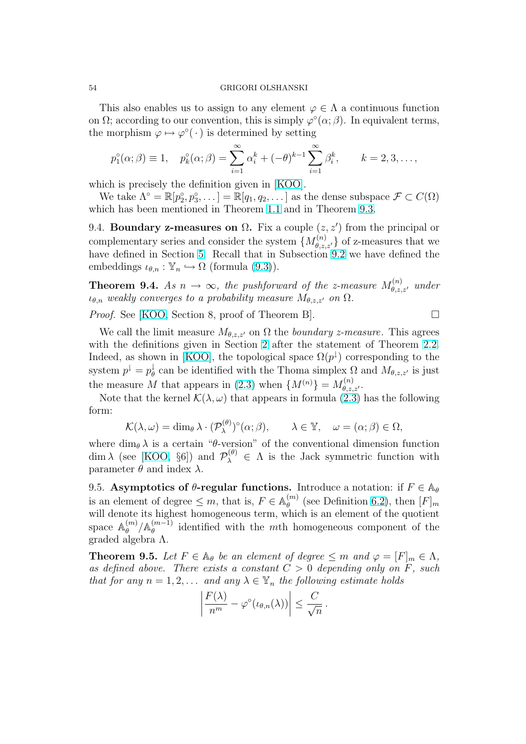This also enables us to assign to any element $\varphi \in \Lambda$ a continuous function on $\Omega$; according to our convention, this is simply $\varphi^\circ(\alpha;\beta)$. In equivalent terms, the morphism $\varphi \mapsto \varphi^\circ(\,\cdot\,)$ is determined by setting

$$p_1^\circ(\alpha;\beta) \equiv 1, \quad p_k^\circ(\alpha;\beta) = \sum_{i=1}^\infty \alpha_i^k + (-\theta)^{k-1} \sum_{i=1}^\infty \beta_i^k, \qquad k = 2, 3, \dots,$$

which is precisely the definition given in [KOO].

We take $\Lambda^\circ = \mathbb{R}[p_2^\circ, p_3^\circ, \dots] = \mathbb{R}[q_1, q_2, \dots]$ as the dense subspace $\mathcal{F} \subset C(\Omega)$ which has been mentioned in Theorem 1.1 and in Theorem 9.3.

9.4. **Boundary z-measures on** $\Omega$. Fix a couple $(z, z')$ from the principal or complementary series and consider the system $\{M_{\theta,z,z'}^{(n)}\}$ of z-measures that we have defined in Section 5. Recall that in Subsection 9.2 we have defined the embeddings $\iota_{\theta,n} : \mathbb{Y}_n \hookrightarrow \Omega$ (formula (9.3)).

**Theorem 9.4.** *As $n \to \infty$, the pushforward of the z-measure $M_{\theta,z,z'}^{(n)}$ under $\iota_{\theta,n}$ weakly converges to a probability measure $M_{\theta,z,z'}$ on $\Omega$.*

*Proof.* See [KOO, Section 8, proof of Theorem B]. □

We call the limit measure $M_{\theta,z,z'}$ on $\Omega$ the *boundary z-measure*. This agrees with the definitions given in Section 2 after the statement of Theorem 2.2. Indeed, as shown in [KOO], the topological space $\Omega(p^\downarrow)$ corresponding to the system $p^\downarrow = p_\theta^\downarrow$ can be identified with the Thoma simplex $\Omega$ and $M_{\theta,z,z'}$ is just the measure $M$ that appears in (2.3) when $\{M^{(n)}\} = M_{\theta,z,z'}^{(n)}$.

Note that the kernel $\mathcal{K}(\lambda, \omega)$ that appears in formula (2.3) has the following form:

$$\mathcal{K}(\lambda, \omega) = \dim_\theta \lambda \cdot (\mathcal{P}_\lambda^{(\theta)})^\circ(\alpha;\beta), \qquad \lambda \in \mathbb{Y}, \quad \omega = (\alpha;\beta) \in \Omega,$$

where $\dim_\theta \lambda$ is a certain "$\theta$-version" of the conventional dimension function $\dim \lambda$ (see [KOO, §6]) and $\mathcal{P}_\lambda^{(\theta)} \in \Lambda$ is the Jack symmetric function with parameter $\theta$ and index $\lambda$.

9.5. **Asymptotics of $\theta$-regular functions.** Introduce a notation: if $F \in \mathbb{A}_\theta$ is an element of degree $\le m$, that is, $F \in \mathbb{A}_\theta^{(m)}$ (see Definition 6.2), then $[F]_m$ will denote its highest homogeneous term, which is an element of the quotient space $\mathbb{A}_\theta^{(m)}/\mathbb{A}_\theta^{(m-1)}$ identified with the $m$th homogeneous component of the graded algebra $\Lambda$.

**Theorem 9.5.** *Let $F \in \mathbb{A}_\theta$ be an element of degree $\le m$ and $\varphi = [F]_m \in \Lambda$, as defined above. There exists a constant $C > 0$ depending only on $F$, such that for any $n = 1, 2, \dots$ and any $\lambda \in \mathbb{Y}_n$ the following estimate holds*

$$\left| \frac{F(\lambda)}{n^m} - \varphi^\circ(\iota_{\theta,n}(\lambda)) \right| \le \frac{C}{\sqrt{n}}\,.$$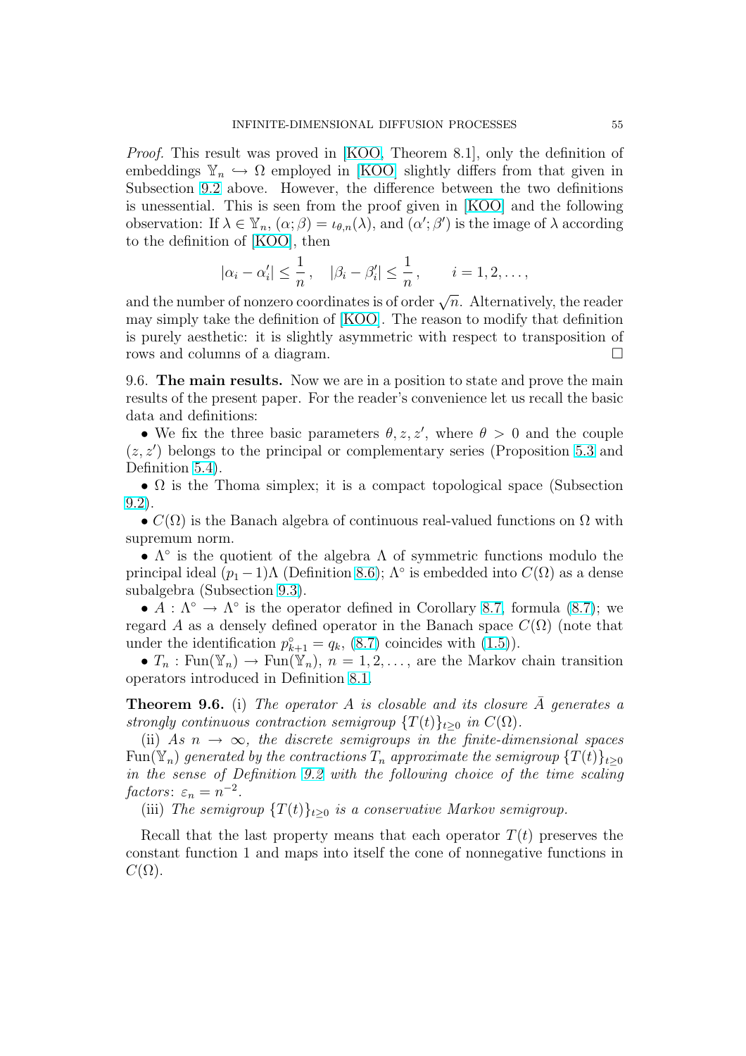*Proof.* This result was proved in [KOO, Theorem 8.1], only the definition of embeddings $\mathbb{Y}_n \hookrightarrow \Omega$ employed in [KOO] slightly differs from that given in Subsection 9.2 above. However, the difference between the two definitions is unessential. This is seen from the proof given in [KOO] and the following observation: If $\lambda \in \mathbb{Y}_n$, $(\alpha;\beta) = \iota_{\theta,n}(\lambda)$, and $(\alpha';\beta')$ is the image of $\lambda$ according to the definition of [KOO], then

$$|\alpha_i - \alpha_i'| \le \frac{1}{n}, \quad |\beta_i - \beta_i'| \le \frac{1}{n}, \qquad i = 1, 2, \dots,$$

and the number of nonzero coordinates is of order $\sqrt{n}$. Alternatively, the reader may simply take the definition of [KOO]. The reason to modify that definition is purely aesthetic: it is slightly asymmetric with respect to transposition of rows and columns of a diagram. □

9.6. **The main results.** Now we are in a position to state and prove the main results of the present paper. For the reader's convenience let us recall the basic data and definitions:

- We fix the three basic parameters $\theta, z, z'$, where $\theta > 0$ and the couple $(z, z')$ belongs to the principal or complementary series (Proposition 5.3 and Definition 5.4).
- $\Omega$ is the Thoma simplex; it is a compact topological space (Subsection 9.2).
- $C(\Omega)$ is the Banach algebra of continuous real-valued functions on $\Omega$ with supremum norm.
- $\Lambda^\circ$ is the quotient of the algebra $\Lambda$ of symmetric functions modulo the principal ideal $(p_1 - 1)\Lambda$ (Definition 8.6); $\Lambda^\circ$ is embedded into $C(\Omega)$ as a dense subalgebra (Subsection 9.3).
- $A : \Lambda^\circ \to \Lambda^\circ$ is the operator defined in Corollary 8.7, formula (8.7); we regard $A$ as a densely defined operator in the Banach space $C(\Omega)$ (note that under the identification $p^\circ_{k+1} = q_k$, (8.7) coincides with (1.5)).
- $T_n : \operatorname{Fun}(\mathbb{Y}_n) \to \operatorname{Fun}(\mathbb{Y}_n)$, $n = 1, 2, \dots$, are the Markov chain transition operators introduced in Definition 8.1.

**Theorem 9.6.** (i) *The operator $A$ is closable and its closure $\bar{A}$ generates a strongly continuous contraction semigroup $\{T(t)\}_{t\ge 0}$ in $C(\Omega)$.*

(ii) *As $n \to \infty$, the discrete semigroups in the finite-dimensional spaces $\operatorname{Fun}(\mathbb{Y}_n)$ generated by the contractions $T_n$ approximate the semigroup $\{T(t)\}_{t\ge0}$ in the sense of Definition 9.2 with the following choice of the time scaling factors*: $\varepsilon_n = n^{-2}$.

(iii) *The semigroup $\{T(t)\}_{t\ge0}$ is a conservative Markov semigroup.*

Recall that the last property means that each operator $T(t)$ preserves the constant function 1 and maps into itself the cone of nonnegative functions in $C(\Omega)$.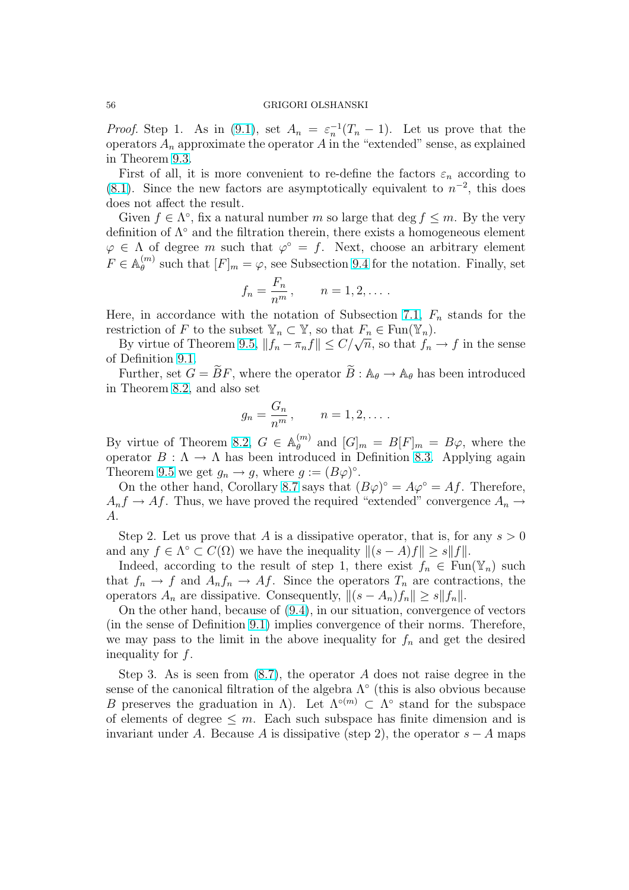*Proof.* Step 1. As in (9.1), set $A_n = \varepsilon_n^{-1}(T_n - 1)$. Let us prove that the operators $A_n$ approximate the operator $A$ in the "extended" sense, as explained in Theorem 9.3.

First of all, it is more convenient to re-define the factors $\varepsilon_n$ according to (8.1). Since the new factors are asymptotically equivalent to $n^{-2}$, this does does not affect the result.

Given $f \in \Lambda^\circ$, fix a natural number $m$ so large that $\deg f \le m$. By the very definition of $\Lambda^\circ$ and the filtration therein, there exists a homogeneous element $\varphi \in \Lambda$ of degree $m$ such that $\varphi^\circ = f$. Next, choose an arbitrary element $F \in \mathbb{A}_\theta^{(m)}$ such that $[F]_m = \varphi$, see Subsection 9.4 for the notation. Finally, set

$$f_n = \frac{F_n}{n^m}, \qquad n = 1, 2, \dots .$$

Here, in accordance with the notation of Subsection 7.1, $F_n$ stands for the restriction of $F$ to the subset $\mathbb{Y}_n \subset \mathbb{Y}$, so that $F_n \in \operatorname{Fun}(\mathbb{Y}_n)$.

By virtue of Theorem 9.5, $\|f_n - \pi_n f\| \le C/\sqrt{n}$, so that $f_n \to f$ in the sense of Definition 9.1.

Further, set $G = \widetilde{B} F$, where the operator $\widetilde{B} : \mathbb{A}_\theta \to \mathbb{A}_\theta$ has been introduced in Theorem 8.2, and also set

$$g_n = \frac{G_n}{n^m}, \qquad n = 1, 2, \dots .$$

By virtue of Theorem 8.2, $G \in \mathbb{A}_\theta^{(m)}$ and $[G]_m = B[F]_m = B\varphi$, where the operator $B : \Lambda \to \Lambda$ has been introduced in Definition 8.3. Applying again Theorem 9.5 we get $g_n \to g$, where $g := (B\varphi)^\circ$.

On the other hand, Corollary 8.7 says that $(B\varphi)^\circ = A\varphi^\circ = Af$. Therefore, $A_n f \to Af$. Thus, we have proved the required "extended" convergence $A_n \to A$.

Step 2. Let us prove that $A$ is a dissipative operator, that is, for any $s > 0$ and any $f \in \Lambda^\circ \subset C(\Omega)$ we have the inequality $\|(s - A)f\| \ge s\|f\|$.

Indeed, according to the result of step 1, there exist $f_n \in \operatorname{Fun}(\mathbb{Y}_n)$ such that $f_n \to f$ and $A_n f_n \to Af$. Since the operators $T_n$ are contractions, the operators $A_n$ are dissipative. Consequently, $\|(s - A_n)f_n\| \ge s\|f_n\|$.

On the other hand, because of (9.4), in our situation, convergence of vectors (in the sense of Definition 9.1) implies convergence of their norms. Therefore, we may pass to the limit in the above inequality for $f_n$ and get the desired inequality for $f$.

Step 3. As is seen from (8.7), the operator $A$ does not raise degree in the sense of the canonical filtration of the algebra $\Lambda^\circ$ (this is also obvious because $B$ preserves the graduation in $\Lambda$). Let $\Lambda^{\circ(m)} \subset \Lambda^\circ$ stand for the subspace of elements of degree $\le m$. Each such subspace has finite dimension and is invariant under $A$. Because $A$ is dissipative (step 2), the operator $s - A$ maps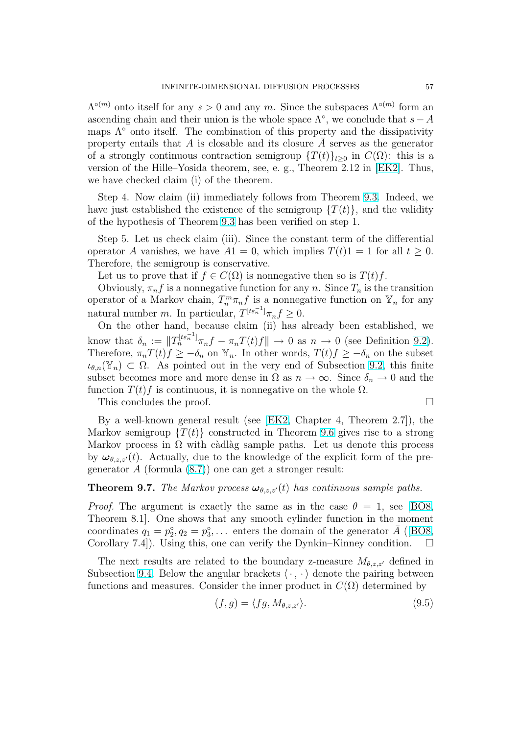$\Lambda^{\circ(m)}$ onto itself for any $s > 0$ and any $m$. Since the subspaces $\Lambda^{\circ(m)}$ form an ascending chain and their union is the whole space $\Lambda^\circ$, we conclude that $s - A$ maps $\Lambda^\circ$ onto itself. The combination of this property and the dissipativity property entails that $A$ is closable and its closure $\bar{A}$ serves as the generator of a strongly continuous contraction semigroup $\{T(t)\}_{t\geq 0}$ in $C(\Omega)$: this is a version of the Hille–Yosida theorem, see, e. g., Theorem 2.12 in [EK2]. Thus, we have checked claim (i) of the theorem.

Step 4. Now claim (ii) immediately follows from Theorem 9.3. Indeed, we have just established the existence of the semigroup $\{T(t)\}$, and the validity of the hypothesis of Theorem 9.3 has been verified on step 1.

Step 5. Let us check claim (iii). Since the constant term of the differential operator $A$ vanishes, we have $A1 = 0$, which implies $T(t)1 = 1$ for all $t \geq 0$. Therefore, the semigroup is conservative.

Let us to prove that if $f \in C(\Omega)$ is nonnegative then so is $T(t)f$.

Obviously, $\pi_n f$ is a nonnegative function for any $n$. Since $T_n$ is the transition operator of a Markov chain, $T_n^m \pi_n f$ is a nonnegative function on $\mathbb{Y}_n$ for any natural number $m$. In particular, $T^{[t\varepsilon_n^{-1}]}\pi_n f \geq 0$.

On the other hand, because claim (ii) has already been established, we know that $\delta_n := \|T_n^{[t\varepsilon_n^{-1}]}\pi_n f - \pi_n T(t) f\| \to 0$ as $n \to 0$ (see Definition 9.2). Therefore, $\pi_n T(t) f \geq -\delta_n$ on $\mathbb{Y}_n$. In other words, $T(t)f \geq -\delta_n$ on the subset $\iota_{\theta,n}(\mathbb{Y}_n) \subset \Omega$. As pointed out in the very end of Subsection 9.2, this finite subset becomes more and more dense in $\Omega$ as $n \to \infty$. Since $\delta_n \to 0$ and the function $T(t)f$ is continuous, it is nonnegative on the whole $\Omega$.

This concludes the proof. □

By a well-known general result (see [EK2, Chapter 4, Theorem 2.7]), the Markov semigroup $\{T(t)\}$ constructed in Theorem 9.6 gives rise to a strong Markov process in $\Omega$ with càdlàg sample paths. Let us denote this process by $\boldsymbol{\omega}_{\theta,z,z'}(t)$. Actually, due to the knowledge of the explicit form of the pregenerator $A$ (formula (8.7)) one can get a stronger result:

**Theorem 9.7.** *The Markov process $\boldsymbol{\omega}_{\theta,z,z'}(t)$ has continuous sample paths.*

*Proof.* The argument is exactly the same as in the case $\theta = 1$, see [BO8, Theorem 8.1]. One shows that any smooth cylinder function in the moment coordinates $q_1 = p_2^\circ, q_2 = p_3^\circ, \dots$ enters the domain of the generator $\bar{A}$ ([BO8, Corollary 7.4]). Using this, one can verify the Dynkin–Kinney condition. □

The next results are related to the boundary z-measure $M_{\theta,z,z'}$ defined in Subsection 9.4. Below the angular brackets $\langle\,\cdot\,,\,\cdot\,\rangle$ denote the pairing between functions and measures. Consider the inner product in $C(\Omega)$ determined by

$$(f, g) = \langle fg, M_{\theta,z,z'}\rangle. \tag{9.5}$$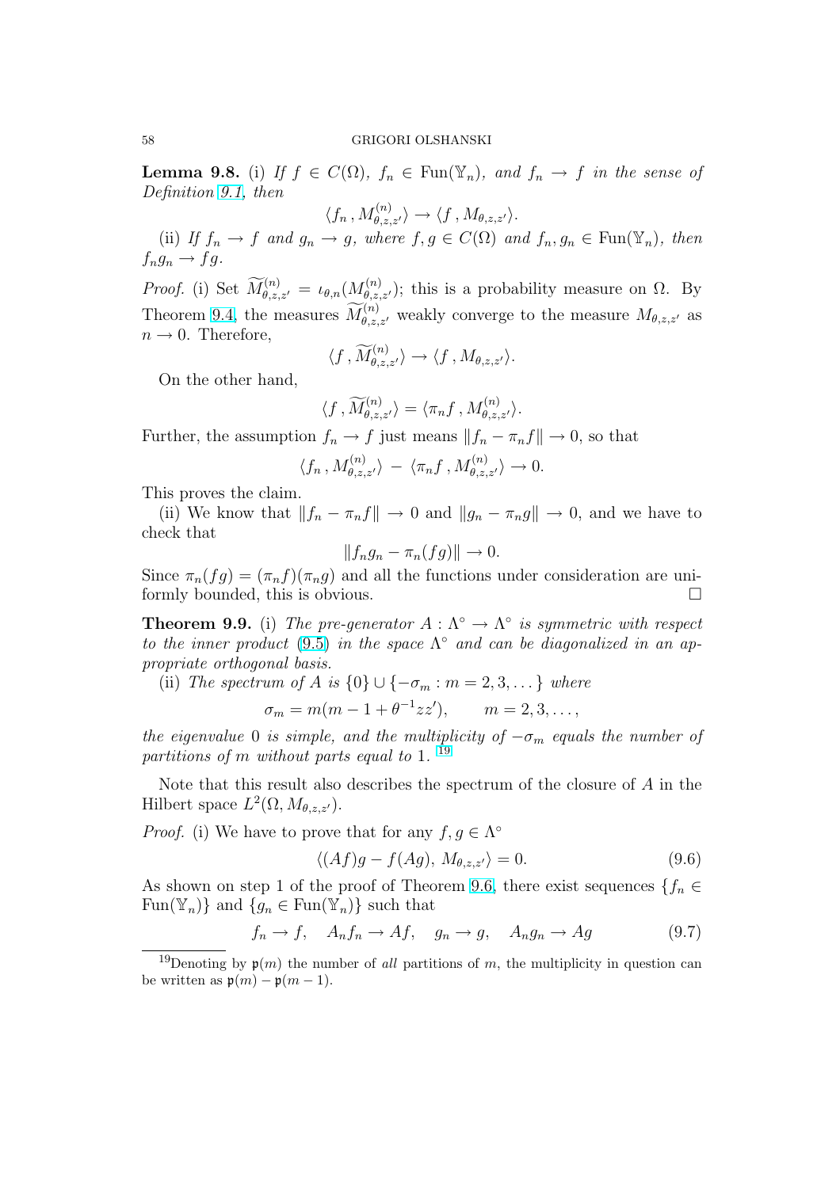**Lemma 9.8.** (i) *If $f \in C(\Omega)$, $f_n \in \operatorname{Fun}(\mathbb{Y}_n)$, and $f_n \to f$ in the sense of Definition 9.1, then*

$$\langle f_n \,, M^{(n)}_{\theta,z,z'} \rangle \to \langle f \,, M_{\theta,z,z'} \rangle.$$

(ii) *If $f_n \to f$ and $g_n \to g$, where $f, g \in C(\Omega)$ and $f_n, g_n \in \operatorname{Fun}(\mathbb{Y}_n)$, then $f_n g_n \to fg$.*

*Proof.* (i) Set $\widetilde{M}^{(n)}_{\theta,z,z'} = \iota_{\theta,n}(M^{(n)}_{\theta,z,z'})$; this is a probability measure on $\Omega$. By Theorem 9.4, the measures $\widetilde{M}^{(n)}_{\theta,z,z'}$ weakly converge to the measure $M_{\theta,z,z'}$ as $n \to 0$. Therefore,

$$\langle f \,, \widetilde{M}^{(n)}_{\theta,z,z'} \rangle \to \langle f \,, M_{\theta,z,z'} \rangle.$$

On the other hand,

$$\langle f \,, \widetilde{M}^{(n)}_{\theta,z,z'} \rangle = \langle \pi_n f \,, M^{(n)}_{\theta,z,z'} \rangle.$$

Further, the assumption $f_n \to f$ just means $\|f_n - \pi_n f\| \to 0$, so that

$$\langle f_n \,, M^{(n)}_{\theta,z,z'} \rangle \,-\, \langle \pi_n f \,, M^{(n)}_{\theta,z,z'} \rangle \to 0.$$

This proves the claim.

(ii) We know that $\|f_n - \pi_n f\| \to 0$ and $\|g_n - \pi_n g\| \to 0$, and we have to check that

$$\|f_n g_n - \pi_n(fg)\| \to 0.$$

Since $\pi_n(fg) = (\pi_n f)(\pi_n g)$ and all the functions under consideration are uniformly bounded, this is obvious. ∎

**Theorem 9.9.** (i) *The pre-generator $A : \Lambda^\circ \to \Lambda^\circ$ is symmetric with respect to the inner product (9.5) in the space $\Lambda^\circ$ and can be diagonalized in an appropriate orthogonal basis.*

(ii) *The spectrum of $A$ is $\{0\} \cup \{-\sigma_m : m = 2, 3, \dots\}$ where*

$$\sigma_m = m(m - 1 + \theta^{-1} z z'), \qquad m = 2, 3, \dots,$$

*the eigenvalue $0$ is simple, and the multiplicity of $-\sigma_m$ equals the number of partitions of $m$ without parts equal to $1$.* [19]

Note that this result also describes the spectrum of the closure of $A$ in the Hilbert space $L^2(\Omega, M_{\theta,z,z'})$.

*Proof.* (i) We have to prove that for any $f, g \in \Lambda^\circ$

$$\langle (Af)g - f(Ag),\, M_{\theta,z,z'} \rangle = 0. \tag{9.6}$$

As shown on step 1 of the proof of Theorem 9.6, there exist sequences $\{f_n \in \operatorname{Fun}(\mathbb{Y}_n)\}$ and $\{g_n \in \operatorname{Fun}(\mathbb{Y}_n)\}$ such that

$$f_n \to f, \quad A_n f_n \to Af, \quad g_n \to g, \quad A_n g_n \to Ag \tag{9.7}$$

---

[19] Denoting by $\mathfrak{p}(m)$ the number of *all* partitions of $m$, the multiplicity in question can be written as $\mathfrak{p}(m) - \mathfrak{p}(m-1)$.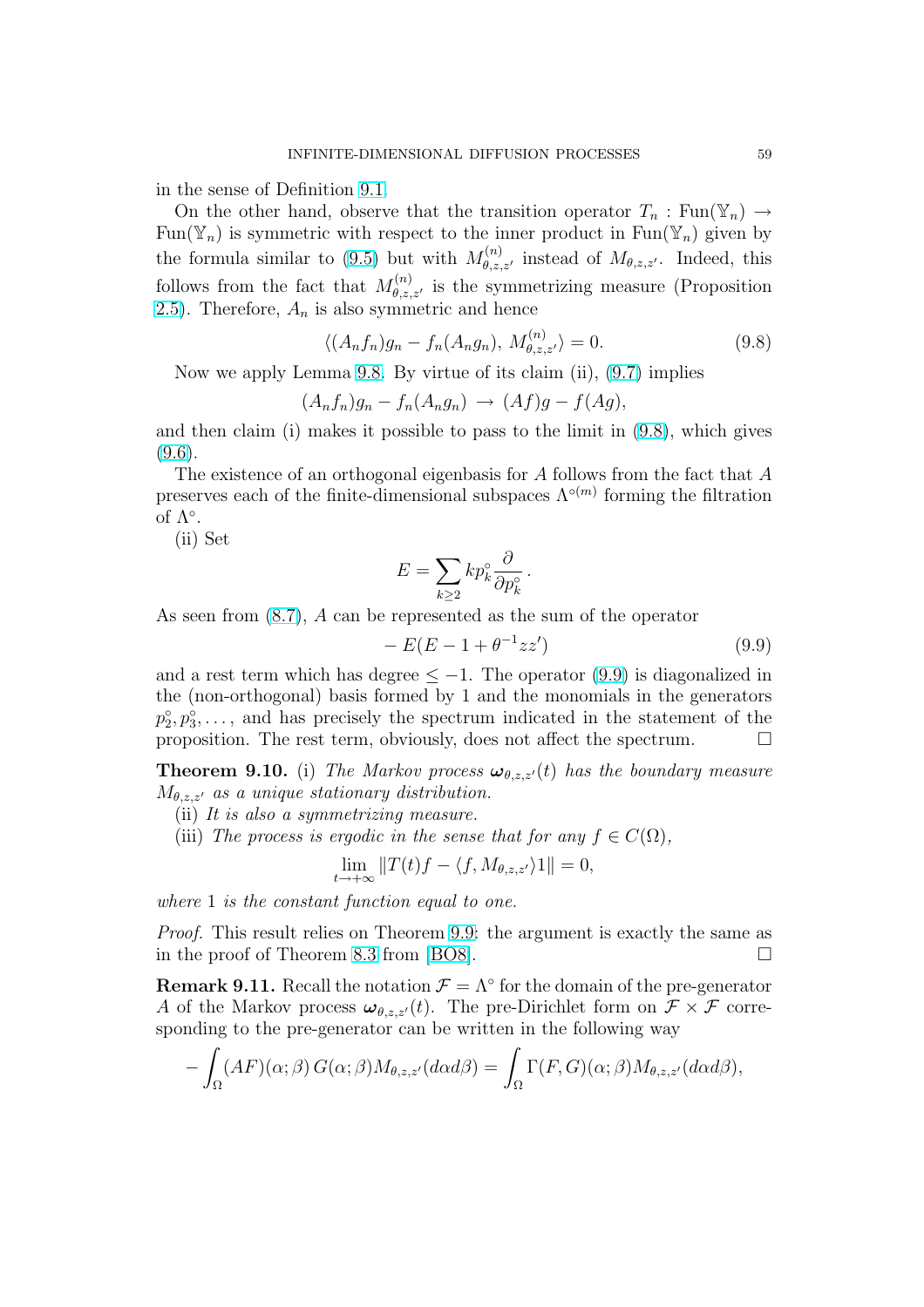in the sense of Definition 9.1.

On the other hand, observe that the transition operator $T_n : \mathrm{Fun}(\mathbb{Y}_n) \to \mathrm{Fun}(\mathbb{Y}_n)$ is symmetric with respect to the inner product in $\mathrm{Fun}(\mathbb{Y}_n)$ given by the formula similar to (9.5) but with $M^{(n)}_{\theta,z,z'}$ instead of $M_{\theta,z,z'}$. Indeed, this follows from the fact that $M^{(n)}_{\theta,z,z'}$ is the symmetrizing measure (Proposition 2.5). Therefore, $A_n$ is also symmetric and hence

$$\langle (A_n f_n) g_n - f_n (A_n g_n),\ M^{(n)}_{\theta,z,z'} \rangle = 0. \tag{9.8}$$

Now we apply Lemma 9.8. By virtue of its claim (ii), (9.7) implies

$$(A_n f_n) g_n - f_n (A_n g_n) \to (Af)g - f(Ag),$$

and then claim (i) makes it possible to pass to the limit in (9.8), which gives (9.6).

The existence of an orthogonal eigenbasis for $A$ follows from the fact that $A$ preserves each of the finite-dimensional subspaces $\Lambda^{\circ(m)}$ forming the filtration of $\Lambda^\circ$.

(ii) Set

$$E = \sum_{k\ge 2} k p_k^\circ \frac{\partial}{\partial p_k^\circ}.$$

As seen from (8.7), $A$ can be represented as the sum of the operator

$$-E(E - 1 + \theta^{-1} z z') \tag{9.9}$$

and a rest term which has degree $\le -1$. The operator (9.9) is diagonalized in the (non-orthogonal) basis formed by 1 and the monomials in the generators $p_2^\circ, p_3^\circ, \dots$, and has precisely the spectrum indicated in the statement of the proposition. The rest term, obviously, does not affect the spectrum. $\square$

**Theorem 9.10.** (i) *The Markov process $\boldsymbol{\omega}_{\theta,z,z'}(t)$ has the boundary measure $M_{\theta,z,z'}$ as a unique stationary distribution.*

(ii) *It is also a symmetrizing measure.*

(iii) *The process is ergodic in the sense that for any $f \in C(\Omega)$,*

$$\lim_{t\to+\infty} \| T(t) f - \langle f, M_{\theta,z,z'} \rangle 1 \| = 0,$$

*where 1 is the constant function equal to one.*

*Proof.* This result relies on Theorem 9.9: the argument is exactly the same as in the proof of Theorem 8.3 from [BO8]. $\square$

**Remark 9.11.** Recall the notation $\mathcal{F} = \Lambda^\circ$ for the domain of the pre-generator $A$ of the Markov process $\boldsymbol{\omega}_{\theta,z,z'}(t)$. The pre-Dirichlet form on $\mathcal{F} \times \mathcal{F}$ corresponding to the pre-generator can be written in the following way

$$-\int_\Omega (AF)(\alpha;\beta)\, G(\alpha;\beta) M_{\theta,z,z'}(d\alpha d\beta) = \int_\Omega \Gamma(F,G)(\alpha;\beta) M_{\theta,z,z'}(d\alpha d\beta),$$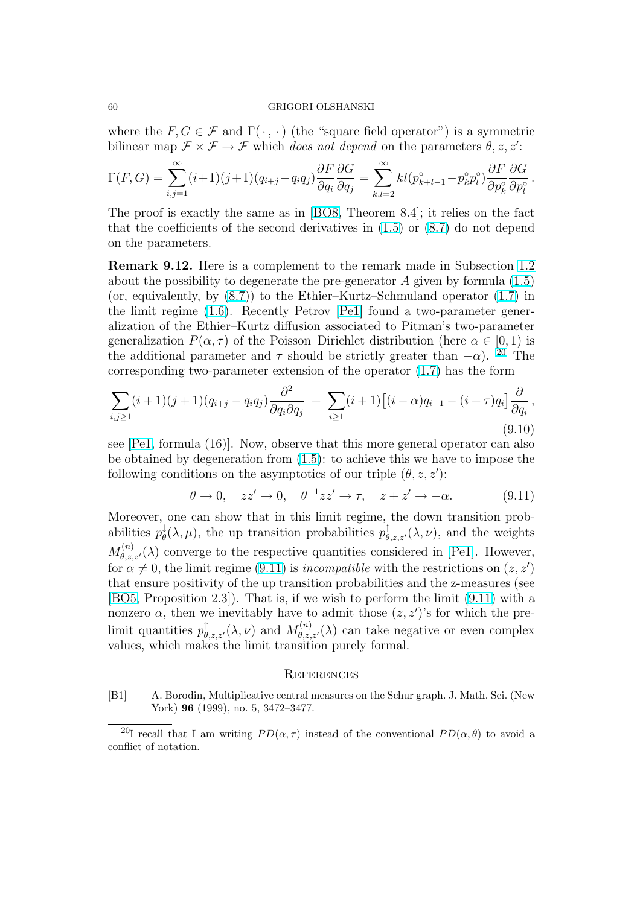where the $F, G \in \mathcal{F}$ and $\Gamma(\,\cdot\,,\,\cdot\,)$ (the "square field operator") is a symmetric bilinear map $\mathcal{F} \times \mathcal{F} \to \mathcal{F}$ which *does not depend* on the parameters $\theta, z, z'$:

$$\Gamma(F,G) = \sum_{i,j=1}^{\infty}(i+1)(j+1)(q_{i+j}-q_iq_j)\frac{\partial F}{\partial q_i}\frac{\partial G}{\partial q_j} = \sum_{k,l=2}^{\infty} kl(p^\circ_{k+l-1}-p^\circ_k p^\circ_l)\frac{\partial F}{\partial p^\circ_k}\frac{\partial G}{\partial p^\circ_l}.$$

The proof is exactly the same as in [BO8, Theorem 8.4]; it relies on the fact that the coefficients of the second derivatives in (1.5) or (8.7) do not depend on the parameters.

**Remark 9.12.** Here is a complement to the remark made in Subsection 1.2 about the possibility to degenerate the pre-generator $A$ given by formula (1.5) (or, equivalently, by (8.7)) to the Ethier–Kurtz–Schmuland operator (1.7) in the limit regime (1.6). Recently Petrov [Pe1] found a two-parameter generalization of the Ethier–Kurtz diffusion associated to Pitman's two-parameter generalization $P(\alpha, \tau)$ of the Poisson–Dirichlet distribution (here $\alpha \in [0, 1)$ is the additional parameter and $\tau$ should be strictly greater than $-\alpha$). [20] The corresponding two-parameter extension of the operator (1.7) has the form

$$\sum_{i,j\ge 1}(i+1)(j+1)(q_{i+j}-q_iq_j)\frac{\partial^2}{\partial q_i \partial q_j} \;+\; \sum_{i\ge 1}(i+1)\big[(i-\alpha)q_{i-1}-(i+\tau)q_i\big]\frac{\partial}{\partial q_i}\,, \tag{9.10}$$

see [Pe1, formula (16)]. Now, observe that this more general operator can also be obtained by degeneration from (1.5): to achieve this we have to impose the following conditions on the asymptotics of our triple $(\theta, z, z')$:

$$\theta \to 0, \quad zz' \to 0, \quad \theta^{-1}zz' \to \tau, \quad z+z' \to -\alpha. \tag{9.11}$$

Moreover, one can show that in this limit regime, the down transition probabilities $p^{\downarrow}_{\theta}(\lambda, \mu)$, the up transition probabilities $p^{\uparrow}_{\theta,z,z'}(\lambda, \nu)$, and the weights $M^{(n)}_{\theta,z,z'}(\lambda)$ converge to the respective quantities considered in [Pe1]. However, for $\alpha \ne 0$, the limit regime (9.11) is *incompatible* with the restrictions on $(z, z')$ that ensure positivity of the up transition probabilities and the z-measures (see [BO5, Proposition 2.3]). That is, if we wish to perform the limit (9.11) with a nonzero $\alpha$, then we inevitably have to admit those $(z, z')$'s for which the pre-limit quantities $p^{\uparrow}_{\theta,z,z'}(\lambda, \nu)$ and $M^{(n)}_{\theta,z,z'}(\lambda)$ can take negative or even complex values, which makes the limit transition purely formal.

## References

[B1] A. Borodin, Multiplicative central measures on the Schur graph. J. Math. Sci. (New York) **96** (1999), no. 5, 3472–3477.

[20] I recall that I am writing $PD(\alpha, \tau)$ instead of the conventional $PD(\alpha, \theta)$ to avoid a conflict of notation.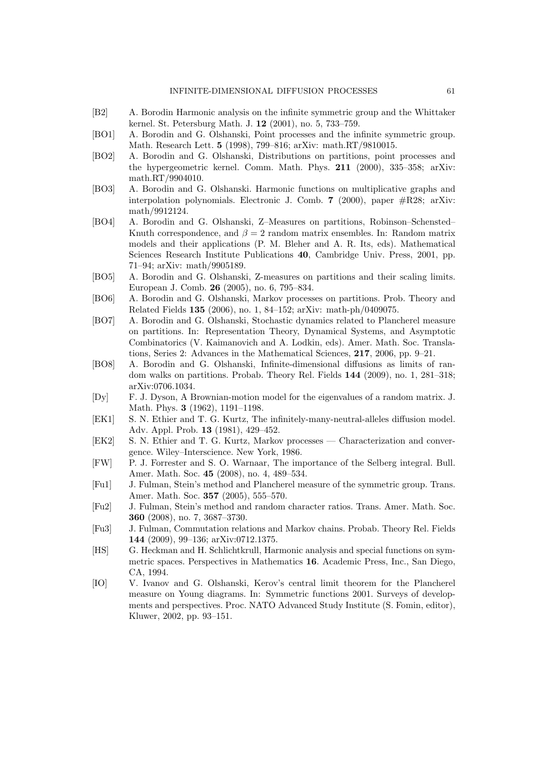[B2] A. Borodin Harmonic analysis on the infinite symmetric group and the Whittaker kernel. St. Petersburg Math. J. **12** (2001), no. 5, 733–759.

[BO1] A. Borodin and G. Olshanski, Point processes and the infinite symmetric group. Math. Research Lett. **5** (1998), 799–816; arXiv: math.RT/9810015.

[BO2] A. Borodin and G. Olshanski, Distributions on partitions, point processes and the hypergeometric kernel. Comm. Math. Phys. **211** (2000), 335–358; arXiv: math.RT/9904010.

[BO3] A. Borodin and G. Olshanski. Harmonic functions on multiplicative graphs and interpolation polynomials. Electronic J. Comb. **7** (2000), paper #R28; arXiv: math/9912124.

[BO4] A. Borodin and G. Olshanski, Z–Measures on partitions, Robinson–Schensted–Knuth correspondence, and $\beta = 2$ random matrix ensembles. In: Random matrix models and their applications (P. M. Bleher and A. R. Its, eds). Mathematical Sciences Research Institute Publications **40**, Cambridge Univ. Press, 2001, pp. 71–94; arXiv: math/9905189.

[BO5] A. Borodin and G. Olshanski, Z-measures on partitions and their scaling limits. European J. Comb. **26** (2005), no. 6, 795–834.

[BO6] A. Borodin and G. Olshanski, Markov processes on partitions. Prob. Theory and Related Fields **135** (2006), no. 1, 84–152; arXiv: math-ph/0409075.

[BO7] A. Borodin and G. Olshanski, Stochastic dynamics related to Plancherel measure on partitions. In: Representation Theory, Dynamical Systems, and Asymptotic Combinatorics (V. Kaimanovich and A. Lodkin, eds). Amer. Math. Soc. Translations, Series 2: Advances in the Mathematical Sciences, **217**, 2006, pp. 9–21.

[BO8] A. Borodin and G. Olshanski, Infinite-dimensional diffusions as limits of random walks on partitions. Probab. Theory Rel. Fields **144** (2009), no. 1, 281–318; arXiv:0706.1034.

[Dy] F. J. Dyson, A Brownian-motion model for the eigenvalues of a random matrix. J. Math. Phys. **3** (1962), 1191–1198.

[EK1] S. N. Ethier and T. G. Kurtz, The infinitely-many-neutral-alleles diffusion model. Adv. Appl. Prob. **13** (1981), 429–452.

[EK2] S. N. Ethier and T. G. Kurtz, Markov processes — Characterization and convergence. Wiley–Interscience. New York, 1986.

[FW] P. J. Forrester and S. O. Warnaar, The importance of the Selberg integral. Bull. Amer. Math. Soc. **45** (2008), no. 4, 489–534.

[Fu1] J. Fulman, Stein's method and Plancherel measure of the symmetric group. Trans. Amer. Math. Soc. **357** (2005), 555–570.

[Fu2] J. Fulman, Stein's method and random character ratios. Trans. Amer. Math. Soc. **360** (2008), no. 7, 3687–3730.

[Fu3] J. Fulman, Commutation relations and Markov chains. Probab. Theory Rel. Fields **144** (2009), 99–136; arXiv:0712.1375.

[HS] G. Heckman and H. Schlichtkrull, Harmonic analysis and special functions on symmetric spaces. Perspectives in Mathematics **16**. Academic Press, Inc., San Diego, CA, 1994.

[IO] V. Ivanov and G. Olshanski, Kerov's central limit theorem for the Plancherel measure on Young diagrams. In: Symmetric functions 2001. Surveys of developments and perspectives. Proc. NATO Advanced Study Institute (S. Fomin, editor), Kluwer, 2002, pp. 93–151.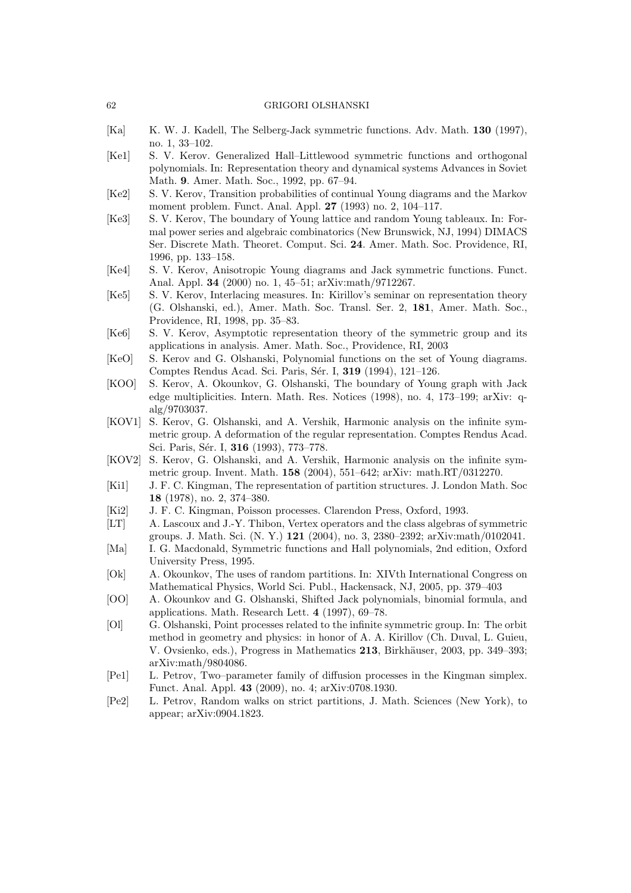- [Ka] K. W. J. Kadell, The Selberg-Jack symmetric functions. Adv. Math. **130** (1997), no. 1, 33–102.
- [Ke1] S. V. Kerov. Generalized Hall–Littlewood symmetric functions and orthogonal polynomials. In: Representation theory and dynamical systems Advances in Soviet Math. **9**. Amer. Math. Soc., 1992, pp. 67–94.
- [Ke2] S. V. Kerov, Transition probabilities of continual Young diagrams and the Markov moment problem. Funct. Anal. Appl. **27** (1993) no. 2, 104–117.
- [Ke3] S. V. Kerov, The boundary of Young lattice and random Young tableaux. In: Formal power series and algebraic combinatorics (New Brunswick, NJ, 1994) DIMACS Ser. Discrete Math. Theoret. Comput. Sci. **24**. Amer. Math. Soc. Providence, RI, 1996, pp. 133–158.
- [Ke4] S. V. Kerov, Anisotropic Young diagrams and Jack symmetric functions. Funct. Anal. Appl. **34** (2000) no. 1, 45–51; arXiv:math/9712267.
- [Ke5] S. V. Kerov, Interlacing measures. In: Kirillov's seminar on representation theory (G. Olshanski, ed.), Amer. Math. Soc. Transl. Ser. 2, **181**, Amer. Math. Soc., Providence, RI, 1998, pp. 35–83.
- [Ke6] S. V. Kerov, Asymptotic representation theory of the symmetric group and its applications in analysis. Amer. Math. Soc., Providence, RI, 2003
- [KeO] S. Kerov and G. Olshanski, Polynomial functions on the set of Young diagrams. Comptes Rendus Acad. Sci. Paris, Sér. I, **319** (1994), 121–126.
- [KOO] S. Kerov, A. Okounkov, G. Olshanski, The boundary of Young graph with Jack edge multiplicities. Intern. Math. Res. Notices (1998), no. 4, 173–199; arXiv: q-alg/9703037.
- [KOV1] S. Kerov, G. Olshanski, and A. Vershik, Harmonic analysis on the infinite symmetric group. A deformation of the regular representation. Comptes Rendus Acad. Sci. Paris, Sér. I, **316** (1993), 773–778.
- [KOV2] S. Kerov, G. Olshanski, and A. Vershik, Harmonic analysis on the infinite symmetric group. Invent. Math. **158** (2004), 551–642; arXiv: math.RT/0312270.
- [Ki1] J. F. C. Kingman, The representation of partition structures. J. London Math. Soc **18** (1978), no. 2, 374–380.
- [Ki2] J. F. C. Kingman, Poisson processes. Clarendon Press, Oxford, 1993.
- [LT] A. Lascoux and J.-Y. Thibon, Vertex operators and the class algebras of symmetric groups. J. Math. Sci. (N. Y.) **121** (2004), no. 3, 2380–2392; arXiv:math/0102041.
- [Ma] I. G. Macdonald, Symmetric functions and Hall polynomials, 2nd edition, Oxford University Press, 1995.
- [Ok] A. Okounkov, The uses of random partitions. In: XIVth International Congress on Mathematical Physics, World Sci. Publ., Hackensack, NJ, 2005, pp. 379–403
- [OO] A. Okounkov and G. Olshanski, Shifted Jack polynomials, binomial formula, and applications. Math. Research Lett. **4** (1997), 69–78.
- [Ol] G. Olshanski, Point processes related to the infinite symmetric group. In: The orbit method in geometry and physics: in honor of A. A. Kirillov (Ch. Duval, L. Guieu, V. Ovsienko, eds.), Progress in Mathematics **213**, Birkhäuser, 2003, pp. 349–393; arXiv:math/9804086.
- [Pe1] L. Petrov, Two–parameter family of diffusion processes in the Kingman simplex. Funct. Anal. Appl. **43** (2009), no. 4; arXiv:0708.1930.
- [Pe2] L. Petrov, Random walks on strict partitions, J. Math. Sciences (New York), to appear; arXiv:0904.1823.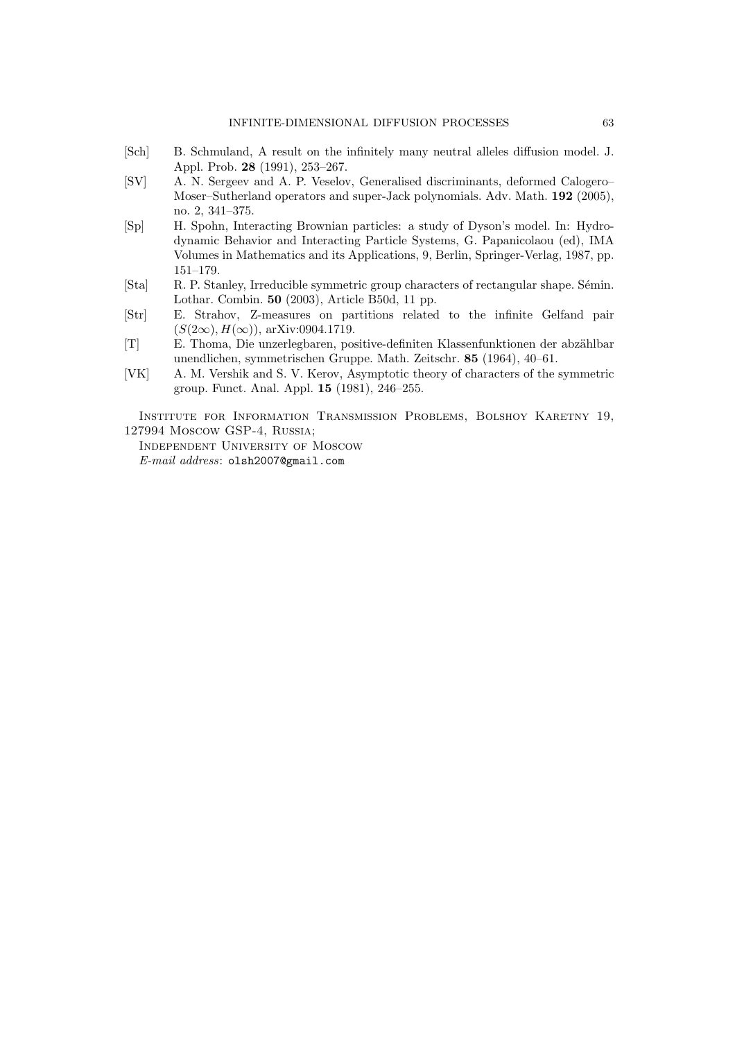[Sch] B. Schmuland, A result on the infinitely many neutral alleles diffusion model. J. Appl. Prob. **28** (1991), 253–267.

[SV] A. N. Sergeev and A. P. Veselov, Generalised discriminants, deformed Calogero–Moser–Sutherland operators and super-Jack polynomials. Adv. Math. **192** (2005), no. 2, 341–375.

[Sp] H. Spohn, Interacting Brownian particles: a study of Dyson's model. In: Hydrodynamic Behavior and Interacting Particle Systems, G. Papanicolaou (ed), IMA Volumes in Mathematics and its Applications, 9, Berlin, Springer-Verlag, 1987, pp. 151–179.

[Sta] R. P. Stanley, Irreducible symmetric group characters of rectangular shape. Sémin. Lothar. Combin. **50** (2003), Article B50d, 11 pp.

[Str] E. Strahov, Z-measures on partitions related to the infinite Gelfand pair $(S(2\infty), H(\infty))$, arXiv:0904.1719.

[T] E. Thoma, Die unzerlegbaren, positive-definiten Klassenfunktionen der abzählbar unendlichen, symmetrischen Gruppe. Math. Zeitschr. **85** (1964), 40–61.

[VK] A. M. Vershik and S. V. Kerov, Asymptotic theory of characters of the symmetric group. Funct. Anal. Appl. **15** (1981), 246–255.

Institute for Information Transmission Problems, Bolshoy Karetny 19, 127994 Moscow GSP-4, Russia;

Independent University of Moscow

*E-mail address*: `olsh2007@gmail.com`